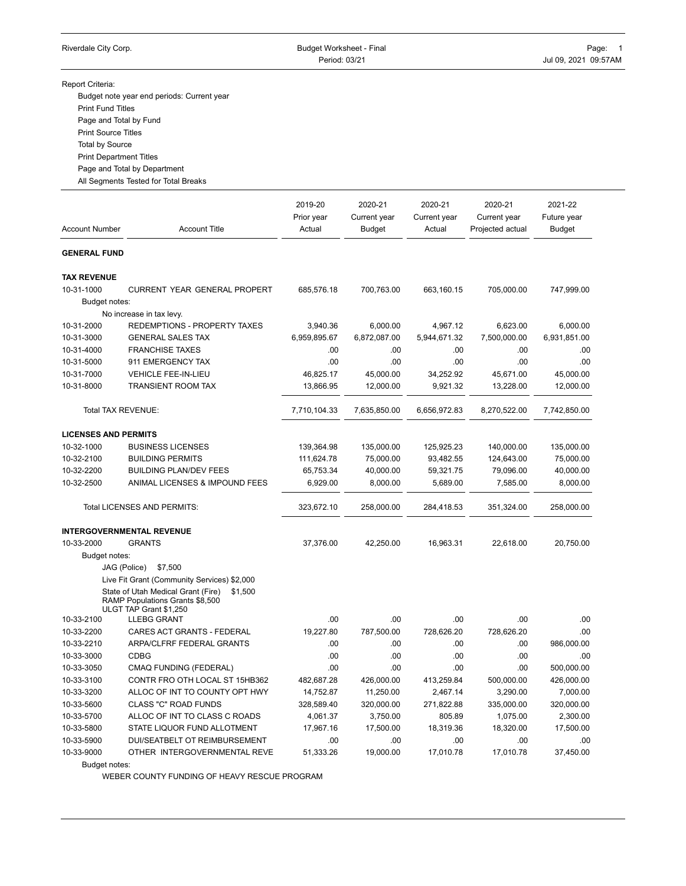Riverdale City Corp.

Budget Worksheet - Final
Period: 03/21

Report Criteria:

- Budget note year end periods: Current year
- Print Fund Titles
- Page and Total by Fund
- Print Source Titles
- Total by Source
- Print Department Titles
- Page and Total by Department
- All Segments Tested for Total Breaks

| Account Number | Account Title | 2019-20 Prior year Actual | 2020-21 Current year Budget | 2020-21 Current year Actual | 2020-21 Current year Projected actual | 2021-22 Future year Budget |
|---|---|---|---|---|---|---|
| **GENERAL FUND** | | | | | | |
| **TAX REVENUE** | | | | | | |
| 10-31-1000 | CURRENT YEAR GENERAL PROPERT | 685,576.18 | 700,763.00 | 663,160.15 | 705,000.00 | 747,999.00 |
| Budget notes: | | | | | | |
| | No increase in tax levy. | | | | | |
| 10-31-2000 | REDEMPTIONS - PROPERTY TAXES | 3,940.36 | 6,000.00 | 4,967.12 | 6,623.00 | 6,000.00 |
| 10-31-3000 | GENERAL SALES TAX | 6,959,895.67 | 6,872,087.00 | 5,944,671.32 | 7,500,000.00 | 6,931,851.00 |
| 10-31-4000 | FRANCHISE TAXES | .00 | .00 | .00 | .00 | .00 |
| 10-31-5000 | 911 EMERGENCY TAX | .00 | .00 | .00 | .00 | .00 |
| 10-31-7000 | VEHICLE FEE-IN-LIEU | 46,825.17 | 45,000.00 | 34,252.92 | 45,671.00 | 45,000.00 |
| 10-31-8000 | TRANSIENT ROOM TAX | 13,866.95 | 12,000.00 | 9,921.32 | 13,228.00 | 12,000.00 |
| | Total TAX REVENUE: | 7,710,104.33 | 7,635,850.00 | 6,656,972.83 | 8,270,522.00 | 7,742,850.00 |
| **LICENSES AND PERMITS** | | | | | | |
| 10-32-1000 | BUSINESS LICENSES | 139,364.98 | 135,000.00 | 125,925.23 | 140,000.00 | 135,000.00 |
| 10-32-2100 | BUILDING PERMITS | 111,624.78 | 75,000.00 | 93,482.55 | 124,643.00 | 75,000.00 |
| 10-32-2200 | BUILDING PLAN/DEV FEES | 65,753.34 | 40,000.00 | 59,321.75 | 79,096.00 | 40,000.00 |
| 10-32-2500 | ANIMAL LICENSES & IMPOUND FEES | 6,929.00 | 8,000.00 | 5,689.00 | 7,585.00 | 8,000.00 |
| | Total LICENSES AND PERMITS: | 323,672.10 | 258,000.00 | 284,418.53 | 351,324.00 | 258,000.00 |
| **INTERGOVERNMENTAL REVENUE** | | | | | | |
| 10-33-2000 | GRANTS | 37,376.00 | 42,250.00 | 16,963.31 | 22,618.00 | 20,750.00 |
| Budget notes: | | | | | | |
| | JAG (Police) $7,500 | | | | | |
| | Live Fit Grant (Community Services) $2,000 | | | | | |
| | State of Utah Medical Grant (Fire) $1,500 | | | | | |
| | RAMP Populations Grants $8,500 | | | | | |
| | ULGT TAP Grant $1,250 | | | | | |
| 10-33-2100 | LLEBG GRANT | .00 | .00 | .00 | .00 | .00 |
| 10-33-2200 | CARES ACT GRANTS - FEDERAL | 19,227.80 | 787,500.00 | 728,626.20 | 728,626.20 | .00 |
| 10-33-2210 | ARPA/CLFRF FEDERAL GRANTS | .00 | .00 | .00 | .00 | 986,000.00 |
| 10-33-3000 | CDBG | .00 | .00 | .00 | .00 | .00 |
| 10-33-3050 | CMAQ FUNDING (FEDERAL) | .00 | .00 | .00 | .00 | 500,000.00 |
| 10-33-3100 | CONTR FRO OTH LOCAL ST 15HB362 | 482,687.28 | 426,000.00 | 413,259.84 | 500,000.00 | 426,000.00 |
| 10-33-3200 | ALLOC OF INT TO COUNTY OPT HWY | 14,752.87 | 11,250.00 | 2,467.14 | 3,290.00 | 7,000.00 |
| 10-33-5600 | CLASS "C" ROAD FUNDS | 328,589.40 | 320,000.00 | 271,822.88 | 335,000.00 | 320,000.00 |
| 10-33-5700 | ALLOC OF INT TO CLASS C ROADS | 4,061.37 | 3,750.00 | 805.89 | 1,075.00 | 2,300.00 |
| 10-33-5800 | STATE LIQUOR FUND ALLOTMENT | 17,967.16 | 17,500.00 | 18,319.36 | 18,320.00 | 17,500.00 |
| 10-33-5900 | DUI/SEATBELT OT REIMBURSEMENT | .00 | .00 | .00 | .00 | .00 |
| 10-33-9000 | OTHER INTERGOVERNMENTAL REVE | 51,333.26 | 19,000.00 | 17,010.78 | 17,010.78 | 37,450.00 |
| Budget notes: | | | | | | |
| | WEBER COUNTY FUNDING OF HEAVY RESCUE PROGRAM | | | | | |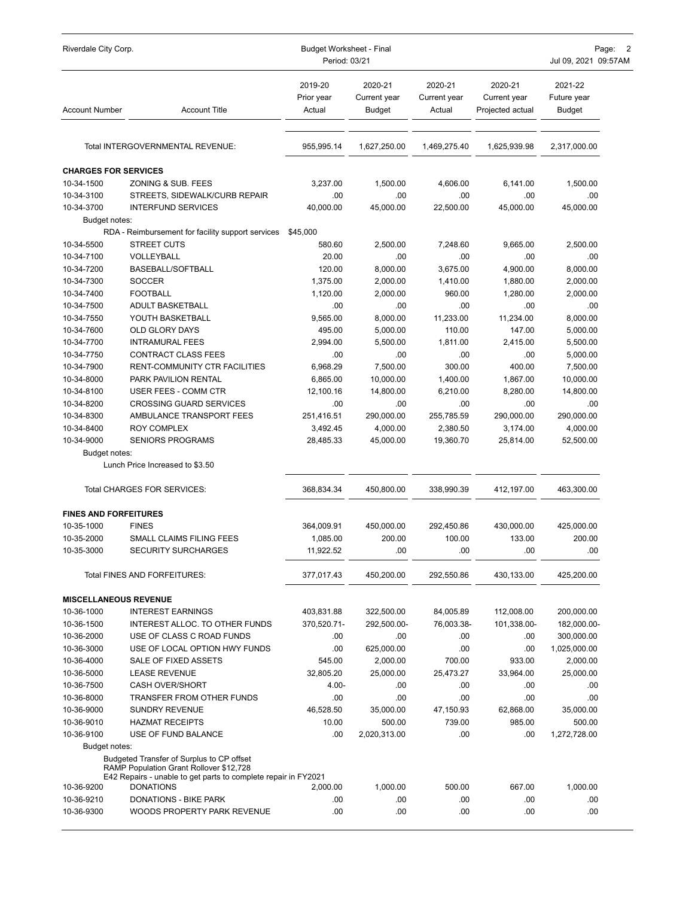| Account Number | Account Title | 2019-20 Prior year Actual | 2020-21 Current year Budget | 2020-21 Current year Actual | 2020-21 Current year Projected actual | 2021-22 Future year Budget |
|---|---|---|---|---|---|---|
| | Total INTERGOVERNMENTAL REVENUE: | 955,995.14 | 1,627,250.00 | 1,469,275.40 | 1,625,939.98 | 2,317,000.00 |
| **CHARGES FOR SERVICES** | | | | | | |
| 10-34-1500 | ZONING & SUB. FEES | 3,237.00 | 1,500.00 | 4,606.00 | 6,141.00 | 1,500.00 |
| 10-34-3100 | STREETS, SIDEWALK/CURB REPAIR | .00 | .00 | .00 | .00 | .00 |
| 10-34-3700 | INTERFUND SERVICES | 40,000.00 | 45,000.00 | 22,500.00 | 45,000.00 | 45,000.00 |
| Budget notes: | | | | | | |
| | RDA - Reimbursement for facility support services | $45,000 | | | | |
| 10-34-5500 | STREET CUTS | 580.60 | 2,500.00 | 7,248.60 | 9,665.00 | 2,500.00 |
| 10-34-7100 | VOLLEYBALL | 20.00 | .00 | .00 | .00 | .00 |
| 10-34-7200 | BASEBALL/SOFTBALL | 120.00 | 8,000.00 | 3,675.00 | 4,900.00 | 8,000.00 |
| 10-34-7300 | SOCCER | 1,375.00 | 2,000.00 | 1,410.00 | 1,880.00 | 2,000.00 |
| 10-34-7400 | FOOTBALL | 1,120.00 | 2,000.00 | 960.00 | 1,280.00 | 2,000.00 |
| 10-34-7500 | ADULT BASKETBALL | .00 | .00 | .00 | .00 | .00 |
| 10-34-7550 | YOUTH BASKETBALL | 9,565.00 | 8,000.00 | 11,233.00 | 11,234.00 | 8,000.00 |
| 10-34-7600 | OLD GLORY DAYS | 495.00 | 5,000.00 | 110.00 | 147.00 | 5,000.00 |
| 10-34-7700 | INTRAMURAL FEES | 2,994.00 | 5,500.00 | 1,811.00 | 2,415.00 | 5,500.00 |
| 10-34-7750 | CONTRACT CLASS FEES | .00 | .00 | .00 | .00 | 5,000.00 |
| 10-34-7900 | RENT-COMMUNITY CTR FACILITIES | 6,968.29 | 7,500.00 | 300.00 | 400.00 | 7,500.00 |
| 10-34-8000 | PARK PAVILION RENTAL | 6,865.00 | 10,000.00 | 1,400.00 | 1,867.00 | 10,000.00 |
| 10-34-8100 | USER FEES - COMM CTR | 12,100.16 | 14,800.00 | 6,210.00 | 8,280.00 | 14,800.00 |
| 10-34-8200 | CROSSING GUARD SERVICES | .00 | .00 | .00 | .00 | .00 |
| 10-34-8300 | AMBULANCE TRANSPORT FEES | 251,416.51 | 290,000.00 | 255,785.59 | 290,000.00 | 290,000.00 |
| 10-34-8400 | ROY COMPLEX | 3,492.45 | 4,000.00 | 2,380.50 | 3,174.00 | 4,000.00 |
| 10-34-9000 | SENIORS PROGRAMS | 28,485.33 | 45,000.00 | 19,360.70 | 25,814.00 | 52,500.00 |
| Budget notes: | | | | | | |
| | Lunch Price Increased to $3.50 | | | | | |
| | Total CHARGES FOR SERVICES: | 368,834.34 | 450,800.00 | 338,990.39 | 412,197.00 | 463,300.00 |
| **FINES AND FORFEITURES** | | | | | | |
| 10-35-1000 | FINES | 364,009.91 | 450,000.00 | 292,450.86 | 430,000.00 | 425,000.00 |
| 10-35-2000 | SMALL CLAIMS FILING FEES | 1,085.00 | 200.00 | 100.00 | 133.00 | 200.00 |
| 10-35-3000 | SECURITY SURCHARGES | 11,922.52 | .00 | .00 | .00 | .00 |
| | Total FINES AND FORFEITURES: | 377,017.43 | 450,200.00 | 292,550.86 | 430,133.00 | 425,200.00 |
| **MISCELLANEOUS REVENUE** | | | | | | |
| 10-36-1000 | INTEREST EARNINGS | 403,831.88 | 322,500.00 | 84,005.89 | 112,008.00 | 200,000.00 |
| 10-36-1500 | INTEREST ALLOC. TO OTHER FUNDS | 370,520.71- | 292,500.00- | 76,003.38- | 101,338.00- | 182,000.00- |
| 10-36-2000 | USE OF CLASS C ROAD FUNDS | .00 | .00 | .00 | .00 | 300,000.00 |
| 10-36-3000 | USE OF LOCAL OPTION HWY FUNDS | .00 | 625,000.00 | .00 | .00 | 1,025,000.00 |
| 10-36-4000 | SALE OF FIXED ASSETS | 545.00 | 2,000.00 | 700.00 | 933.00 | 2,000.00 |
| 10-36-5000 | LEASE REVENUE | 32,805.20 | 25,000.00 | 25,473.27 | 33,964.00 | 25,000.00 |
| 10-36-7500 | CASH OVER/SHORT | 4.00- | .00 | .00 | .00 | .00 |
| 10-36-8000 | TRANSFER FROM OTHER FUNDS | .00 | .00 | .00 | .00 | .00 |
| 10-36-9000 | SUNDRY REVENUE | 46,528.50 | 35,000.00 | 47,150.93 | 62,868.00 | 35,000.00 |
| 10-36-9010 | HAZMAT RECEIPTS | 10.00 | 500.00 | 739.00 | 985.00 | 500.00 |
| 10-36-9100 | USE OF FUND BALANCE | .00 | 2,020,313.00 | .00 | .00 | 1,272,728.00 |
| Budget notes: | | | | | | |
| | Budgeted Transfer of Surplus to CP offset<br>RAMP Population Grant Rollover $12,728<br>E42 Repairs - unable to get parts to complete repair in FY2021 | | | | | |
| 10-36-9200 | DONATIONS | 2,000.00 | 1,000.00 | 500.00 | 667.00 | 1,000.00 |
| 10-36-9210 | DONATIONS - BIKE PARK | .00 | .00 | .00 | .00 | .00 |
| 10-36-9300 | WOODS PROPERTY PARK REVENUE | .00 | .00 | .00 | .00 | .00 |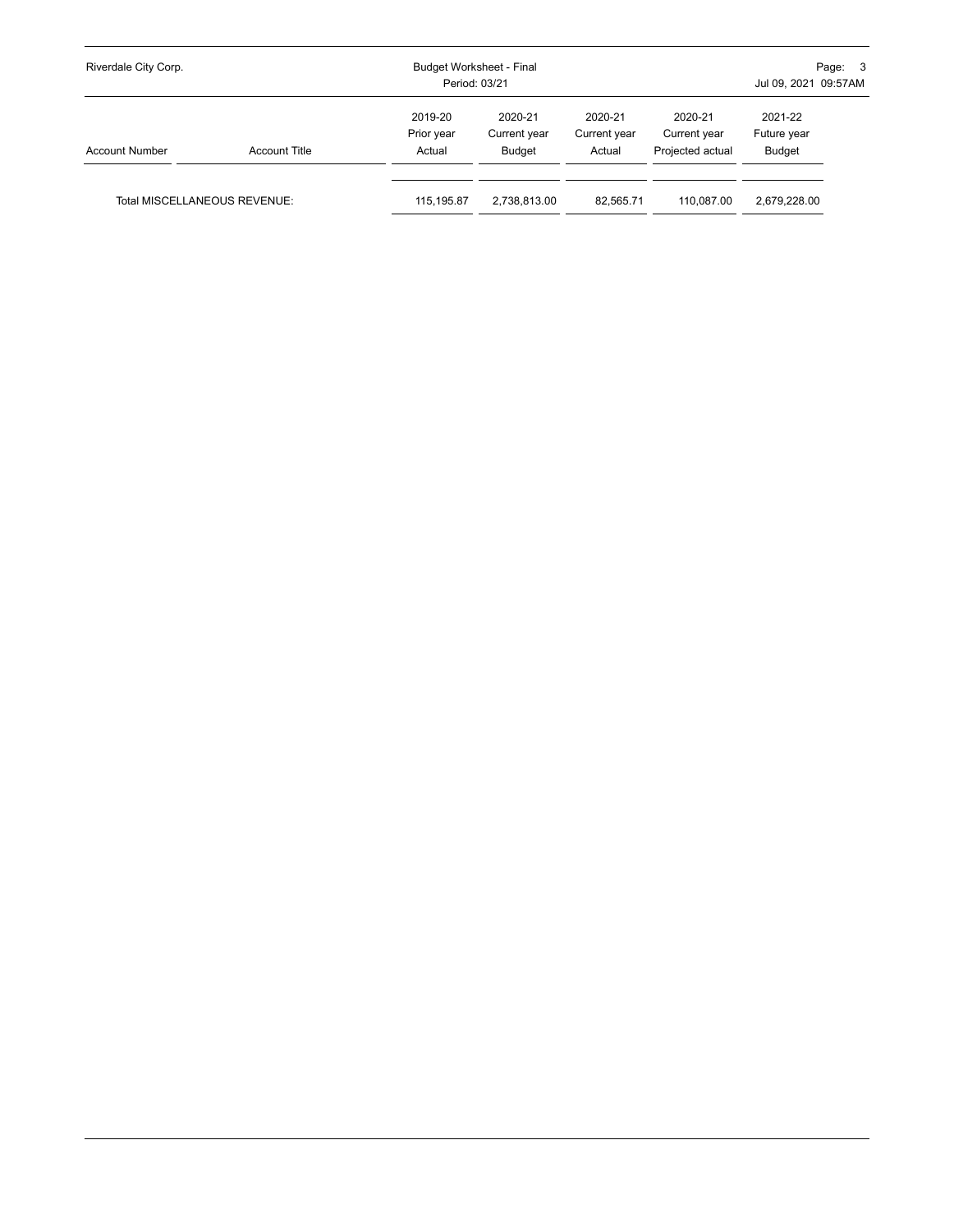| Account Number | Account Title | 2019-20 Prior year Actual | 2020-21 Current year Budget | 2020-21 Current year Actual | 2020-21 Current year Projected actual | 2021-22 Future year Budget |
|---|---|---|---|---|---|---|
| Total MISCELLANEOUS REVENUE: | | 115,195.87 | 2,738,813.00 | 82,565.71 | 110,087.00 | 2,679,228.00 |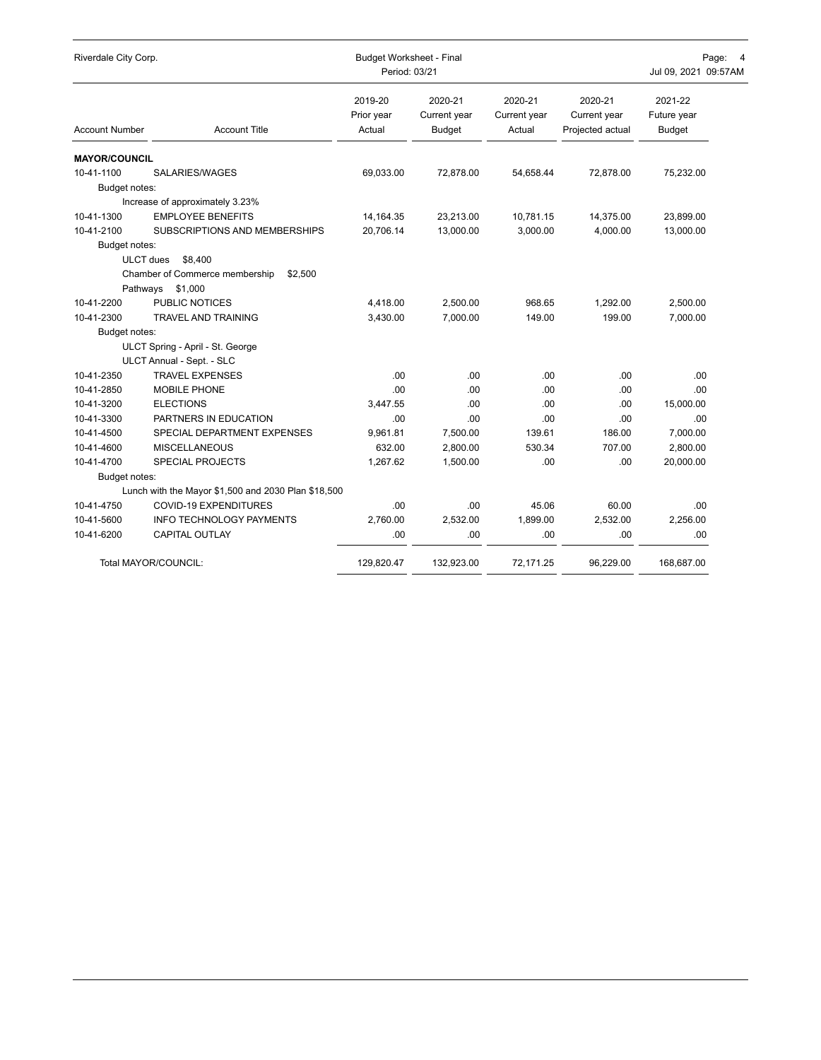Riverdale City Corp. — Budget Worksheet - Final — Period: 03/21

| Account Number | Account Title | 2019-20 Prior year Actual | 2020-21 Current year Budget | 2020-21 Current year Actual | 2020-21 Current year Projected actual | 2021-22 Future year Budget |
|---|---|---|---|---|---|---|
| **MAYOR/COUNCIL** | | | | | | |
| 10-41-1100 | SALARIES/WAGES | 69,033.00 | 72,878.00 | 54,658.44 | 72,878.00 | 75,232.00 |
| Budget notes: | | | | | | |
| | Increase of approximately 3.23% | | | | | |
| 10-41-1300 | EMPLOYEE BENEFITS | 14,164.35 | 23,213.00 | 10,781.15 | 14,375.00 | 23,899.00 |
| 10-41-2100 | SUBSCRIPTIONS AND MEMBERSHIPS | 20,706.14 | 13,000.00 | 3,000.00 | 4,000.00 | 13,000.00 |
| Budget notes: | | | | | | |
| | ULCT dues $8,400 | | | | | |
| | Chamber of Commerce membership $2,500 | | | | | |
| | Pathways $1,000 | | | | | |
| 10-41-2200 | PUBLIC NOTICES | 4,418.00 | 2,500.00 | 968.65 | 1,292.00 | 2,500.00 |
| 10-41-2300 | TRAVEL AND TRAINING | 3,430.00 | 7,000.00 | 149.00 | 199.00 | 7,000.00 |
| Budget notes: | | | | | | |
| | ULCT Spring - April - St. George | | | | | |
| | ULCT Annual - Sept. - SLC | | | | | |
| 10-41-2350 | TRAVEL EXPENSES | .00 | .00 | .00 | .00 | .00 |
| 10-41-2850 | MOBILE PHONE | .00 | .00 | .00 | .00 | .00 |
| 10-41-3200 | ELECTIONS | 3,447.55 | .00 | .00 | .00 | 15,000.00 |
| 10-41-3300 | PARTNERS IN EDUCATION | .00 | .00 | .00 | .00 | .00 |
| 10-41-4500 | SPECIAL DEPARTMENT EXPENSES | 9,961.81 | 7,500.00 | 139.61 | 186.00 | 7,000.00 |
| 10-41-4600 | MISCELLANEOUS | 632.00 | 2,800.00 | 530.34 | 707.00 | 2,800.00 |
| 10-41-4700 | SPECIAL PROJECTS | 1,267.62 | 1,500.00 | .00 | .00 | 20,000.00 |
| Budget notes: | | | | | | |
| | Lunch with the Mayor $1,500 and 2030 Plan $18,500 | | | | | |
| 10-41-4750 | COVID-19 EXPENDITURES | .00 | .00 | 45.06 | 60.00 | .00 |
| 10-41-5600 | INFO TECHNOLOGY PAYMENTS | 2,760.00 | 2,532.00 | 1,899.00 | 2,532.00 | 2,256.00 |
| 10-41-6200 | CAPITAL OUTLAY | .00 | .00 | .00 | .00 | .00 |
| | Total MAYOR/COUNCIL: | 129,820.47 | 132,923.00 | 72,171.25 | 96,229.00 | 168,687.00 |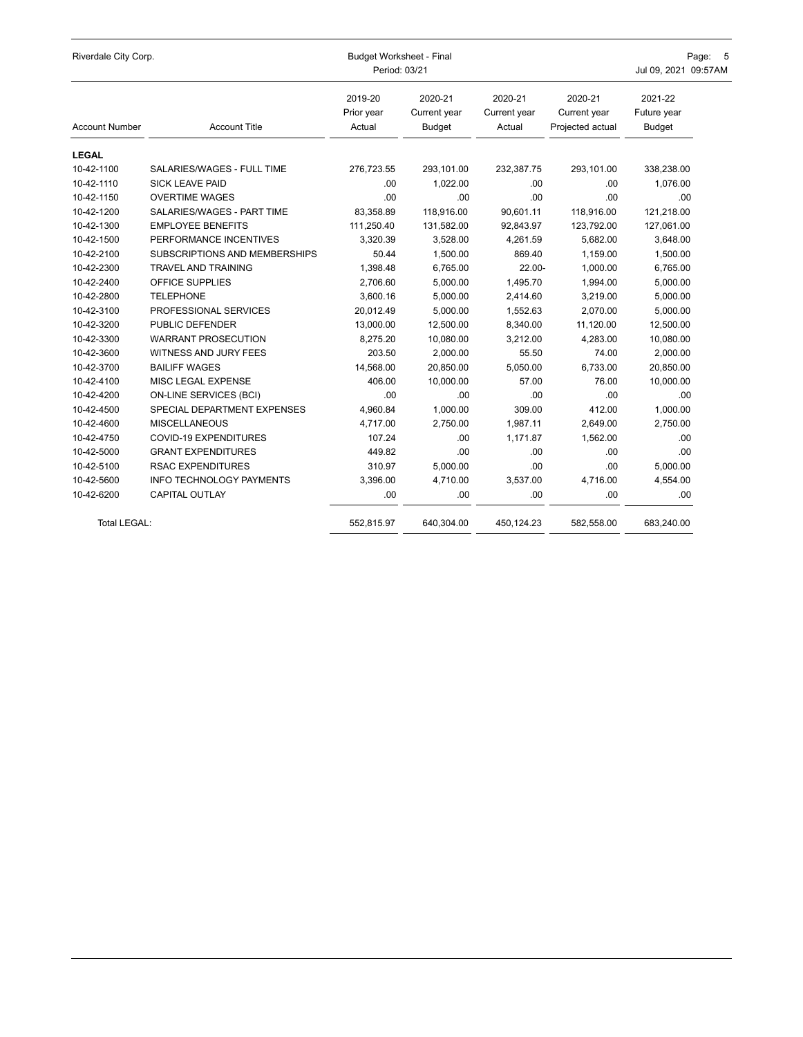Riverdale City Corp. — Budget Worksheet - Final — Period: 03/21 — Jul 09, 2021 09:57AM

| Account Number | Account Title | 2019-20 Prior year Actual | 2020-21 Current year Budget | 2020-21 Current year Actual | 2020-21 Current year Projected actual | 2021-22 Future year Budget |
|---|---|---|---|---|---|---|
| **LEGAL** | | | | | | |
| 10-42-1100 | SALARIES/WAGES - FULL TIME | 276,723.55 | 293,101.00 | 232,387.75 | 293,101.00 | 338,238.00 |
| 10-42-1110 | SICK LEAVE PAID | .00 | 1,022.00 | .00 | .00 | 1,076.00 |
| 10-42-1150 | OVERTIME WAGES | .00 | .00 | .00 | .00 | .00 |
| 10-42-1200 | SALARIES/WAGES - PART TIME | 83,358.89 | 118,916.00 | 90,601.11 | 118,916.00 | 121,218.00 |
| 10-42-1300 | EMPLOYEE BENEFITS | 111,250.40 | 131,582.00 | 92,843.97 | 123,792.00 | 127,061.00 |
| 10-42-1500 | PERFORMANCE INCENTIVES | 3,320.39 | 3,528.00 | 4,261.59 | 5,682.00 | 3,648.00 |
| 10-42-2100 | SUBSCRIPTIONS AND MEMBERSHIPS | 50.44 | 1,500.00 | 869.40 | 1,159.00 | 1,500.00 |
| 10-42-2300 | TRAVEL AND TRAINING | 1,398.48 | 6,765.00 | 22.00- | 1,000.00 | 6,765.00 |
| 10-42-2400 | OFFICE SUPPLIES | 2,706.60 | 5,000.00 | 1,495.70 | 1,994.00 | 5,000.00 |
| 10-42-2800 | TELEPHONE | 3,600.16 | 5,000.00 | 2,414.60 | 3,219.00 | 5,000.00 |
| 10-42-3100 | PROFESSIONAL SERVICES | 20,012.49 | 5,000.00 | 1,552.63 | 2,070.00 | 5,000.00 |
| 10-42-3200 | PUBLIC DEFENDER | 13,000.00 | 12,500.00 | 8,340.00 | 11,120.00 | 12,500.00 |
| 10-42-3300 | WARRANT PROSECUTION | 8,275.20 | 10,080.00 | 3,212.00 | 4,283.00 | 10,080.00 |
| 10-42-3600 | WITNESS AND JURY FEES | 203.50 | 2,000.00 | 55.50 | 74.00 | 2,000.00 |
| 10-42-3700 | BAILIFF WAGES | 14,568.00 | 20,850.00 | 5,050.00 | 6,733.00 | 20,850.00 |
| 10-42-4100 | MISC LEGAL EXPENSE | 406.00 | 10,000.00 | 57.00 | 76.00 | 10,000.00 |
| 10-42-4200 | ON-LINE SERVICES (BCI) | .00 | .00 | .00 | .00 | .00 |
| 10-42-4500 | SPECIAL DEPARTMENT EXPENSES | 4,960.84 | 1,000.00 | 309.00 | 412.00 | 1,000.00 |
| 10-42-4600 | MISCELLANEOUS | 4,717.00 | 2,750.00 | 1,987.11 | 2,649.00 | 2,750.00 |
| 10-42-4750 | COVID-19 EXPENDITURES | 107.24 | .00 | 1,171.87 | 1,562.00 | .00 |
| 10-42-5000 | GRANT EXPENDITURES | 449.82 | .00 | .00 | .00 | .00 |
| 10-42-5100 | RSAC EXPENDITURES | 310.97 | 5,000.00 | .00 | .00 | 5,000.00 |
| 10-42-5600 | INFO TECHNOLOGY PAYMENTS | 3,396.00 | 4,710.00 | 3,537.00 | 4,716.00 | 4,554.00 |
| 10-42-6200 | CAPITAL OUTLAY | .00 | .00 | .00 | .00 | .00 |
| Total LEGAL: | | 552,815.97 | 640,304.00 | 450,124.23 | 582,558.00 | 683,240.00 |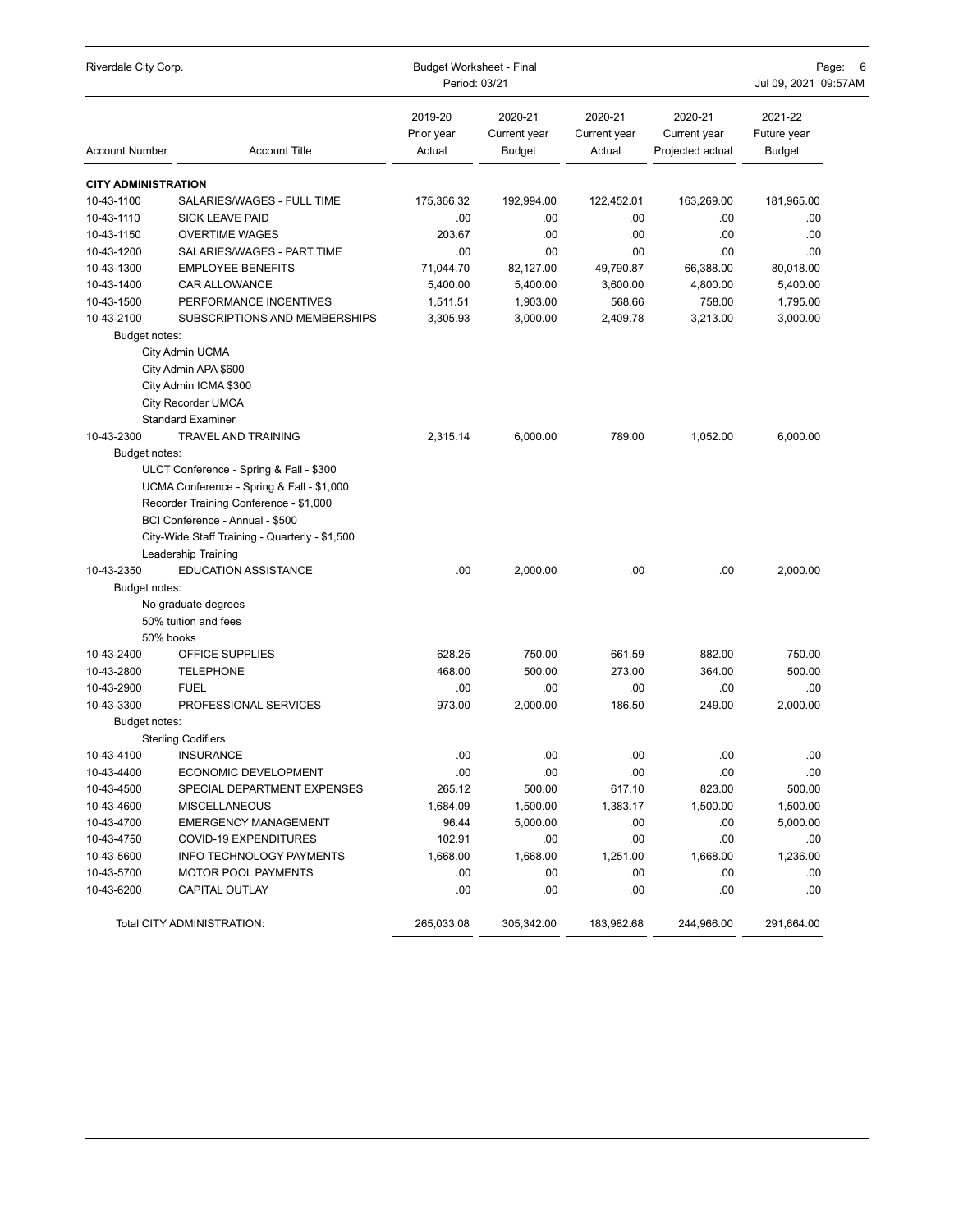Riverdale City Corp. — Budget Worksheet - Final — Period: 03/21

| Account Number | Account Title | 2019-20 Prior year Actual | 2020-21 Current year Budget | 2020-21 Current year Actual | 2020-21 Current year Projected actual | 2021-22 Future year Budget |
|---|---|---|---|---|---|---|
| **CITY ADMINISTRATION** | | | | | | |
| 10-43-1100 | SALARIES/WAGES - FULL TIME | 175,366.32 | 192,994.00 | 122,452.01 | 163,269.00 | 181,965.00 |
| 10-43-1110 | SICK LEAVE PAID | .00 | .00 | .00 | .00 | .00 |
| 10-43-1150 | OVERTIME WAGES | 203.67 | .00 | .00 | .00 | .00 |
| 10-43-1200 | SALARIES/WAGES - PART TIME | .00 | .00 | .00 | .00 | .00 |
| 10-43-1300 | EMPLOYEE BENEFITS | 71,044.70 | 82,127.00 | 49,790.87 | 66,388.00 | 80,018.00 |
| 10-43-1400 | CAR ALLOWANCE | 5,400.00 | 5,400.00 | 3,600.00 | 4,800.00 | 5,400.00 |
| 10-43-1500 | PERFORMANCE INCENTIVES | 1,511.51 | 1,903.00 | 568.66 | 758.00 | 1,795.00 |
| 10-43-2100 | SUBSCRIPTIONS AND MEMBERSHIPS | 3,305.93 | 3,000.00 | 2,409.78 | 3,213.00 | 3,000.00 |
| Budget notes: | City Admin UCMA<br>City Admin APA $600<br>City Admin ICMA $300<br>City Recorder UMCA<br>Standard Examiner | | | | | |
| 10-43-2300 | TRAVEL AND TRAINING | 2,315.14 | 6,000.00 | 789.00 | 1,052.00 | 6,000.00 |
| Budget notes: | ULCT Conference - Spring & Fall - $300<br>UCMA Conference - Spring & Fall - $1,000<br>Recorder Training Conference - $1,000<br>BCI Conference - Annual - $500<br>City-Wide Staff Training - Quarterly - $1,500<br>Leadership Training | | | | | |
| 10-43-2350 | EDUCATION ASSISTANCE | .00 | 2,000.00 | .00 | .00 | 2,000.00 |
| Budget notes: | No graduate degrees<br>50% tuition and fees<br>50% books | | | | | |
| 10-43-2400 | OFFICE SUPPLIES | 628.25 | 750.00 | 661.59 | 882.00 | 750.00 |
| 10-43-2800 | TELEPHONE | 468.00 | 500.00 | 273.00 | 364.00 | 500.00 |
| 10-43-2900 | FUEL | .00 | .00 | .00 | .00 | .00 |
| 10-43-3300 | PROFESSIONAL SERVICES | 973.00 | 2,000.00 | 186.50 | 249.00 | 2,000.00 |
| Budget notes: | Sterling Codifiers | | | | | |
| 10-43-4100 | INSURANCE | .00 | .00 | .00 | .00 | .00 |
| 10-43-4400 | ECONOMIC DEVELOPMENT | .00 | .00 | .00 | .00 | .00 |
| 10-43-4500 | SPECIAL DEPARTMENT EXPENSES | 265.12 | 500.00 | 617.10 | 823.00 | 500.00 |
| 10-43-4600 | MISCELLANEOUS | 1,684.09 | 1,500.00 | 1,383.17 | 1,500.00 | 1,500.00 |
| 10-43-4700 | EMERGENCY MANAGEMENT | 96.44 | 5,000.00 | .00 | .00 | 5,000.00 |
| 10-43-4750 | COVID-19 EXPENDITURES | 102.91 | .00 | .00 | .00 | .00 |
| 10-43-5600 | INFO TECHNOLOGY PAYMENTS | 1,668.00 | 1,668.00 | 1,251.00 | 1,668.00 | 1,236.00 |
| 10-43-5700 | MOTOR POOL PAYMENTS | .00 | .00 | .00 | .00 | .00 |
| 10-43-6200 | CAPITAL OUTLAY | .00 | .00 | .00 | .00 | .00 |
| | Total CITY ADMINISTRATION: | 265,033.08 | 305,342.00 | 183,982.68 | 244,966.00 | 291,664.00 |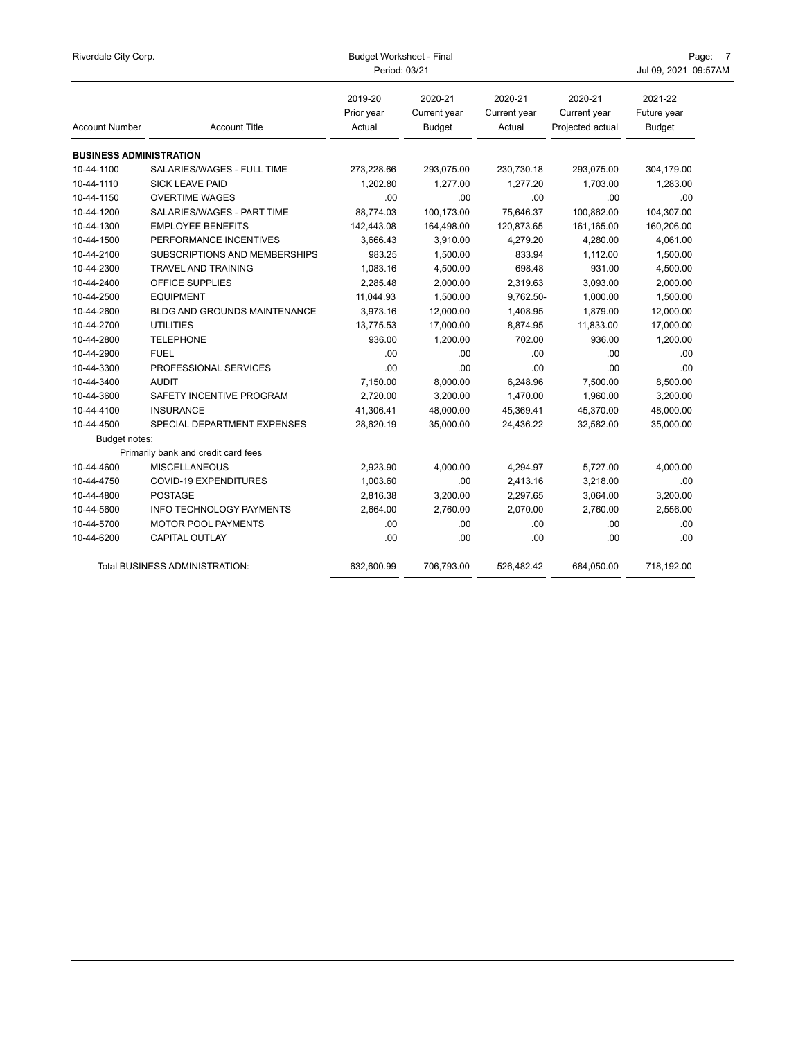Riverdale City Corp. | Budget Worksheet - Final | Period: 03/21

| Account Number | Account Title | 2019-20 Prior year Actual | 2020-21 Current year Budget | 2020-21 Current year Actual | 2020-21 Current year Projected actual | 2021-22 Future year Budget |
|---|---|---|---|---|---|---|
| **BUSINESS ADMINISTRATION** | | | | | | |
| 10-44-1100 | SALARIES/WAGES - FULL TIME | 273,228.66 | 293,075.00 | 230,730.18 | 293,075.00 | 304,179.00 |
| 10-44-1110 | SICK LEAVE PAID | 1,202.80 | 1,277.00 | 1,277.20 | 1,703.00 | 1,283.00 |
| 10-44-1150 | OVERTIME WAGES | .00 | .00 | .00 | .00 | .00 |
| 10-44-1200 | SALARIES/WAGES - PART TIME | 88,774.03 | 100,173.00 | 75,646.37 | 100,862.00 | 104,307.00 |
| 10-44-1300 | EMPLOYEE BENEFITS | 142,443.08 | 164,498.00 | 120,873.65 | 161,165.00 | 160,206.00 |
| 10-44-1500 | PERFORMANCE INCENTIVES | 3,666.43 | 3,910.00 | 4,279.20 | 4,280.00 | 4,061.00 |
| 10-44-2100 | SUBSCRIPTIONS AND MEMBERSHIPS | 983.25 | 1,500.00 | 833.94 | 1,112.00 | 1,500.00 |
| 10-44-2300 | TRAVEL AND TRAINING | 1,083.16 | 4,500.00 | 698.48 | 931.00 | 4,500.00 |
| 10-44-2400 | OFFICE SUPPLIES | 2,285.48 | 2,000.00 | 2,319.63 | 3,093.00 | 2,000.00 |
| 10-44-2500 | EQUIPMENT | 11,044.93 | 1,500.00 | 9,762.50- | 1,000.00 | 1,500.00 |
| 10-44-2600 | BLDG AND GROUNDS MAINTENANCE | 3,973.16 | 12,000.00 | 1,408.95 | 1,879.00 | 12,000.00 |
| 10-44-2700 | UTILITIES | 13,775.53 | 17,000.00 | 8,874.95 | 11,833.00 | 17,000.00 |
| 10-44-2800 | TELEPHONE | 936.00 | 1,200.00 | 702.00 | 936.00 | 1,200.00 |
| 10-44-2900 | FUEL | .00 | .00 | .00 | .00 | .00 |
| 10-44-3300 | PROFESSIONAL SERVICES | .00 | .00 | .00 | .00 | .00 |
| 10-44-3400 | AUDIT | 7,150.00 | 8,000.00 | 6,248.96 | 7,500.00 | 8,500.00 |
| 10-44-3600 | SAFETY INCENTIVE PROGRAM | 2,720.00 | 3,200.00 | 1,470.00 | 1,960.00 | 3,200.00 |
| 10-44-4100 | INSURANCE | 41,306.41 | 48,000.00 | 45,369.41 | 45,370.00 | 48,000.00 |
| 10-44-4500 | SPECIAL DEPARTMENT EXPENSES | 28,620.19 | 35,000.00 | 24,436.22 | 32,582.00 | 35,000.00 |
| Budget notes: | | | | | | |
| | Primarily bank and credit card fees | | | | | |
| 10-44-4600 | MISCELLANEOUS | 2,923.90 | 4,000.00 | 4,294.97 | 5,727.00 | 4,000.00 |
| 10-44-4750 | COVID-19 EXPENDITURES | 1,003.60 | .00 | 2,413.16 | 3,218.00 | .00 |
| 10-44-4800 | POSTAGE | 2,816.38 | 3,200.00 | 2,297.65 | 3,064.00 | 3,200.00 |
| 10-44-5600 | INFO TECHNOLOGY PAYMENTS | 2,664.00 | 2,760.00 | 2,070.00 | 2,760.00 | 2,556.00 |
| 10-44-5700 | MOTOR POOL PAYMENTS | .00 | .00 | .00 | .00 | .00 |
| 10-44-6200 | CAPITAL OUTLAY | .00 | .00 | .00 | .00 | .00 |
| | Total BUSINESS ADMINISTRATION: | 632,600.99 | 706,793.00 | 526,482.42 | 684,050.00 | 718,192.00 |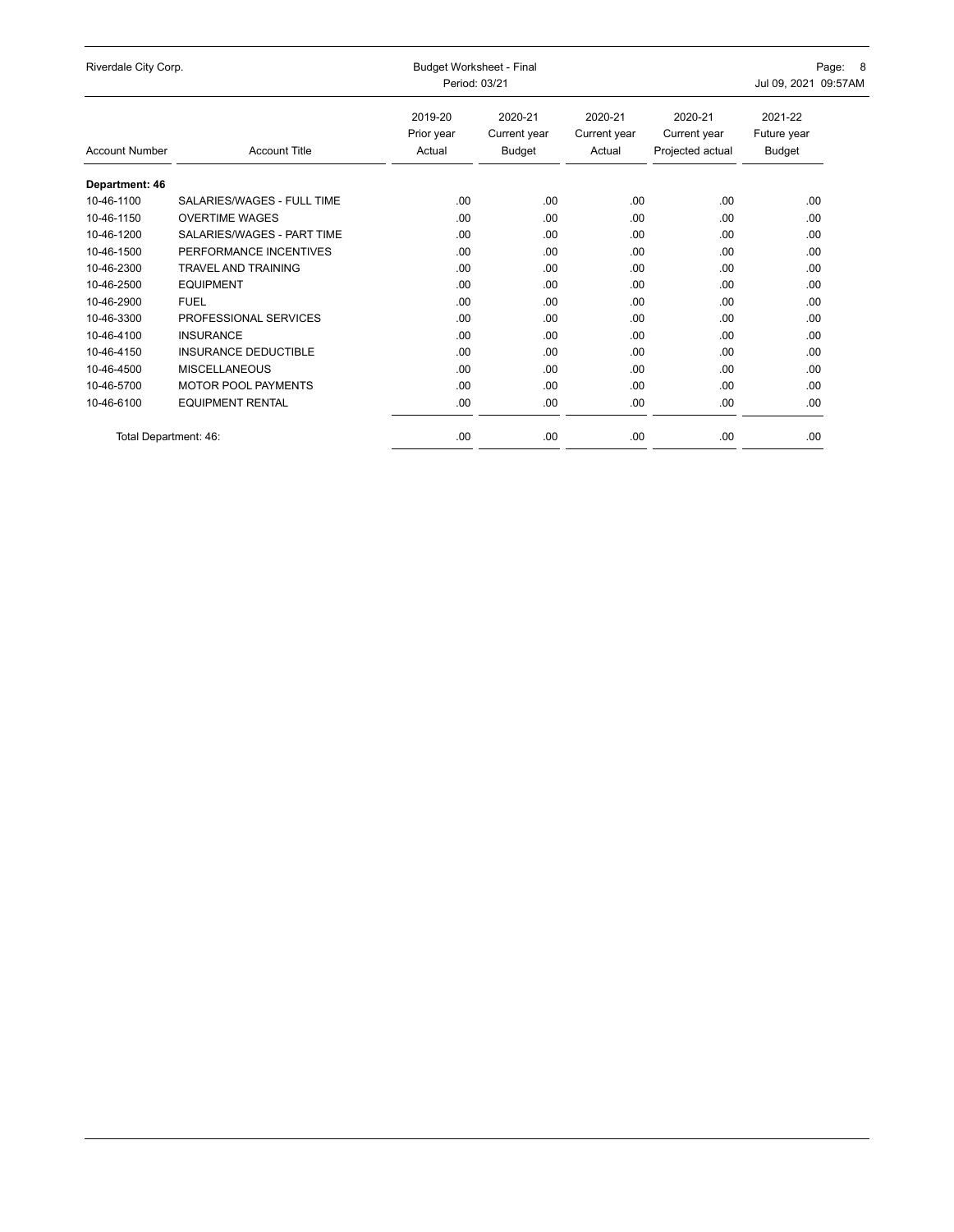| Account Number | Account Title | 2019-20 Prior year Actual | 2020-21 Current year Budget | 2020-21 Current year Actual | 2020-21 Current year Projected actual | 2021-22 Future year Budget |
|---|---|---|---|---|---|---|
| **Department: 46** | | | | | | |
| 10-46-1100 | SALARIES/WAGES - FULL TIME | .00 | .00 | .00 | .00 | .00 |
| 10-46-1150 | OVERTIME WAGES | .00 | .00 | .00 | .00 | .00 |
| 10-46-1200 | SALARIES/WAGES - PART TIME | .00 | .00 | .00 | .00 | .00 |
| 10-46-1500 | PERFORMANCE INCENTIVES | .00 | .00 | .00 | .00 | .00 |
| 10-46-2300 | TRAVEL AND TRAINING | .00 | .00 | .00 | .00 | .00 |
| 10-46-2500 | EQUIPMENT | .00 | .00 | .00 | .00 | .00 |
| 10-46-2900 | FUEL | .00 | .00 | .00 | .00 | .00 |
| 10-46-3300 | PROFESSIONAL SERVICES | .00 | .00 | .00 | .00 | .00 |
| 10-46-4100 | INSURANCE | .00 | .00 | .00 | .00 | .00 |
| 10-46-4150 | INSURANCE DEDUCTIBLE | .00 | .00 | .00 | .00 | .00 |
| 10-46-4500 | MISCELLANEOUS | .00 | .00 | .00 | .00 | .00 |
| 10-46-5700 | MOTOR POOL PAYMENTS | .00 | .00 | .00 | .00 | .00 |
| 10-46-6100 | EQUIPMENT RENTAL | .00 | .00 | .00 | .00 | .00 |
| Total Department: 46: | | .00 | .00 | .00 | .00 | .00 |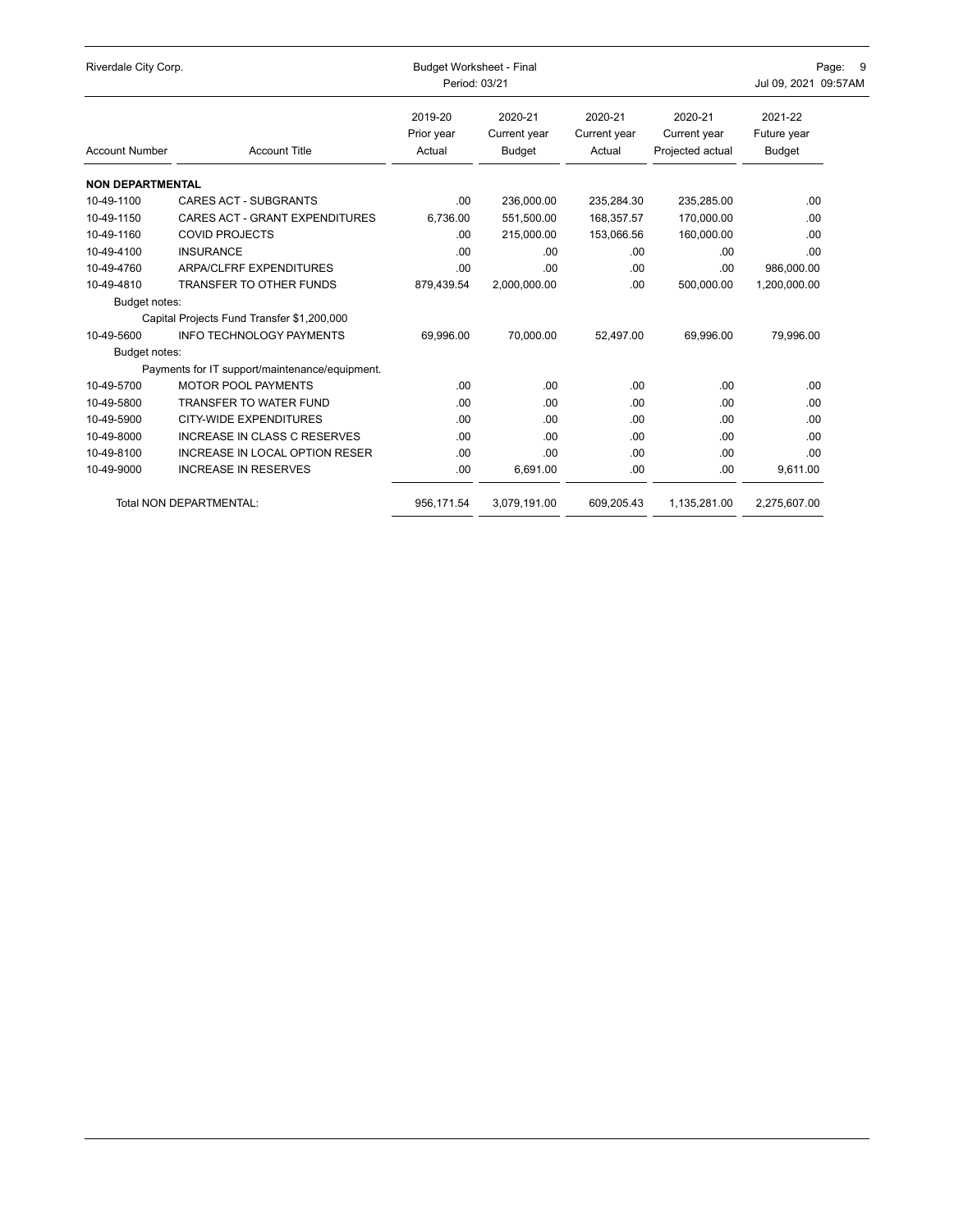| Account Number | Account Title | 2019-20 Prior year Actual | 2020-21 Current year Budget | 2020-21 Current year Actual | 2020-21 Current year Projected actual | 2021-22 Future year Budget |
|---|---|---|---|---|---|---|
| **NON DEPARTMENTAL** | | | | | | |
| 10-49-1100 | CARES ACT - SUBGRANTS | .00 | 236,000.00 | 235,284.30 | 235,285.00 | .00 |
| 10-49-1150 | CARES ACT - GRANT EXPENDITURES | 6,736.00 | 551,500.00 | 168,357.57 | 170,000.00 | .00 |
| 10-49-1160 | COVID PROJECTS | .00 | 215,000.00 | 153,066.56 | 160,000.00 | .00 |
| 10-49-4100 | INSURANCE | .00 | .00 | .00 | .00 | .00 |
| 10-49-4760 | ARPA/CLFRF EXPENDITURES | .00 | .00 | .00 | .00 | 986,000.00 |
| 10-49-4810 | TRANSFER TO OTHER FUNDS | 879,439.54 | 2,000,000.00 | .00 | 500,000.00 | 1,200,000.00 |
| Budget notes: | | | | | | |
| | Capital Projects Fund Transfer $1,200,000 | | | | | |
| 10-49-5600 | INFO TECHNOLOGY PAYMENTS | 69,996.00 | 70,000.00 | 52,497.00 | 69,996.00 | 79,996.00 |
| Budget notes: | | | | | | |
| | Payments for IT support/maintenance/equipment. | | | | | |
| 10-49-5700 | MOTOR POOL PAYMENTS | .00 | .00 | .00 | .00 | .00 |
| 10-49-5800 | TRANSFER TO WATER FUND | .00 | .00 | .00 | .00 | .00 |
| 10-49-5900 | CITY-WIDE EXPENDITURES | .00 | .00 | .00 | .00 | .00 |
| 10-49-8000 | INCREASE IN CLASS C RESERVES | .00 | .00 | .00 | .00 | .00 |
| 10-49-8100 | INCREASE IN LOCAL OPTION RESER | .00 | .00 | .00 | .00 | .00 |
| 10-49-9000 | INCREASE IN RESERVES | .00 | 6,691.00 | .00 | .00 | 9,611.00 |
| | Total NON DEPARTMENTAL: | 956,171.54 | 3,079,191.00 | 609,205.43 | 1,135,281.00 | 2,275,607.00 |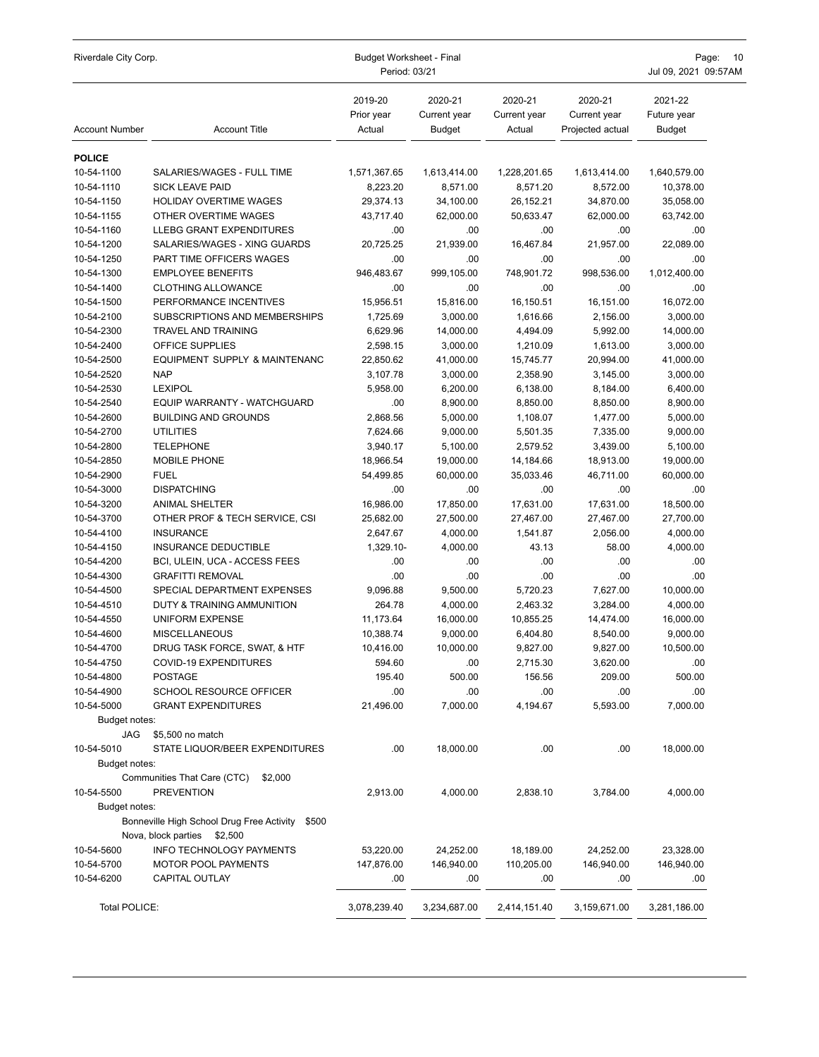Riverdale City Corp. — Budget Worksheet - Final — Period: 03/21

| Account Number | Account Title | 2019-20 Prior year Actual | 2020-21 Current year Budget | 2020-21 Current year Actual | 2020-21 Current year Projected actual | 2021-22 Future year Budget |
|---|---|---|---|---|---|---|
| **POLICE** | | | | | | |
| 10-54-1100 | SALARIES/WAGES - FULL TIME | 1,571,367.65 | 1,613,414.00 | 1,228,201.65 | 1,613,414.00 | 1,640,579.00 |
| 10-54-1110 | SICK LEAVE PAID | 8,223.20 | 8,571.00 | 8,571.20 | 8,572.00 | 10,378.00 |
| 10-54-1150 | HOLIDAY OVERTIME WAGES | 29,374.13 | 34,100.00 | 26,152.21 | 34,870.00 | 35,058.00 |
| 10-54-1155 | OTHER OVERTIME WAGES | 43,717.40 | 62,000.00 | 50,633.47 | 62,000.00 | 63,742.00 |
| 10-54-1160 | LLEBG GRANT EXPENDITURES | .00 | .00 | .00 | .00 | .00 |
| 10-54-1200 | SALARIES/WAGES - XING GUARDS | 20,725.25 | 21,939.00 | 16,467.84 | 21,957.00 | 22,089.00 |
| 10-54-1250 | PART TIME OFFICERS WAGES | .00 | .00 | .00 | .00 | .00 |
| 10-54-1300 | EMPLOYEE BENEFITS | 946,483.67 | 999,105.00 | 748,901.72 | 998,536.00 | 1,012,400.00 |
| 10-54-1400 | CLOTHING ALLOWANCE | .00 | .00 | .00 | .00 | .00 |
| 10-54-1500 | PERFORMANCE INCENTIVES | 15,956.51 | 15,816.00 | 16,150.51 | 16,151.00 | 16,072.00 |
| 10-54-2100 | SUBSCRIPTIONS AND MEMBERSHIPS | 1,725.69 | 3,000.00 | 1,616.66 | 2,156.00 | 3,000.00 |
| 10-54-2300 | TRAVEL AND TRAINING | 6,629.96 | 14,000.00 | 4,494.09 | 5,992.00 | 14,000.00 |
| 10-54-2400 | OFFICE SUPPLIES | 2,598.15 | 3,000.00 | 1,210.09 | 1,613.00 | 3,000.00 |
| 10-54-2500 | EQUIPMENT SUPPLY & MAINTENANC | 22,850.62 | 41,000.00 | 15,745.77 | 20,994.00 | 41,000.00 |
| 10-54-2520 | NAP | 3,107.78 | 3,000.00 | 2,358.90 | 3,145.00 | 3,000.00 |
| 10-54-2530 | LEXIPOL | 5,958.00 | 6,200.00 | 6,138.00 | 8,184.00 | 6,400.00 |
| 10-54-2540 | EQUIP WARRANTY - WATCHGUARD | .00 | 8,900.00 | 8,850.00 | 8,850.00 | 8,900.00 |
| 10-54-2600 | BUILDING AND GROUNDS | 2,868.56 | 5,000.00 | 1,108.07 | 1,477.00 | 5,000.00 |
| 10-54-2700 | UTILITIES | 7,624.66 | 9,000.00 | 5,501.35 | 7,335.00 | 9,000.00 |
| 10-54-2800 | TELEPHONE | 3,940.17 | 5,100.00 | 2,579.52 | 3,439.00 | 5,100.00 |
| 10-54-2850 | MOBILE PHONE | 18,966.54 | 19,000.00 | 14,184.66 | 18,913.00 | 19,000.00 |
| 10-54-2900 | FUEL | 54,499.85 | 60,000.00 | 35,033.46 | 46,711.00 | 60,000.00 |
| 10-54-3000 | DISPATCHING | .00 | .00 | .00 | .00 | .00 |
| 10-54-3200 | ANIMAL SHELTER | 16,986.00 | 17,850.00 | 17,631.00 | 17,631.00 | 18,500.00 |
| 10-54-3700 | OTHER PROF & TECH SERVICE, CSI | 25,682.00 | 27,500.00 | 27,467.00 | 27,467.00 | 27,700.00 |
| 10-54-4100 | INSURANCE | 2,647.67 | 4,000.00 | 1,541.87 | 2,056.00 | 4,000.00 |
| 10-54-4150 | INSURANCE DEDUCTIBLE | 1,329.10- | 4,000.00 | 43.13 | 58.00 | 4,000.00 |
| 10-54-4200 | BCI, ULEIN, UCA - ACCESS FEES | .00 | .00 | .00 | .00 | .00 |
| 10-54-4300 | GRAFITTI REMOVAL | .00 | .00 | .00 | .00 | .00 |
| 10-54-4500 | SPECIAL DEPARTMENT EXPENSES | 9,096.88 | 9,500.00 | 5,720.23 | 7,627.00 | 10,000.00 |
| 10-54-4510 | DUTY & TRAINING AMMUNITION | 264.78 | 4,000.00 | 2,463.32 | 3,284.00 | 4,000.00 |
| 10-54-4550 | UNIFORM EXPENSE | 11,173.64 | 16,000.00 | 10,855.25 | 14,474.00 | 16,000.00 |
| 10-54-4600 | MISCELLANEOUS | 10,388.74 | 9,000.00 | 6,404.80 | 8,540.00 | 9,000.00 |
| 10-54-4700 | DRUG TASK FORCE, SWAT, & HTF | 10,416.00 | 10,000.00 | 9,827.00 | 9,827.00 | 10,500.00 |
| 10-54-4750 | COVID-19 EXPENDITURES | 594.60 | .00 | 2,715.30 | 3,620.00 | .00 |
| 10-54-4800 | POSTAGE | 195.40 | 500.00 | 156.56 | 209.00 | 500.00 |
| 10-54-4900 | SCHOOL RESOURCE OFFICER | .00 | .00 | .00 | .00 | .00 |
| 10-54-5000 | GRANT EXPENDITURES | 21,496.00 | 7,000.00 | 4,194.67 | 5,593.00 | 7,000.00 |
| Budget notes: | | | | | | |
| JAG | $5,500 no match | | | | | |
| 10-54-5010 | STATE LIQUOR/BEER EXPENDITURES | .00 | 18,000.00 | .00 | .00 | 18,000.00 |
| Budget notes: | | | | | | |
| | Communities That Care (CTC) $2,000 | | | | | |
| 10-54-5500 | PREVENTION | 2,913.00 | 4,000.00 | 2,838.10 | 3,784.00 | 4,000.00 |
| Budget notes: | | | | | | |
| | Bonneville High School Drug Free Activity $500 | | | | | |
| | Nova, block parties $2,500 | | | | | |
| 10-54-5600 | INFO TECHNOLOGY PAYMENTS | 53,220.00 | 24,252.00 | 18,189.00 | 24,252.00 | 23,328.00 |
| 10-54-5700 | MOTOR POOL PAYMENTS | 147,876.00 | 146,940.00 | 110,205.00 | 146,940.00 | 146,940.00 |
| 10-54-6200 | CAPITAL OUTLAY | .00 | .00 | .00 | .00 | .00 |
| Total POLICE: | | 3,078,239.40 | 3,234,687.00 | 2,414,151.40 | 3,159,671.00 | 3,281,186.00 |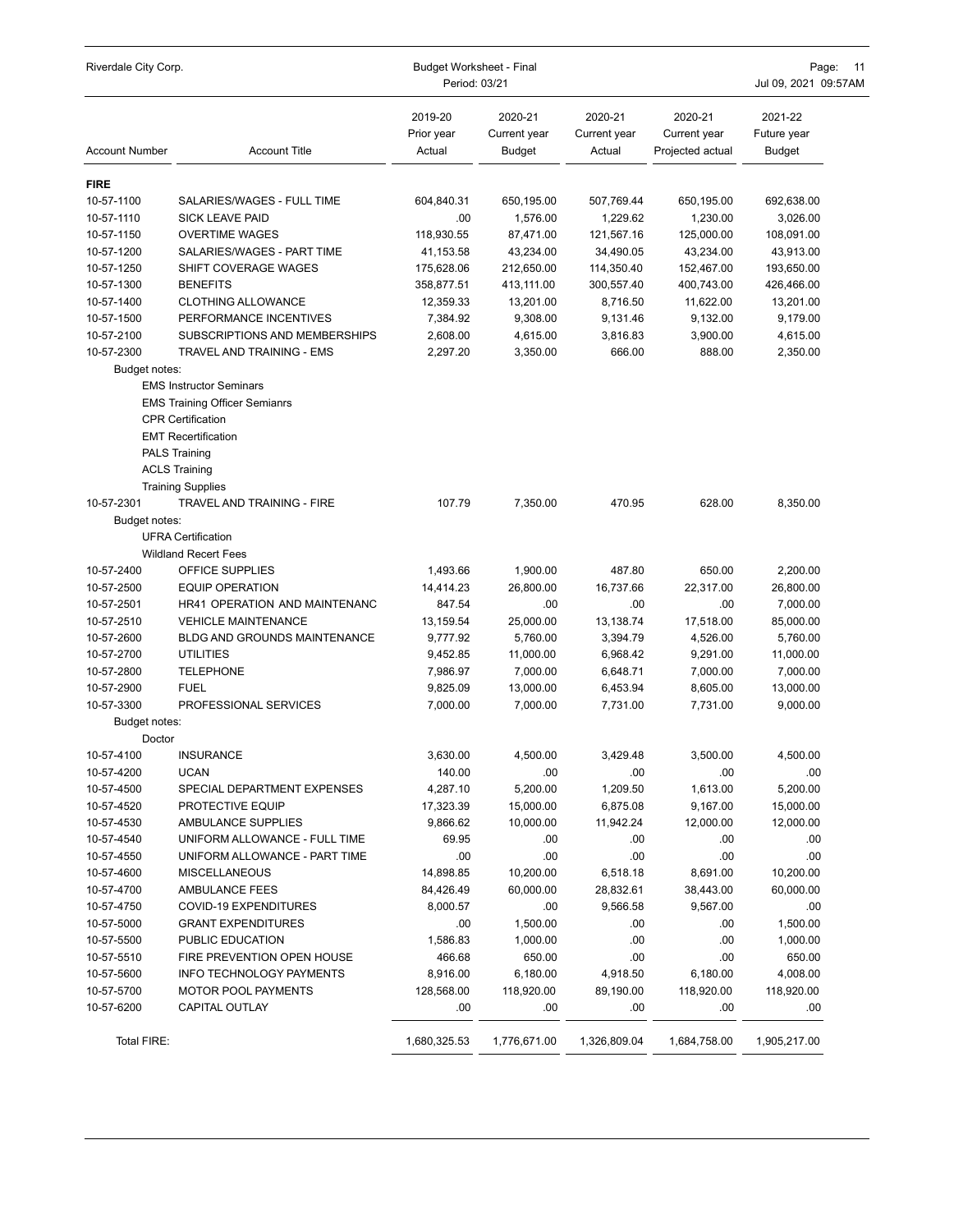Riverdale City Corp. — Budget Worksheet - Final — Period: 03/21 — Jul 09, 2021 09:57AM

| Account Number | Account Title | 2019-20 Prior year Actual | 2020-21 Current year Budget | 2020-21 Current year Actual | 2020-21 Current year Projected actual | 2021-22 Future year Budget |
|---|---|---|---|---|---|---|
| **FIRE** | | | | | | |
| 10-57-1100 | SALARIES/WAGES - FULL TIME | 604,840.31 | 650,195.00 | 507,769.44 | 650,195.00 | 692,638.00 |
| 10-57-1110 | SICK LEAVE PAID | .00 | 1,576.00 | 1,229.62 | 1,230.00 | 3,026.00 |
| 10-57-1150 | OVERTIME WAGES | 118,930.55 | 87,471.00 | 121,567.16 | 125,000.00 | 108,091.00 |
| 10-57-1200 | SALARIES/WAGES - PART TIME | 41,153.58 | 43,234.00 | 34,490.05 | 43,234.00 | 43,913.00 |
| 10-57-1250 | SHIFT COVERAGE WAGES | 175,628.06 | 212,650.00 | 114,350.40 | 152,467.00 | 193,650.00 |
| 10-57-1300 | BENEFITS | 358,877.51 | 413,111.00 | 300,557.40 | 400,743.00 | 426,466.00 |
| 10-57-1400 | CLOTHING ALLOWANCE | 12,359.33 | 13,201.00 | 8,716.50 | 11,622.00 | 13,201.00 |
| 10-57-1500 | PERFORMANCE INCENTIVES | 7,384.92 | 9,308.00 | 9,131.46 | 9,132.00 | 9,179.00 |
| 10-57-2100 | SUBSCRIPTIONS AND MEMBERSHIPS | 2,608.00 | 4,615.00 | 3,816.83 | 3,900.00 | 4,615.00 |
| 10-57-2300 | TRAVEL AND TRAINING - EMS | 2,297.20 | 3,350.00 | 666.00 | 888.00 | 2,350.00 |
| Budget notes: | EMS Instructor Seminars<br>EMS Training Officer Semianrs<br>CPR Certification<br>EMT Recertification<br>PALS Training<br>ACLS Training<br>Training Supplies | | | | | |
| 10-57-2301 | TRAVEL AND TRAINING - FIRE | 107.79 | 7,350.00 | 470.95 | 628.00 | 8,350.00 |
| Budget notes: | UFRA Certification<br>Wildland Recert Fees | | | | | |
| 10-57-2400 | OFFICE SUPPLIES | 1,493.66 | 1,900.00 | 487.80 | 650.00 | 2,200.00 |
| 10-57-2500 | EQUIP OPERATION | 14,414.23 | 26,800.00 | 16,737.66 | 22,317.00 | 26,800.00 |
| 10-57-2501 | HR41 OPERATION AND MAINTENANC | 847.54 | .00 | .00 | .00 | 7,000.00 |
| 10-57-2510 | VEHICLE MAINTENANCE | 13,159.54 | 25,000.00 | 13,138.74 | 17,518.00 | 85,000.00 |
| 10-57-2600 | BLDG AND GROUNDS MAINTENANCE | 9,777.92 | 5,760.00 | 3,394.79 | 4,526.00 | 5,760.00 |
| 10-57-2700 | UTILITIES | 9,452.85 | 11,000.00 | 6,968.42 | 9,291.00 | 11,000.00 |
| 10-57-2800 | TELEPHONE | 7,986.97 | 7,000.00 | 6,648.71 | 7,000.00 | 7,000.00 |
| 10-57-2900 | FUEL | 9,825.09 | 13,000.00 | 6,453.94 | 8,605.00 | 13,000.00 |
| 10-57-3300 | PROFESSIONAL SERVICES | 7,000.00 | 7,000.00 | 7,731.00 | 7,731.00 | 9,000.00 |
| Budget notes: | Doctor | | | | | |
| 10-57-4100 | INSURANCE | 3,630.00 | 4,500.00 | 3,429.48 | 3,500.00 | 4,500.00 |
| 10-57-4200 | UCAN | 140.00 | .00 | .00 | .00 | .00 |
| 10-57-4500 | SPECIAL DEPARTMENT EXPENSES | 4,287.10 | 5,200.00 | 1,209.50 | 1,613.00 | 5,200.00 |
| 10-57-4520 | PROTECTIVE EQUIP | 17,323.39 | 15,000.00 | 6,875.08 | 9,167.00 | 15,000.00 |
| 10-57-4530 | AMBULANCE SUPPLIES | 9,866.62 | 10,000.00 | 11,942.24 | 12,000.00 | 12,000.00 |
| 10-57-4540 | UNIFORM ALLOWANCE - FULL TIME | 69.95 | .00 | .00 | .00 | .00 |
| 10-57-4550 | UNIFORM ALLOWANCE - PART TIME | .00 | .00 | .00 | .00 | .00 |
| 10-57-4600 | MISCELLANEOUS | 14,898.85 | 10,200.00 | 6,518.18 | 8,691.00 | 10,200.00 |
| 10-57-4700 | AMBULANCE FEES | 84,426.49 | 60,000.00 | 28,832.61 | 38,443.00 | 60,000.00 |
| 10-57-4750 | COVID-19 EXPENDITURES | 8,000.57 | .00 | 9,566.58 | 9,567.00 | .00 |
| 10-57-5000 | GRANT EXPENDITURES | .00 | 1,500.00 | .00 | .00 | 1,500.00 |
| 10-57-5500 | PUBLIC EDUCATION | 1,586.83 | 1,000.00 | .00 | .00 | 1,000.00 |
| 10-57-5510 | FIRE PREVENTION OPEN HOUSE | 466.68 | 650.00 | .00 | .00 | 650.00 |
| 10-57-5600 | INFO TECHNOLOGY PAYMENTS | 8,916.00 | 6,180.00 | 4,918.50 | 6,180.00 | 4,008.00 |
| 10-57-5700 | MOTOR POOL PAYMENTS | 128,568.00 | 118,920.00 | 89,190.00 | 118,920.00 | 118,920.00 |
| 10-57-6200 | CAPITAL OUTLAY | .00 | .00 | .00 | .00 | .00 |
| Total FIRE: | | 1,680,325.53 | 1,776,671.00 | 1,326,809.04 | 1,684,758.00 | 1,905,217.00 |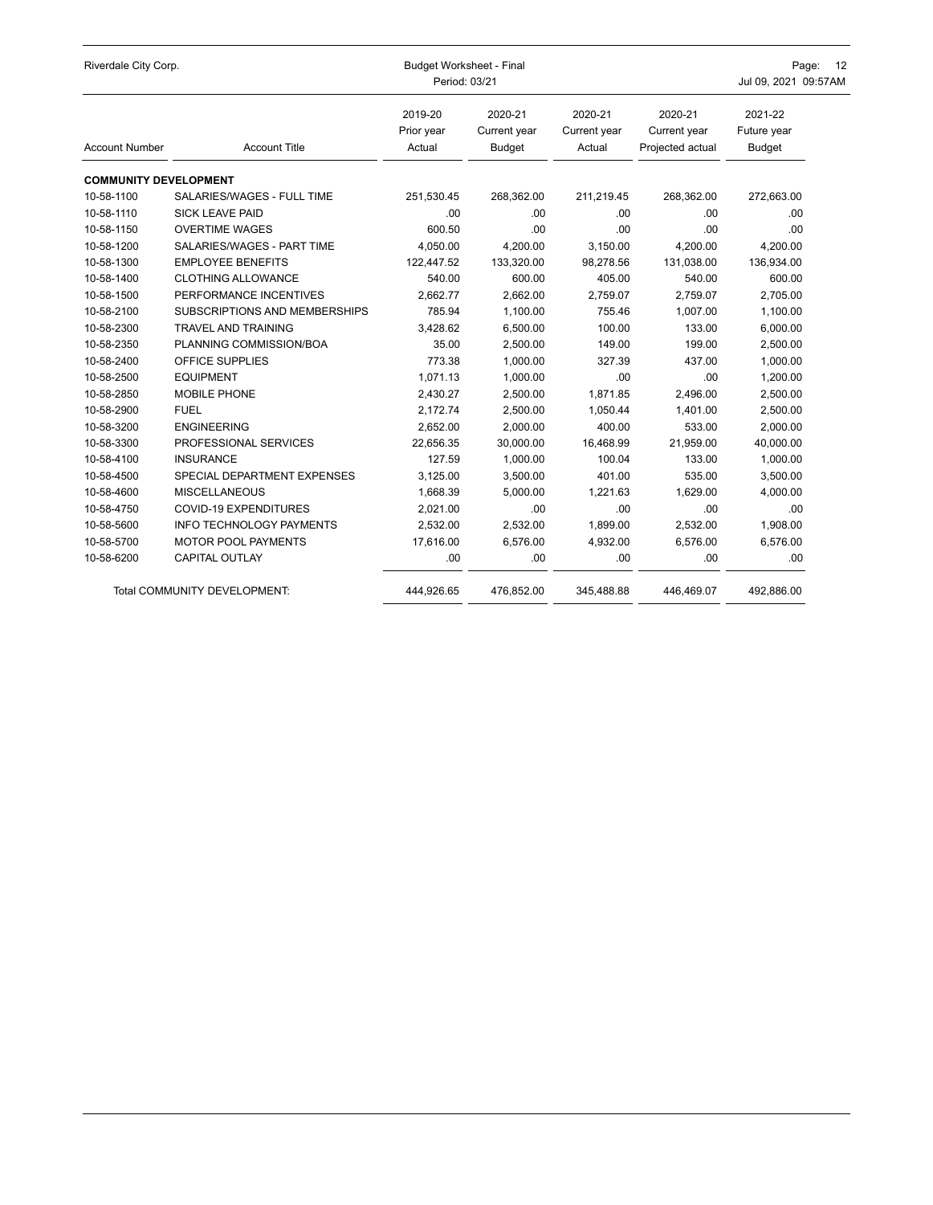## COMMUNITY DEVELOPMENT

| Account Number | Account Title | 2019-20 Prior year Actual | 2020-21 Current year Budget | 2020-21 Current year Actual | 2020-21 Current year Projected actual | 2021-22 Future year Budget |
|---|---|---|---|---|---|---|
| 10-58-1100 | SALARIES/WAGES - FULL TIME | 251,530.45 | 268,362.00 | 211,219.45 | 268,362.00 | 272,663.00 |
| 10-58-1110 | SICK LEAVE PAID | .00 | .00 | .00 | .00 | .00 |
| 10-58-1150 | OVERTIME WAGES | 600.50 | .00 | .00 | .00 | .00 |
| 10-58-1200 | SALARIES/WAGES - PART TIME | 4,050.00 | 4,200.00 | 3,150.00 | 4,200.00 | 4,200.00 |
| 10-58-1300 | EMPLOYEE BENEFITS | 122,447.52 | 133,320.00 | 98,278.56 | 131,038.00 | 136,934.00 |
| 10-58-1400 | CLOTHING ALLOWANCE | 540.00 | 600.00 | 405.00 | 540.00 | 600.00 |
| 10-58-1500 | PERFORMANCE INCENTIVES | 2,662.77 | 2,662.00 | 2,759.07 | 2,759.07 | 2,705.00 |
| 10-58-2100 | SUBSCRIPTIONS AND MEMBERSHIPS | 785.94 | 1,100.00 | 755.46 | 1,007.00 | 1,100.00 |
| 10-58-2300 | TRAVEL AND TRAINING | 3,428.62 | 6,500.00 | 100.00 | 133.00 | 6,000.00 |
| 10-58-2350 | PLANNING COMMISSION/BOA | 35.00 | 2,500.00 | 149.00 | 199.00 | 2,500.00 |
| 10-58-2400 | OFFICE SUPPLIES | 773.38 | 1,000.00 | 327.39 | 437.00 | 1,000.00 |
| 10-58-2500 | EQUIPMENT | 1,071.13 | 1,000.00 | .00 | .00 | 1,200.00 |
| 10-58-2850 | MOBILE PHONE | 2,430.27 | 2,500.00 | 1,871.85 | 2,496.00 | 2,500.00 |
| 10-58-2900 | FUEL | 2,172.74 | 2,500.00 | 1,050.44 | 1,401.00 | 2,500.00 |
| 10-58-3200 | ENGINEERING | 2,652.00 | 2,000.00 | 400.00 | 533.00 | 2,000.00 |
| 10-58-3300 | PROFESSIONAL SERVICES | 22,656.35 | 30,000.00 | 16,468.99 | 21,959.00 | 40,000.00 |
| 10-58-4100 | INSURANCE | 127.59 | 1,000.00 | 100.04 | 133.00 | 1,000.00 |
| 10-58-4500 | SPECIAL DEPARTMENT EXPENSES | 3,125.00 | 3,500.00 | 401.00 | 535.00 | 3,500.00 |
| 10-58-4600 | MISCELLANEOUS | 1,668.39 | 5,000.00 | 1,221.63 | 1,629.00 | 4,000.00 |
| 10-58-4750 | COVID-19 EXPENDITURES | 2,021.00 | .00 | .00 | .00 | .00 |
| 10-58-5600 | INFO TECHNOLOGY PAYMENTS | 2,532.00 | 2,532.00 | 1,899.00 | 2,532.00 | 1,908.00 |
| 10-58-5700 | MOTOR POOL PAYMENTS | 17,616.00 | 6,576.00 | 4,932.00 | 6,576.00 | 6,576.00 |
| 10-58-6200 | CAPITAL OUTLAY | .00 | .00 | .00 | .00 | .00 |
| | Total COMMUNITY DEVELOPMENT: | 444,926.65 | 476,852.00 | 345,488.88 | 446,469.07 | 492,886.00 |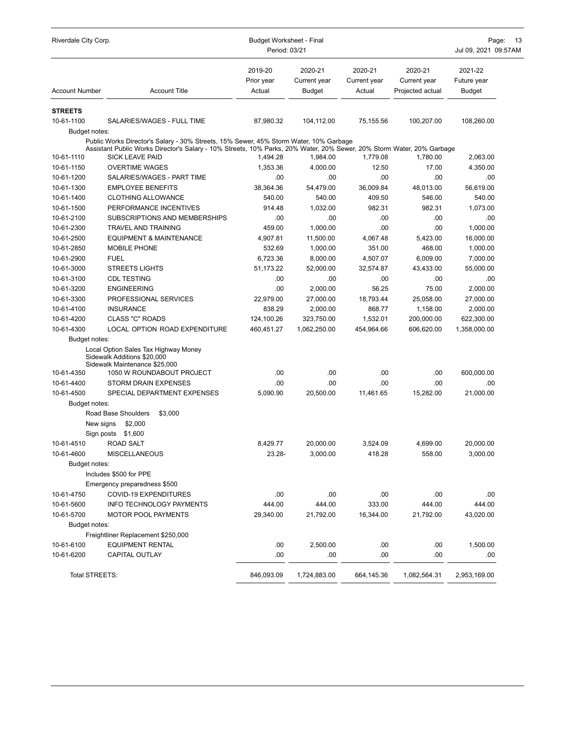| Account Number | Account Title | 2019-20 Prior year Actual | 2020-21 Current year Budget | 2020-21 Current year Actual | 2020-21 Current year Projected actual | 2021-22 Future year Budget |
|---|---|---|---|---|---|---|
| **STREETS** | | | | | | |
| 10-61-1100 | SALARIES/WAGES - FULL TIME | 87,980.32 | 104,112.00 | 75,155.56 | 100,207.00 | 108,260.00 |
| Budget notes: | Public Works Director's Salary - 30% Streets, 15% Sewer, 45% Storm Water, 10% Garbage<br>Assistant Public Works Director's Salary - 10% Streets, 10% Parks, 20% Water, 20% Sewer, 20% Storm Water, 20% Garbage | | | | | |
| 10-61-1110 | SICK LEAVE PAID | 1,494.28 | 1,984.00 | 1,779.08 | 1,780.00 | 2,063.00 |
| 10-61-1150 | OVERTIME WAGES | 1,353.36 | 4,000.00 | 12.50 | 17.00 | 4,350.00 |
| 10-61-1200 | SALARIES/WAGES - PART TIME | .00 | .00 | .00 | .00 | .00 |
| 10-61-1300 | EMPLOYEE BENEFITS | 38,364.36 | 54,479.00 | 36,009.84 | 48,013.00 | 56,619.00 |
| 10-61-1400 | CLOTHING ALLOWANCE | 540.00 | 540.00 | 409.50 | 546.00 | 540.00 |
| 10-61-1500 | PERFORMANCE INCENTIVES | 914.48 | 1,032.00 | 982.31 | 982.31 | 1,073.00 |
| 10-61-2100 | SUBSCRIPTIONS AND MEMBERSHIPS | .00 | .00 | .00 | .00 | .00 |
| 10-61-2300 | TRAVEL AND TRAINING | 459.00 | 1,000.00 | .00 | .00 | 1,000.00 |
| 10-61-2500 | EQUIPMENT & MAINTENANCE | 4,907.81 | 11,500.00 | 4,067.48 | 5,423.00 | 16,000.00 |
| 10-61-2850 | MOBILE PHONE | 532.69 | 1,000.00 | 351.00 | 468.00 | 1,000.00 |
| 10-61-2900 | FUEL | 6,723.36 | 8,000.00 | 4,507.07 | 6,009.00 | 7,000.00 |
| 10-61-3000 | STREETS LIGHTS | 51,173.22 | 52,000.00 | 32,574.87 | 43,433.00 | 55,000.00 |
| 10-61-3100 | CDL TESTING | .00 | .00 | .00 | .00 | .00 |
| 10-61-3200 | ENGINEERING | .00 | 2,000.00 | 56.25 | 75.00 | 2,000.00 |
| 10-61-3300 | PROFESSIONAL SERVICES | 22,979.00 | 27,000.00 | 18,793.44 | 25,058.00 | 27,000.00 |
| 10-61-4100 | INSURANCE | 838.29 | 2,000.00 | 868.77 | 1,158.00 | 2,000.00 |
| 10-61-4200 | CLASS "C" ROADS | 124,100.26 | 323,750.00 | 1,532.01 | 200,000.00 | 622,300.00 |
| 10-61-4300 | LOCAL OPTION ROAD EXPENDITURE | 460,451.27 | 1,062,250.00 | 454,964.66 | 606,620.00 | 1,358,000.00 |
| Budget notes: | Local Option Sales Tax Highway Money<br>Sidewalk Additions $20,000<br>Sidewalk Maintenance $25,000 | | | | | |
| 10-61-4350 | 1050 W ROUNDABOUT PROJECT | .00 | .00 | .00 | .00 | 600,000.00 |
| 10-61-4400 | STORM DRAIN EXPENSES | .00 | .00 | .00 | .00 | .00 |
| 10-61-4500 | SPECIAL DEPARTMENT EXPENSES | 5,090.90 | 20,500.00 | 11,461.65 | 15,282.00 | 21,000.00 |
| Budget notes: | Road Base Shoulders $3,000<br>New signs $2,000<br>Sign posts $1,600 | | | | | |
| 10-61-4510 | ROAD SALT | 8,429.77 | 20,000.00 | 3,524.09 | 4,699.00 | 20,000.00 |
| 10-61-4600 | MISCELLANEOUS | 23.28- | 3,000.00 | 418.28 | 558.00 | 3,000.00 |
| Budget notes: | Includes $500 for PPE<br>Emergency preparedness $500 | | | | | |
| 10-61-4750 | COVID-19 EXPENDITURES | .00 | .00 | .00 | .00 | .00 |
| 10-61-5600 | INFO TECHNOLOGY PAYMENTS | 444.00 | 444.00 | 333.00 | 444.00 | 444.00 |
| 10-61-5700 | MOTOR POOL PAYMENTS | 29,340.00 | 21,792.00 | 16,344.00 | 21,792.00 | 43,020.00 |
| Budget notes: | Freightliner Replacement $250,000 | | | | | |
| 10-61-6100 | EQUIPMENT RENTAL | .00 | 2,500.00 | .00 | .00 | 1,500.00 |
| 10-61-6200 | CAPITAL OUTLAY | .00 | .00 | .00 | .00 | .00 |
| Total STREETS: | | 846,093.09 | 1,724,883.00 | 664,145.36 | 1,082,564.31 | 2,953,169.00 |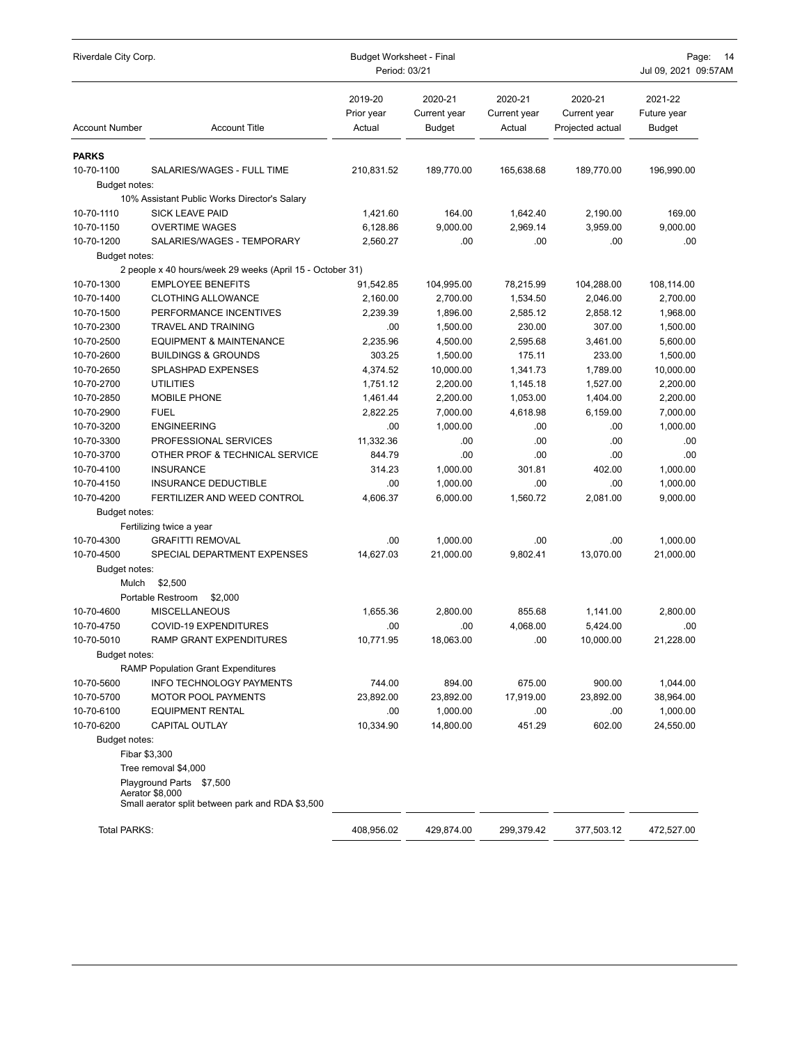| Account Number | Account Title | 2019-20 Prior year Actual | 2020-21 Current year Budget | 2020-21 Current year Actual | 2020-21 Current year Projected actual | 2021-22 Future year Budget |
|---|---|---|---|---|---|---|
| **PARKS** | | | | | | |
| 10-70-1100 | SALARIES/WAGES - FULL TIME | 210,831.52 | 189,770.00 | 165,638.68 | 189,770.00 | 196,990.00 |
| Budget notes: | | | | | | |
| | 10% Assistant Public Works Director's Salary | | | | | |
| 10-70-1110 | SICK LEAVE PAID | 1,421.60 | 164.00 | 1,642.40 | 2,190.00 | 169.00 |
| 10-70-1150 | OVERTIME WAGES | 6,128.86 | 9,000.00 | 2,969.14 | 3,959.00 | 9,000.00 |
| 10-70-1200 | SALARIES/WAGES - TEMPORARY | 2,560.27 | .00 | .00 | .00 | .00 |
| Budget notes: | | | | | | |
| | 2 people x 40 hours/week 29 weeks (April 15 - October 31) | | | | | |
| 10-70-1300 | EMPLOYEE BENEFITS | 91,542.85 | 104,995.00 | 78,215.99 | 104,288.00 | 108,114.00 |
| 10-70-1400 | CLOTHING ALLOWANCE | 2,160.00 | 2,700.00 | 1,534.50 | 2,046.00 | 2,700.00 |
| 10-70-1500 | PERFORMANCE INCENTIVES | 2,239.39 | 1,896.00 | 2,585.12 | 2,858.12 | 1,968.00 |
| 10-70-2300 | TRAVEL AND TRAINING | .00 | 1,500.00 | 230.00 | 307.00 | 1,500.00 |
| 10-70-2500 | EQUIPMENT & MAINTENANCE | 2,235.96 | 4,500.00 | 2,595.68 | 3,461.00 | 5,600.00 |
| 10-70-2600 | BUILDINGS & GROUNDS | 303.25 | 1,500.00 | 175.11 | 233.00 | 1,500.00 |
| 10-70-2650 | SPLASHPAD EXPENSES | 4,374.52 | 10,000.00 | 1,341.73 | 1,789.00 | 10,000.00 |
| 10-70-2700 | UTILITIES | 1,751.12 | 2,200.00 | 1,145.18 | 1,527.00 | 2,200.00 |
| 10-70-2850 | MOBILE PHONE | 1,461.44 | 2,200.00 | 1,053.00 | 1,404.00 | 2,200.00 |
| 10-70-2900 | FUEL | 2,822.25 | 7,000.00 | 4,618.98 | 6,159.00 | 7,000.00 |
| 10-70-3200 | ENGINEERING | .00 | 1,000.00 | .00 | .00 | 1,000.00 |
| 10-70-3300 | PROFESSIONAL SERVICES | 11,332.36 | .00 | .00 | .00 | .00 |
| 10-70-3700 | OTHER PROF & TECHNICAL SERVICE | 844.79 | .00 | .00 | .00 | .00 |
| 10-70-4100 | INSURANCE | 314.23 | 1,000.00 | 301.81 | 402.00 | 1,000.00 |
| 10-70-4150 | INSURANCE DEDUCTIBLE | .00 | 1,000.00 | .00 | .00 | 1,000.00 |
| 10-70-4200 | FERTILIZER AND WEED CONTROL | 4,606.37 | 6,000.00 | 1,560.72 | 2,081.00 | 9,000.00 |
| Budget notes: | | | | | | |
| | Fertilizing twice a year | | | | | |
| 10-70-4300 | GRAFITTI REMOVAL | .00 | 1,000.00 | .00 | .00 | 1,000.00 |
| 10-70-4500 | SPECIAL DEPARTMENT EXPENSES | 14,627.03 | 21,000.00 | 9,802.41 | 13,070.00 | 21,000.00 |
| Budget notes: | | | | | | |
| | Mulch $2,500 | | | | | |
| | Portable Restroom $2,000 | | | | | |
| 10-70-4600 | MISCELLANEOUS | 1,655.36 | 2,800.00 | 855.68 | 1,141.00 | 2,800.00 |
| 10-70-4750 | COVID-19 EXPENDITURES | .00 | .00 | 4,068.00 | 5,424.00 | .00 |
| 10-70-5010 | RAMP GRANT EXPENDITURES | 10,771.95 | 18,063.00 | .00 | 10,000.00 | 21,228.00 |
| Budget notes: | | | | | | |
| | RAMP Population Grant Expenditures | | | | | |
| 10-70-5600 | INFO TECHNOLOGY PAYMENTS | 744.00 | 894.00 | 675.00 | 900.00 | 1,044.00 |
| 10-70-5700 | MOTOR POOL PAYMENTS | 23,892.00 | 23,892.00 | 17,919.00 | 23,892.00 | 38,964.00 |
| 10-70-6100 | EQUIPMENT RENTAL | .00 | 1,000.00 | .00 | .00 | 1,000.00 |
| 10-70-6200 | CAPITAL OUTLAY | 10,334.90 | 14,800.00 | 451.29 | 602.00 | 24,550.00 |
| Budget notes: | | | | | | |
| | Fibar $3,300 | | | | | |
| | Tree removal $4,000 | | | | | |
| | Playground Parts $7,500 | | | | | |
| | Aerator $8,000 | | | | | |
| | Small aerator split between park and RDA $3,500 | | | | | |
| Total PARKS: | | 408,956.02 | 429,874.00 | 299,379.42 | 377,503.12 | 472,527.00 |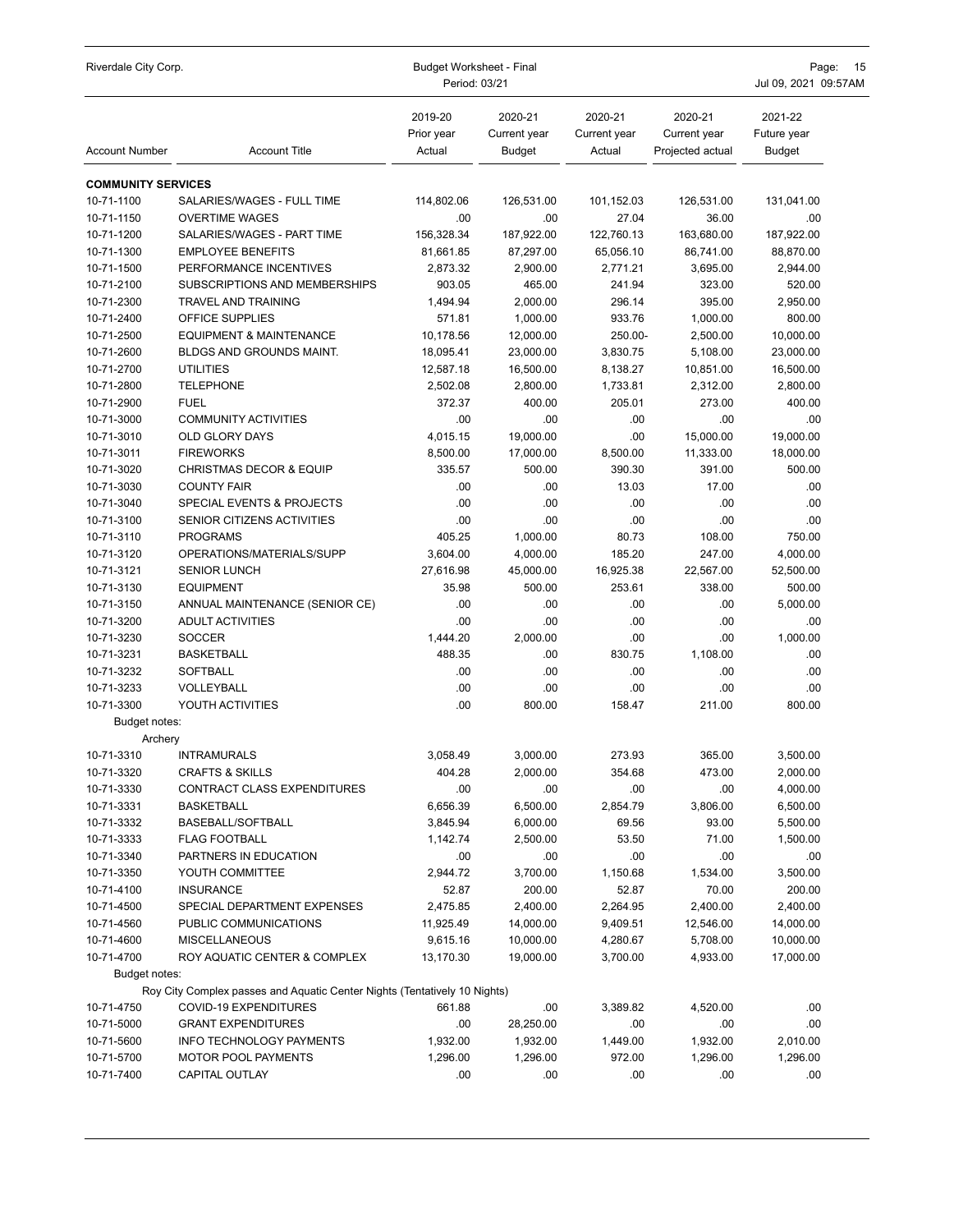| Riverdale City Corp. | Budget Worksheet - Final Period: 03/21 | | | | |
|---|---|---|---|---|---|

| Account Number | Account Title | 2019-20 Prior year Actual | 2020-21 Current year Budget | 2020-21 Current year Actual | 2020-21 Current year Projected actual | 2021-22 Future year Budget |
|---|---|---|---|---|---|---|
| **COMMUNITY SERVICES** | | | | | | |
| 10-71-1100 | SALARIES/WAGES - FULL TIME | 114,802.06 | 126,531.00 | 101,152.03 | 126,531.00 | 131,041.00 |
| 10-71-1150 | OVERTIME WAGES | .00 | .00 | 27.04 | 36.00 | .00 |
| 10-71-1200 | SALARIES/WAGES - PART TIME | 156,328.34 | 187,922.00 | 122,760.13 | 163,680.00 | 187,922.00 |
| 10-71-1300 | EMPLOYEE BENEFITS | 81,661.85 | 87,297.00 | 65,056.10 | 86,741.00 | 88,870.00 |
| 10-71-1500 | PERFORMANCE INCENTIVES | 2,873.32 | 2,900.00 | 2,771.21 | 3,695.00 | 2,944.00 |
| 10-71-2100 | SUBSCRIPTIONS AND MEMBERSHIPS | 903.05 | 465.00 | 241.94 | 323.00 | 520.00 |
| 10-71-2300 | TRAVEL AND TRAINING | 1,494.94 | 2,000.00 | 296.14 | 395.00 | 2,950.00 |
| 10-71-2400 | OFFICE SUPPLIES | 571.81 | 1,000.00 | 933.76 | 1,000.00 | 800.00 |
| 10-71-2500 | EQUIPMENT & MAINTENANCE | 10,178.56 | 12,000.00 | 250.00- | 2,500.00 | 10,000.00 |
| 10-71-2600 | BLDGS AND GROUNDS MAINT. | 18,095.41 | 23,000.00 | 3,830.75 | 5,108.00 | 23,000.00 |
| 10-71-2700 | UTILITIES | 12,587.18 | 16,500.00 | 8,138.27 | 10,851.00 | 16,500.00 |
| 10-71-2800 | TELEPHONE | 2,502.08 | 2,800.00 | 1,733.81 | 2,312.00 | 2,800.00 |
| 10-71-2900 | FUEL | 372.37 | 400.00 | 205.01 | 273.00 | 400.00 |
| 10-71-3000 | COMMUNITY ACTIVITIES | .00 | .00 | .00 | .00 | .00 |
| 10-71-3010 | OLD GLORY DAYS | 4,015.15 | 19,000.00 | .00 | 15,000.00 | 19,000.00 |
| 10-71-3011 | FIREWORKS | 8,500.00 | 17,000.00 | 8,500.00 | 11,333.00 | 18,000.00 |
| 10-71-3020 | CHRISTMAS DECOR & EQUIP | 335.57 | 500.00 | 390.30 | 391.00 | 500.00 |
| 10-71-3030 | COUNTY FAIR | .00 | .00 | 13.03 | 17.00 | .00 |
| 10-71-3040 | SPECIAL EVENTS & PROJECTS | .00 | .00 | .00 | .00 | .00 |
| 10-71-3100 | SENIOR CITIZENS ACTIVITIES | .00 | .00 | .00 | .00 | .00 |
| 10-71-3110 | PROGRAMS | 405.25 | 1,000.00 | 80.73 | 108.00 | 750.00 |
| 10-71-3120 | OPERATIONS/MATERIALS/SUPP | 3,604.00 | 4,000.00 | 185.20 | 247.00 | 4,000.00 |
| 10-71-3121 | SENIOR LUNCH | 27,616.98 | 45,000.00 | 16,925.38 | 22,567.00 | 52,500.00 |
| 10-71-3130 | EQUIPMENT | 35.98 | 500.00 | 253.61 | 338.00 | 500.00 |
| 10-71-3150 | ANNUAL MAINTENANCE (SENIOR CE) | .00 | .00 | .00 | .00 | 5,000.00 |
| 10-71-3200 | ADULT ACTIVITIES | .00 | .00 | .00 | .00 | .00 |
| 10-71-3230 | SOCCER | 1,444.20 | 2,000.00 | .00 | .00 | 1,000.00 |
| 10-71-3231 | BASKETBALL | 488.35 | .00 | 830.75 | 1,108.00 | .00 |
| 10-71-3232 | SOFTBALL | .00 | .00 | .00 | .00 | .00 |
| 10-71-3233 | VOLLEYBALL | .00 | .00 | .00 | .00 | .00 |
| 10-71-3300 | YOUTH ACTIVITIES | .00 | 800.00 | 158.47 | 211.00 | 800.00 |
| Budget notes: | | | | | | |
| Archery | | | | | | |
| 10-71-3310 | INTRAMURALS | 3,058.49 | 3,000.00 | 273.93 | 365.00 | 3,500.00 |
| 10-71-3320 | CRAFTS & SKILLS | 404.28 | 2,000.00 | 354.68 | 473.00 | 2,000.00 |
| 10-71-3330 | CONTRACT CLASS EXPENDITURES | .00 | .00 | .00 | .00 | 4,000.00 |
| 10-71-3331 | BASKETBALL | 6,656.39 | 6,500.00 | 2,854.79 | 3,806.00 | 6,500.00 |
| 10-71-3332 | BASEBALL/SOFTBALL | 3,845.94 | 6,000.00 | 69.56 | 93.00 | 5,500.00 |
| 10-71-3333 | FLAG FOOTBALL | 1,142.74 | 2,500.00 | 53.50 | 71.00 | 1,500.00 |
| 10-71-3340 | PARTNERS IN EDUCATION | .00 | .00 | .00 | .00 | .00 |
| 10-71-3350 | YOUTH COMMITTEE | 2,944.72 | 3,700.00 | 1,150.68 | 1,534.00 | 3,500.00 |
| 10-71-4100 | INSURANCE | 52.87 | 200.00 | 52.87 | 70.00 | 200.00 |
| 10-71-4500 | SPECIAL DEPARTMENT EXPENSES | 2,475.85 | 2,400.00 | 2,264.95 | 2,400.00 | 2,400.00 |
| 10-71-4560 | PUBLIC COMMUNICATIONS | 11,925.49 | 14,000.00 | 9,409.51 | 12,546.00 | 14,000.00 |
| 10-71-4600 | MISCELLANEOUS | 9,615.16 | 10,000.00 | 4,280.67 | 5,708.00 | 10,000.00 |
| 10-71-4700 | ROY AQUATIC CENTER & COMPLEX | 13,170.30 | 19,000.00 | 3,700.00 | 4,933.00 | 17,000.00 |
| Budget notes: | | | | | | |
| Roy City Complex passes and Aquatic Center Nights (Tentatively 10 Nights) | | | | | | |
| 10-71-4750 | COVID-19 EXPENDITURES | 661.88 | .00 | 3,389.82 | 4,520.00 | .00 |
| 10-71-5000 | GRANT EXPENDITURES | .00 | 28,250.00 | .00 | .00 | .00 |
| 10-71-5600 | INFO TECHNOLOGY PAYMENTS | 1,932.00 | 1,932.00 | 1,449.00 | 1,932.00 | 2,010.00 |
| 10-71-5700 | MOTOR POOL PAYMENTS | 1,296.00 | 1,296.00 | 972.00 | 1,296.00 | 1,296.00 |
| 10-71-7400 | CAPITAL OUTLAY | .00 | .00 | .00 | .00 | .00 |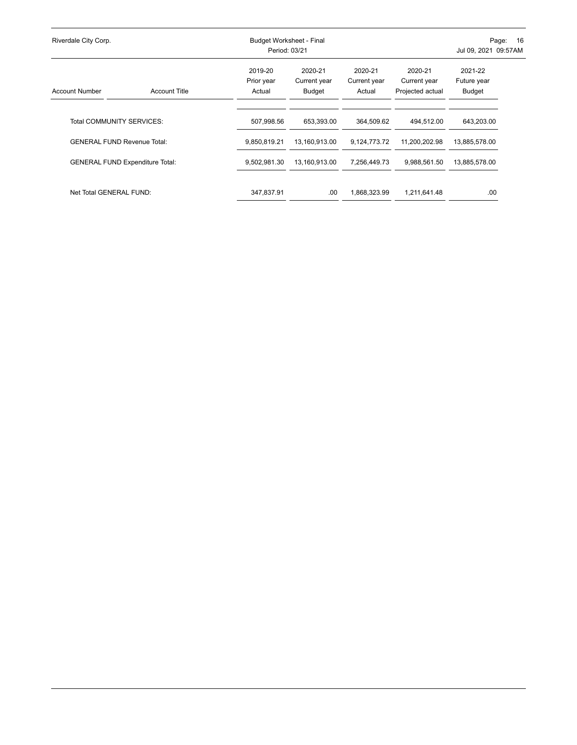| Account Number | Account Title | 2019-20 Prior year Actual | 2020-21 Current year Budget | 2020-21 Current year Actual | 2020-21 Current year Projected actual | 2021-22 Future year Budget |
|---|---|---|---|---|---|---|
| Total COMMUNITY SERVICES: | | 507,998.56 | 653,393.00 | 364,509.62 | 494,512.00 | 643,203.00 |
| GENERAL FUND Revenue Total: | | 9,850,819.21 | 13,160,913.00 | 9,124,773.72 | 11,200,202.98 | 13,885,578.00 |
| GENERAL FUND Expenditure Total: | | 9,502,981.30 | 13,160,913.00 | 7,256,449.73 | 9,988,561.50 | 13,885,578.00 |
| Net Total GENERAL FUND: | | 347,837.91 | .00 | 1,868,323.99 | 1,211,641.48 | .00 |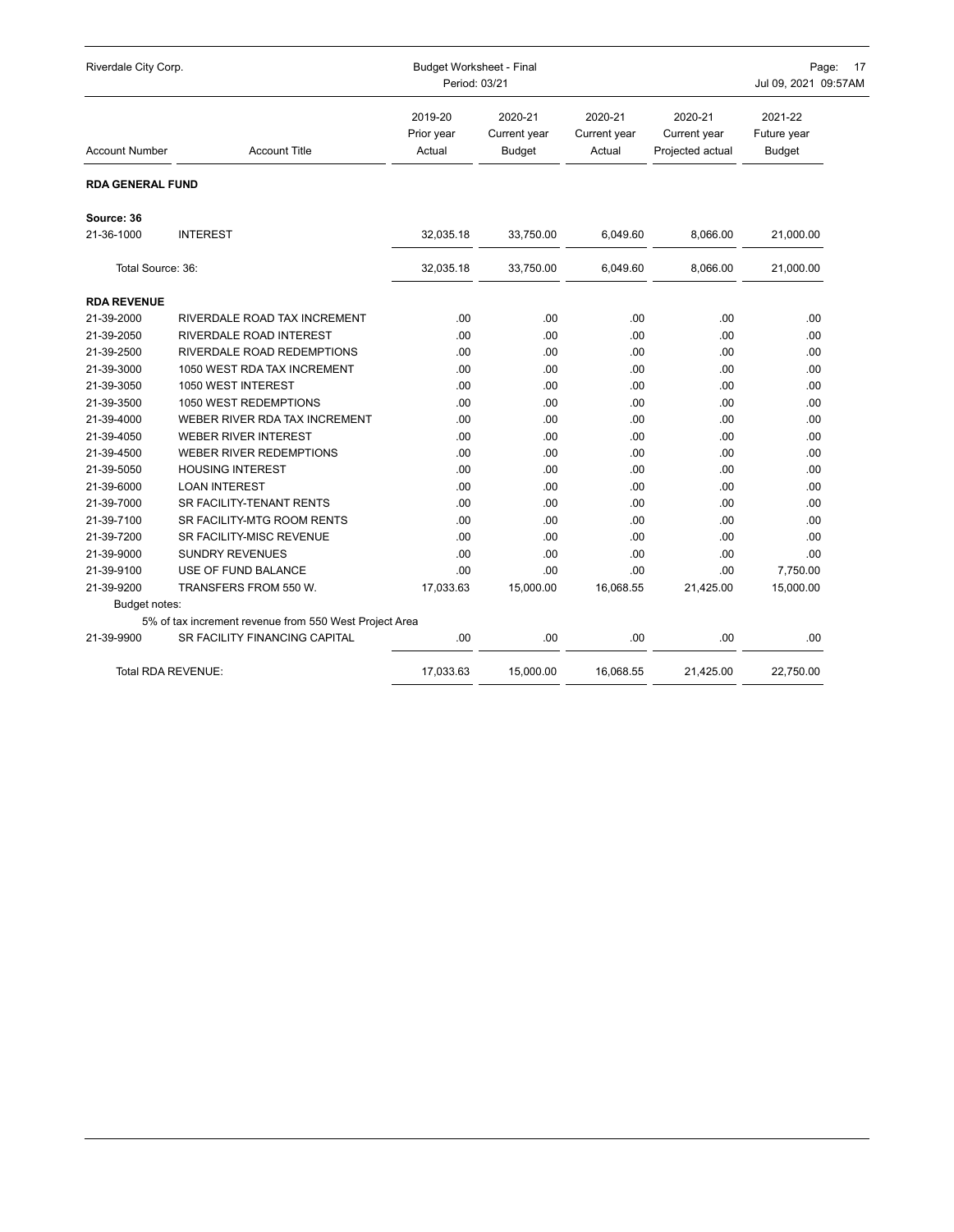Riverdale City Corp. — Budget Worksheet - Final — Period: 03/21 — Jul 09, 2021 09:57AM

| Account Number | Account Title | 2019-20 Prior year Actual | 2020-21 Current year Budget | 2020-21 Current year Actual | 2020-21 Current year Projected actual | 2021-22 Future year Budget |
|---|---|---|---|---|---|---|
| **RDA GENERAL FUND** | | | | | | |
| **Source: 36** | | | | | | |
| 21-36-1000 | INTEREST | 32,035.18 | 33,750.00 | 6,049.60 | 8,066.00 | 21,000.00 |
| Total Source: 36: | | 32,035.18 | 33,750.00 | 6,049.60 | 8,066.00 | 21,000.00 |
| **RDA REVENUE** | | | | | | |
| 21-39-2000 | RIVERDALE ROAD TAX INCREMENT | .00 | .00 | .00 | .00 | .00 |
| 21-39-2050 | RIVERDALE ROAD INTEREST | .00 | .00 | .00 | .00 | .00 |
| 21-39-2500 | RIVERDALE ROAD REDEMPTIONS | .00 | .00 | .00 | .00 | .00 |
| 21-39-3000 | 1050 WEST RDA TAX INCREMENT | .00 | .00 | .00 | .00 | .00 |
| 21-39-3050 | 1050 WEST INTEREST | .00 | .00 | .00 | .00 | .00 |
| 21-39-3500 | 1050 WEST REDEMPTIONS | .00 | .00 | .00 | .00 | .00 |
| 21-39-4000 | WEBER RIVER RDA TAX INCREMENT | .00 | .00 | .00 | .00 | .00 |
| 21-39-4050 | WEBER RIVER INTEREST | .00 | .00 | .00 | .00 | .00 |
| 21-39-4500 | WEBER RIVER REDEMPTIONS | .00 | .00 | .00 | .00 | .00 |
| 21-39-5050 | HOUSING INTEREST | .00 | .00 | .00 | .00 | .00 |
| 21-39-6000 | LOAN INTEREST | .00 | .00 | .00 | .00 | .00 |
| 21-39-7000 | SR FACILITY-TENANT RENTS | .00 | .00 | .00 | .00 | .00 |
| 21-39-7100 | SR FACILITY-MTG ROOM RENTS | .00 | .00 | .00 | .00 | .00 |
| 21-39-7200 | SR FACILITY-MISC REVENUE | .00 | .00 | .00 | .00 | .00 |
| 21-39-9000 | SUNDRY REVENUES | .00 | .00 | .00 | .00 | .00 |
| 21-39-9100 | USE OF FUND BALANCE | .00 | .00 | .00 | .00 | 7,750.00 |
| 21-39-9200 | TRANSFERS FROM 550 W. | 17,033.63 | 15,000.00 | 16,068.55 | 21,425.00 | 15,000.00 |
| Budget notes: | 5% of tax increment revenue from 550 West Project Area | | | | | |
| 21-39-9900 | SR FACILITY FINANCING CAPITAL | .00 | .00 | .00 | .00 | .00 |
| Total RDA REVENUE: | | 17,033.63 | 15,000.00 | 16,068.55 | 21,425.00 | 22,750.00 |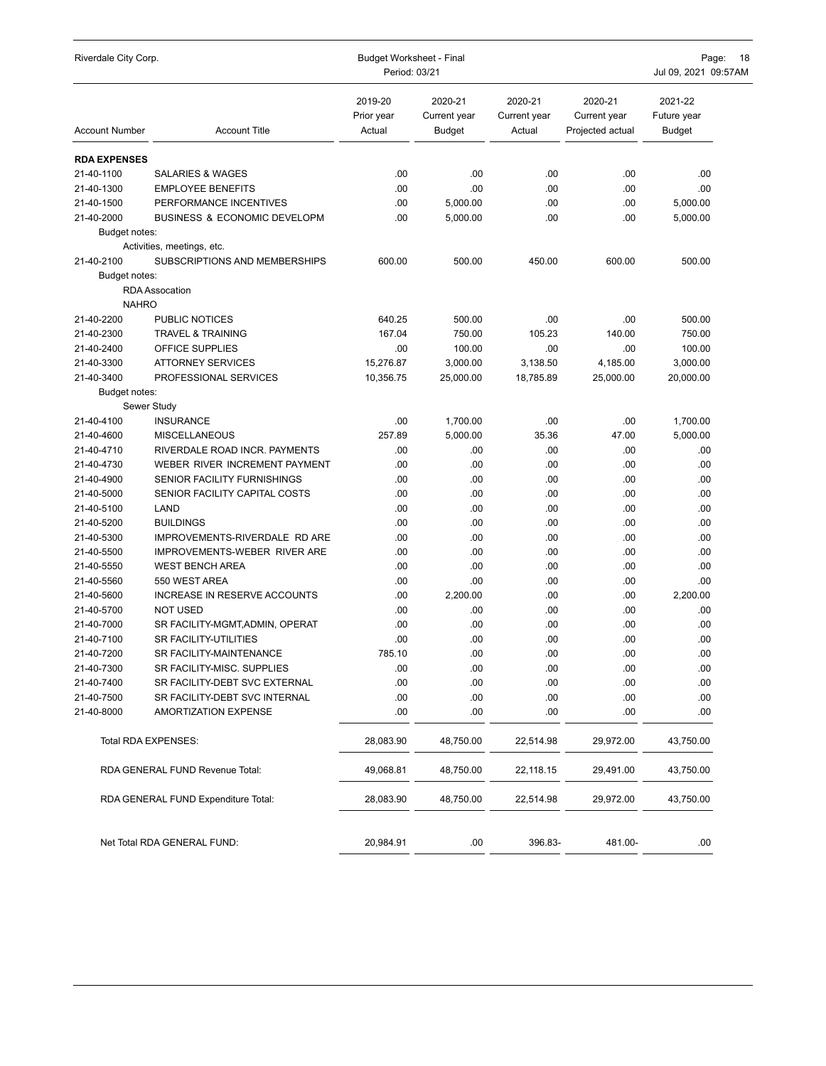Riverdale City Corp. — Budget Worksheet - Final — Period: 03/21

| Account Number | Account Title | 2019-20 Prior year Actual | 2020-21 Current year Budget | 2020-21 Current year Actual | 2020-21 Current year Projected actual | 2021-22 Future year Budget |
|---|---|---|---|---|---|---|
| **RDA EXPENSES** | | | | | | |
| 21-40-1100 | SALARIES & WAGES | .00 | .00 | .00 | .00 | .00 |
| 21-40-1300 | EMPLOYEE BENEFITS | .00 | .00 | .00 | .00 | .00 |
| 21-40-1500 | PERFORMANCE INCENTIVES | .00 | 5,000.00 | .00 | .00 | 5,000.00 |
| 21-40-2000 | BUSINESS & ECONOMIC DEVELOPM | .00 | 5,000.00 | .00 | .00 | 5,000.00 |
| Budget notes: | | | | | | |
| | Activities, meetings, etc. | | | | | |
| 21-40-2100 | SUBSCRIPTIONS AND MEMBERSHIPS | 600.00 | 500.00 | 450.00 | 600.00 | 500.00 |
| Budget notes: | | | | | | |
| | RDA Assocation | | | | | |
| | NAHRO | | | | | |
| 21-40-2200 | PUBLIC NOTICES | 640.25 | 500.00 | .00 | .00 | 500.00 |
| 21-40-2300 | TRAVEL & TRAINING | 167.04 | 750.00 | 105.23 | 140.00 | 750.00 |
| 21-40-2400 | OFFICE SUPPLIES | .00 | 100.00 | .00 | .00 | 100.00 |
| 21-40-3300 | ATTORNEY SERVICES | 15,276.87 | 3,000.00 | 3,138.50 | 4,185.00 | 3,000.00 |
| 21-40-3400 | PROFESSIONAL SERVICES | 10,356.75 | 25,000.00 | 18,785.89 | 25,000.00 | 20,000.00 |
| Budget notes: | | | | | | |
| | Sewer Study | | | | | |
| 21-40-4100 | INSURANCE | .00 | 1,700.00 | .00 | .00 | 1,700.00 |
| 21-40-4600 | MISCELLANEOUS | 257.89 | 5,000.00 | 35.36 | 47.00 | 5,000.00 |
| 21-40-4710 | RIVERDALE ROAD INCR. PAYMENTS | .00 | .00 | .00 | .00 | .00 |
| 21-40-4730 | WEBER RIVER INCREMENT PAYMENT | .00 | .00 | .00 | .00 | .00 |
| 21-40-4900 | SENIOR FACILITY FURNISHINGS | .00 | .00 | .00 | .00 | .00 |
| 21-40-5000 | SENIOR FACILITY CAPITAL COSTS | .00 | .00 | .00 | .00 | .00 |
| 21-40-5100 | LAND | .00 | .00 | .00 | .00 | .00 |
| 21-40-5200 | BUILDINGS | .00 | .00 | .00 | .00 | .00 |
| 21-40-5300 | IMPROVEMENTS-RIVERDALE RD ARE | .00 | .00 | .00 | .00 | .00 |
| 21-40-5500 | IMPROVEMENTS-WEBER RIVER ARE | .00 | .00 | .00 | .00 | .00 |
| 21-40-5550 | WEST BENCH AREA | .00 | .00 | .00 | .00 | .00 |
| 21-40-5560 | 550 WEST AREA | .00 | .00 | .00 | .00 | .00 |
| 21-40-5600 | INCREASE IN RESERVE ACCOUNTS | .00 | 2,200.00 | .00 | .00 | 2,200.00 |
| 21-40-5700 | NOT USED | .00 | .00 | .00 | .00 | .00 |
| 21-40-7000 | SR FACILITY-MGMT,ADMIN, OPERAT | .00 | .00 | .00 | .00 | .00 |
| 21-40-7100 | SR FACILITY-UTILITIES | .00 | .00 | .00 | .00 | .00 |
| 21-40-7200 | SR FACILITY-MAINTENANCE | 785.10 | .00 | .00 | .00 | .00 |
| 21-40-7300 | SR FACILITY-MISC. SUPPLIES | .00 | .00 | .00 | .00 | .00 |
| 21-40-7400 | SR FACILITY-DEBT SVC EXTERNAL | .00 | .00 | .00 | .00 | .00 |
| 21-40-7500 | SR FACILITY-DEBT SVC INTERNAL | .00 | .00 | .00 | .00 | .00 |
| 21-40-8000 | AMORTIZATION EXPENSE | .00 | .00 | .00 | .00 | .00 |
| | Total RDA EXPENSES: | 28,083.90 | 48,750.00 | 22,514.98 | 29,972.00 | 43,750.00 |
| | RDA GENERAL FUND Revenue Total: | 49,068.81 | 48,750.00 | 22,118.15 | 29,491.00 | 43,750.00 |
| | RDA GENERAL FUND Expenditure Total: | 28,083.90 | 48,750.00 | 22,514.98 | 29,972.00 | 43,750.00 |
| | Net Total RDA GENERAL FUND: | 20,984.91 | .00 | 396.83- | 481.00- | .00 |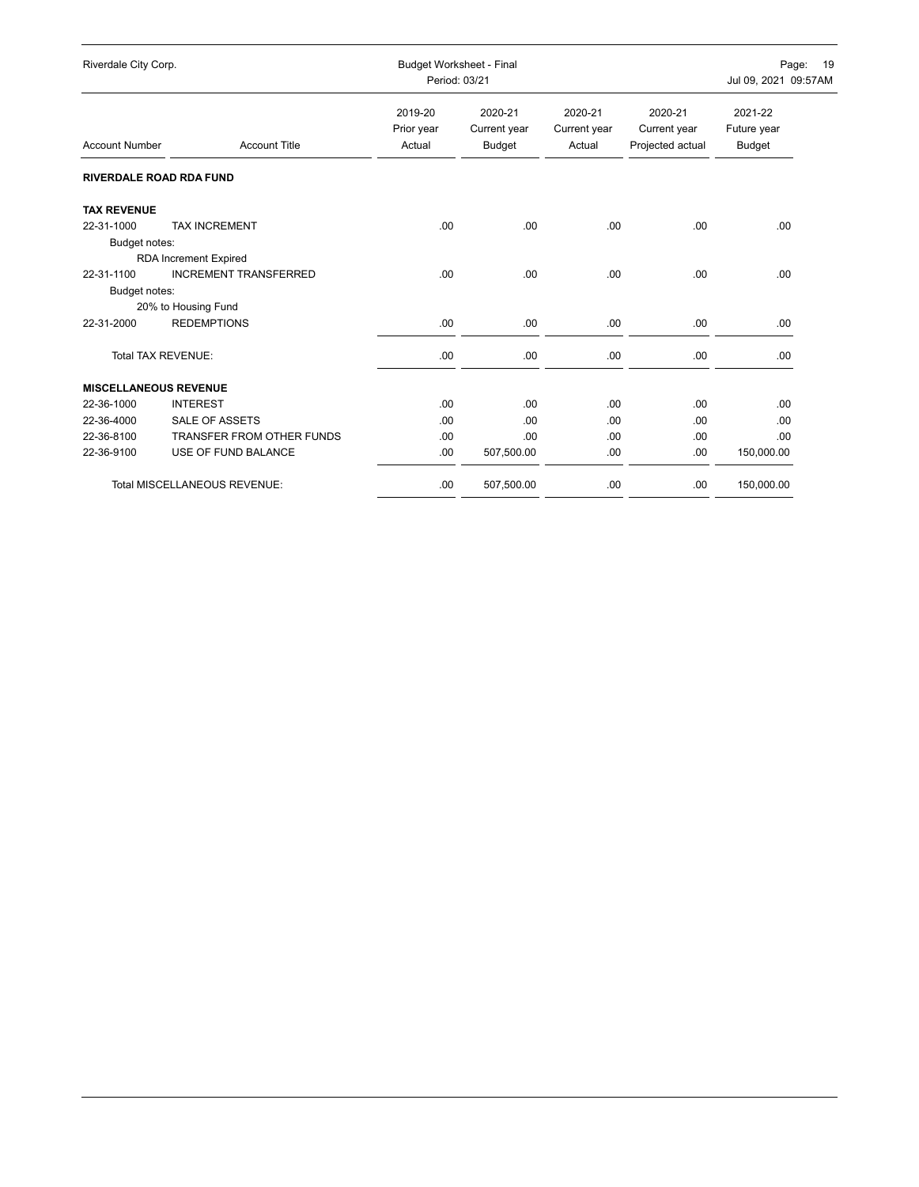| Account Number | Account Title | 2019-20 Prior year Actual | 2020-21 Current year Budget | 2020-21 Current year Actual | 2020-21 Current year Projected actual | 2021-22 Future year Budget |
|---|---|---|---|---|---|---|
| **RIVERDALE ROAD RDA FUND** | | | | | | |
| **TAX REVENUE** | | | | | | |
| 22-31-1000 | TAX INCREMENT | .00 | .00 | .00 | .00 | .00 |
| Budget notes: | | | | | | |
| | RDA Increment Expired | | | | | |
| 22-31-1100 | INCREMENT TRANSFERRED | .00 | .00 | .00 | .00 | .00 |
| Budget notes: | | | | | | |
| | 20% to Housing Fund | | | | | |
| 22-31-2000 | REDEMPTIONS | .00 | .00 | .00 | .00 | .00 |
| | Total TAX REVENUE: | .00 | .00 | .00 | .00 | .00 |
| **MISCELLANEOUS REVENUE** | | | | | | |
| 22-36-1000 | INTEREST | .00 | .00 | .00 | .00 | .00 |
| 22-36-4000 | SALE OF ASSETS | .00 | .00 | .00 | .00 | .00 |
| 22-36-8100 | TRANSFER FROM OTHER FUNDS | .00 | .00 | .00 | .00 | .00 |
| 22-36-9100 | USE OF FUND BALANCE | .00 | 507,500.00 | .00 | .00 | 150,000.00 |
| | Total MISCELLANEOUS REVENUE: | .00 | 507,500.00 | .00 | .00 | 150,000.00 |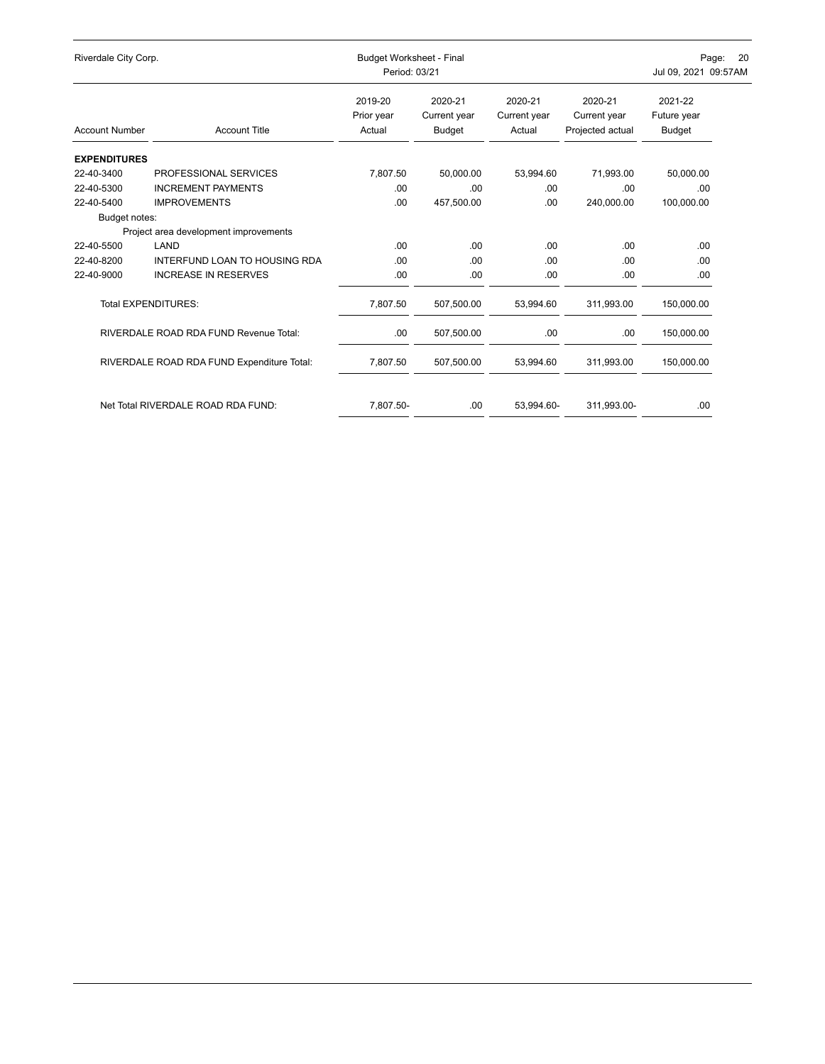| Account Number | Account Title | 2019-20 Prior year Actual | 2020-21 Current year Budget | 2020-21 Current year Actual | 2020-21 Current year Projected actual | 2021-22 Future year Budget |
|---|---|---|---|---|---|---|
| **EXPENDITURES** | | | | | | |
| 22-40-3400 | PROFESSIONAL SERVICES | 7,807.50 | 50,000.00 | 53,994.60 | 71,993.00 | 50,000.00 |
| 22-40-5300 | INCREMENT PAYMENTS | .00 | .00 | .00 | .00 | .00 |
| 22-40-5400 | IMPROVEMENTS | .00 | 457,500.00 | .00 | 240,000.00 | 100,000.00 |
| Budget notes: | | | | | | |
| | Project area development improvements | | | | | |
| 22-40-5500 | LAND | .00 | .00 | .00 | .00 | .00 |
| 22-40-8200 | INTERFUND LOAN TO HOUSING RDA | .00 | .00 | .00 | .00 | .00 |
| 22-40-9000 | INCREASE IN RESERVES | .00 | .00 | .00 | .00 | .00 |
| | Total EXPENDITURES: | 7,807.50 | 507,500.00 | 53,994.60 | 311,993.00 | 150,000.00 |
| | RIVERDALE ROAD RDA FUND Revenue Total: | .00 | 507,500.00 | .00 | .00 | 150,000.00 |
| | RIVERDALE ROAD RDA FUND Expenditure Total: | 7,807.50 | 507,500.00 | 53,994.60 | 311,993.00 | 150,000.00 |
| | Net Total RIVERDALE ROAD RDA FUND: | 7,807.50- | .00 | 53,994.60- | 311,993.00- | .00 |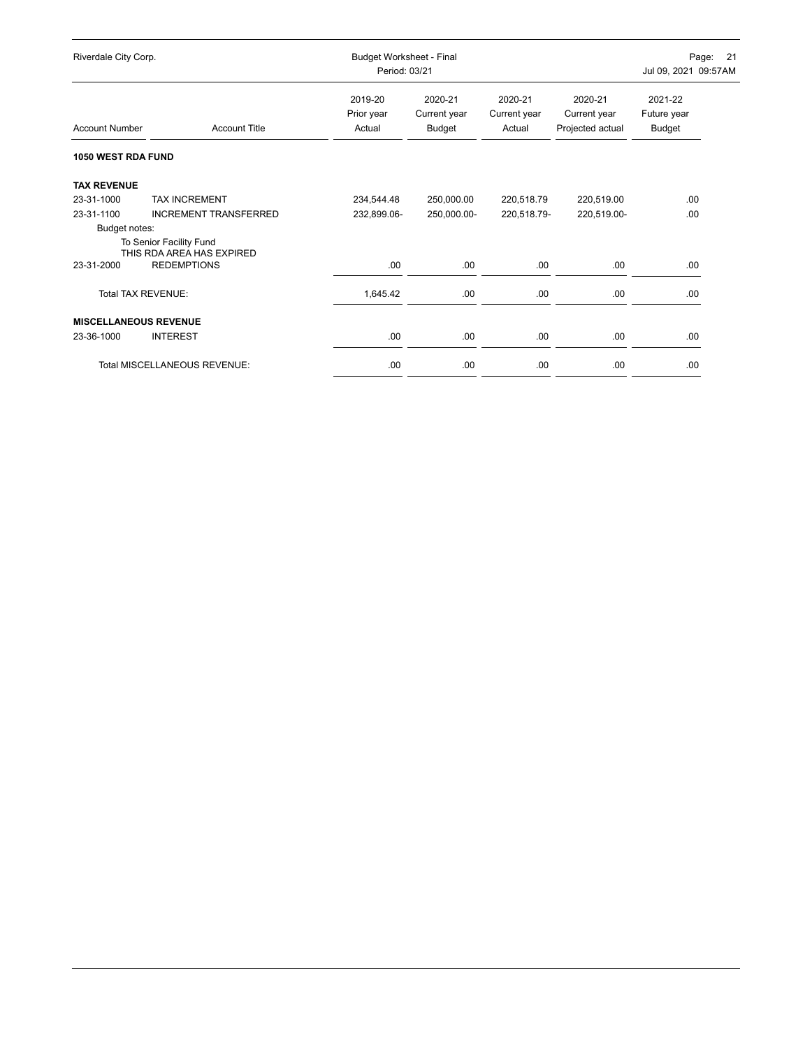Riverdale City Corp.

Budget Worksheet - Final
Period: 03/21

| Account Number | Account Title | 2019-20 Prior year Actual | 2020-21 Current year Budget | 2020-21 Current year Actual | 2020-21 Current year Projected actual | 2021-22 Future year Budget |
|---|---|---|---|---|---|---|
| **1050 WEST RDA FUND** | | | | | | |
| **TAX REVENUE** | | | | | | |
| 23-31-1000 | TAX INCREMENT | 234,544.48 | 250,000.00 | 220,518.79 | 220,519.00 | .00 |
| 23-31-1100 | INCREMENT TRANSFERRED | 232,899.06- | 250,000.00- | 220,518.79- | 220,519.00- | .00 |
| Budget notes: | To Senior Facility Fund<br>THIS RDA AREA HAS EXPIRED | | | | | |
| 23-31-2000 | REDEMPTIONS | .00 | .00 | .00 | .00 | .00 |
| Total TAX REVENUE: | | 1,645.42 | .00 | .00 | .00 | .00 |
| **MISCELLANEOUS REVENUE** | | | | | | |
| 23-36-1000 | INTEREST | .00 | .00 | .00 | .00 | .00 |
| Total MISCELLANEOUS REVENUE: | | .00 | .00 | .00 | .00 | .00 |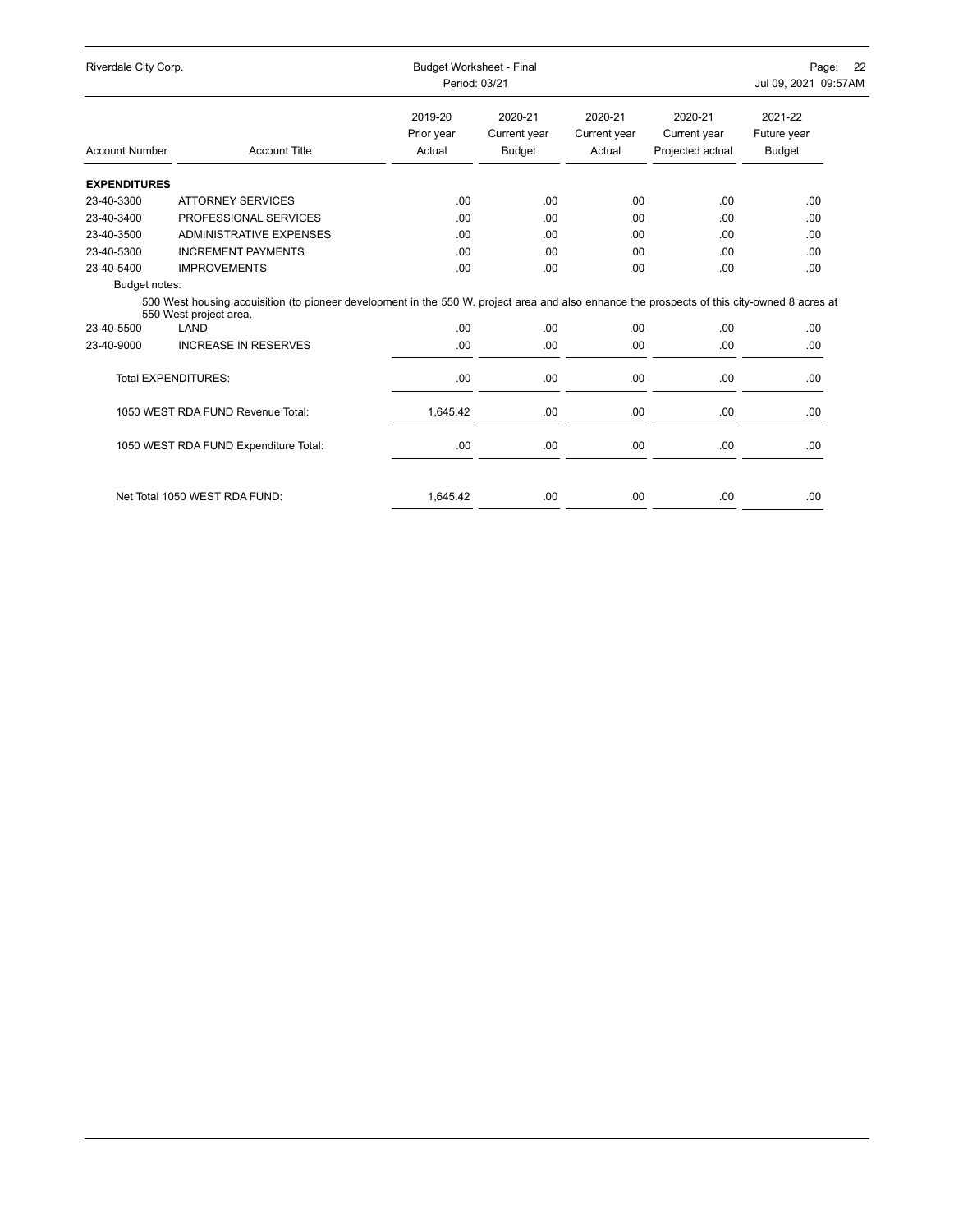Riverdale City Corp. — Budget Worksheet - Final — Period: 03/21

| Account Number | Account Title | 2019-20 Prior year Actual | 2020-21 Current year Budget | 2020-21 Current year Actual | 2020-21 Current year Projected actual | 2021-22 Future year Budget |
|---|---|---|---|---|---|---|
| **EXPENDITURES** | | | | | | |
| 23-40-3300 | ATTORNEY SERVICES | .00 | .00 | .00 | .00 | .00 |
| 23-40-3400 | PROFESSIONAL SERVICES | .00 | .00 | .00 | .00 | .00 |
| 23-40-3500 | ADMINISTRATIVE EXPENSES | .00 | .00 | .00 | .00 | .00 |
| 23-40-5300 | INCREMENT PAYMENTS | .00 | .00 | .00 | .00 | .00 |
| 23-40-5400 | IMPROVEMENTS | .00 | .00 | .00 | .00 | .00 |
| Budget notes: 500 West housing acquisition (to pioneer development in the 550 W. project area and also enhance the prospects of this city-owned 8 acres at 550 West project area. | | | | | | |
| 23-40-5500 | LAND | .00 | .00 | .00 | .00 | .00 |
| 23-40-9000 | INCREASE IN RESERVES | .00 | .00 | .00 | .00 | .00 |
| | Total EXPENDITURES: | .00 | .00 | .00 | .00 | .00 |
| | 1050 WEST RDA FUND Revenue Total: | 1,645.42 | .00 | .00 | .00 | .00 |
| | 1050 WEST RDA FUND Expenditure Total: | .00 | .00 | .00 | .00 | .00 |
| | Net Total 1050 WEST RDA FUND: | 1,645.42 | .00 | .00 | .00 | .00 |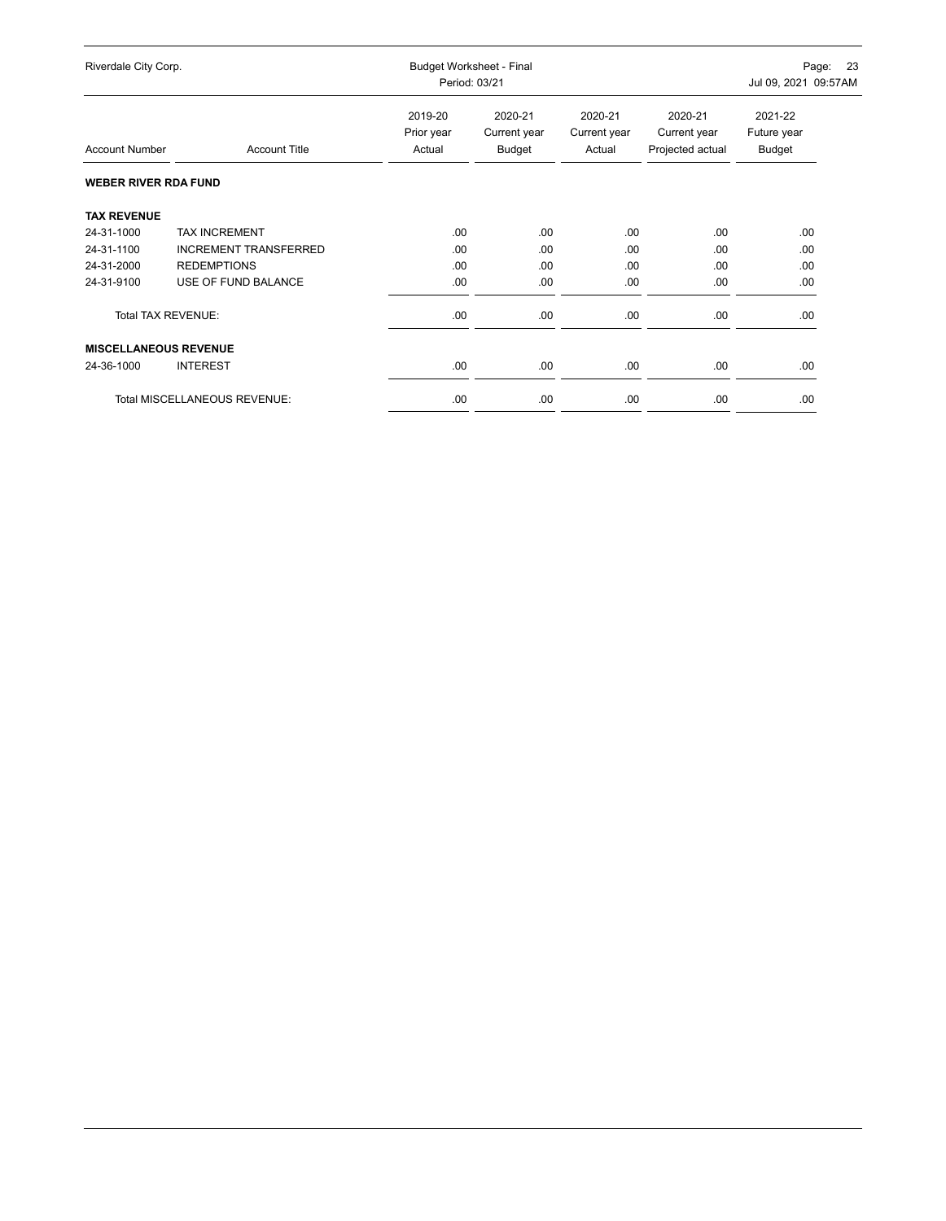| Account Number | Account Title | 2019-20 Prior year Actual | 2020-21 Current year Budget | 2020-21 Current year Actual | 2020-21 Current year Projected actual | 2021-22 Future year Budget |
|---|---|---|---|---|---|---|
| **WEBER RIVER RDA FUND** | | | | | | |
| **TAX REVENUE** | | | | | | |
| 24-31-1000 | TAX INCREMENT | .00 | .00 | .00 | .00 | .00 |
| 24-31-1100 | INCREMENT TRANSFERRED | .00 | .00 | .00 | .00 | .00 |
| 24-31-2000 | REDEMPTIONS | .00 | .00 | .00 | .00 | .00 |
| 24-31-9100 | USE OF FUND BALANCE | .00 | .00 | .00 | .00 | .00 |
| | Total TAX REVENUE: | .00 | .00 | .00 | .00 | .00 |
| **MISCELLANEOUS REVENUE** | | | | | | |
| 24-36-1000 | INTEREST | .00 | .00 | .00 | .00 | .00 |
| | Total MISCELLANEOUS REVENUE: | .00 | .00 | .00 | .00 | .00 |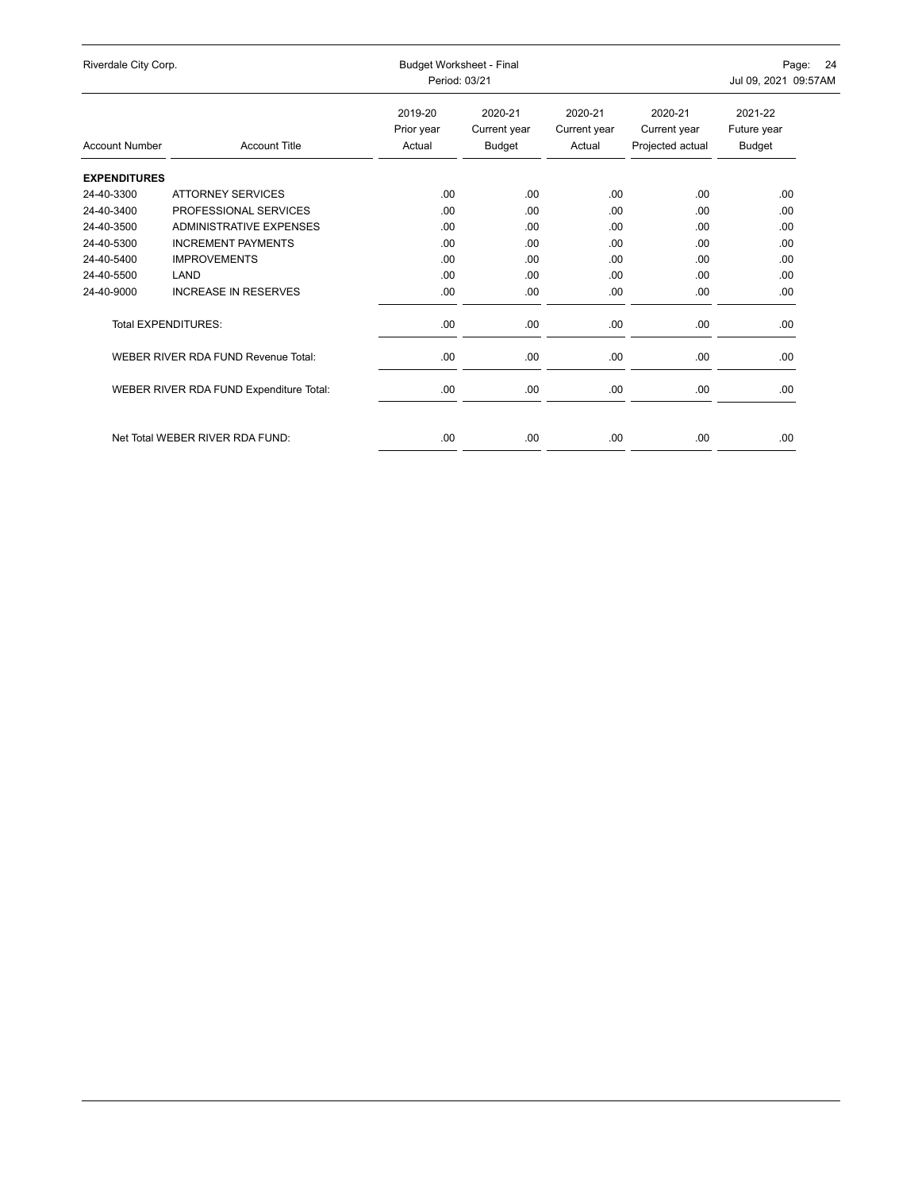| Account Number | Account Title | 2019-20 Prior year Actual | 2020-21 Current year Budget | 2020-21 Current year Actual | 2020-21 Current year Projected actual | 2021-22 Future year Budget |
|---|---|---|---|---|---|---|
| **EXPENDITURES** | | | | | | |
| 24-40-3300 | ATTORNEY SERVICES | .00 | .00 | .00 | .00 | .00 |
| 24-40-3400 | PROFESSIONAL SERVICES | .00 | .00 | .00 | .00 | .00 |
| 24-40-3500 | ADMINISTRATIVE EXPENSES | .00 | .00 | .00 | .00 | .00 |
| 24-40-5300 | INCREMENT PAYMENTS | .00 | .00 | .00 | .00 | .00 |
| 24-40-5400 | IMPROVEMENTS | .00 | .00 | .00 | .00 | .00 |
| 24-40-5500 | LAND | .00 | .00 | .00 | .00 | .00 |
| 24-40-9000 | INCREASE IN RESERVES | .00 | .00 | .00 | .00 | .00 |
| Total EXPENDITURES: | | .00 | .00 | .00 | .00 | .00 |
| WEBER RIVER RDA FUND Revenue Total: | | .00 | .00 | .00 | .00 | .00 |
| WEBER RIVER RDA FUND Expenditure Total: | | .00 | .00 | .00 | .00 | .00 |
| Net Total WEBER RIVER RDA FUND: | | .00 | .00 | .00 | .00 | .00 |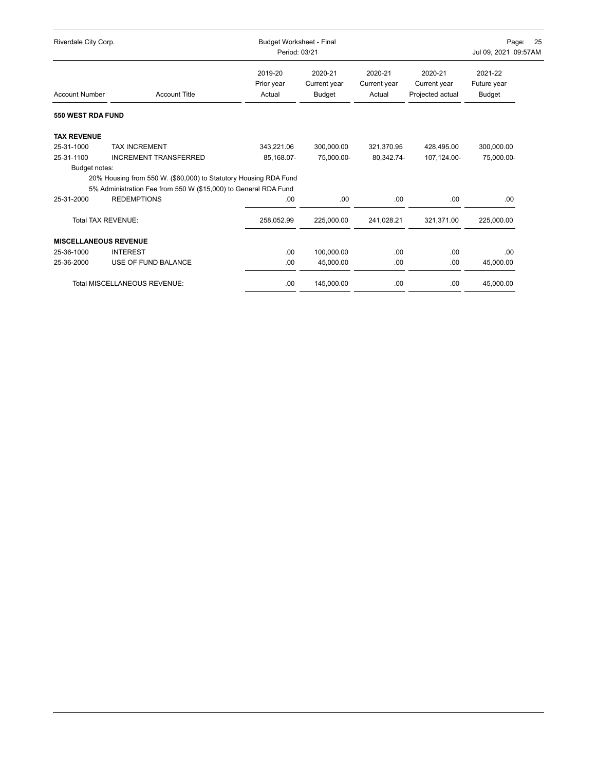Riverdale City Corp. — Budget Worksheet - Final — Period: 03/21 — Jul 09, 2021 09:57AM

| Account Number | Account Title | 2019-20 Prior year Actual | 2020-21 Current year Budget | 2020-21 Current year Actual | 2020-21 Current year Projected actual | 2021-22 Future year Budget |
|---|---|---|---|---|---|---|
| **550 WEST RDA FUND** | | | | | | |
| **TAX REVENUE** | | | | | | |
| 25-31-1000 | TAX INCREMENT | 343,221.06 | 300,000.00 | 321,370.95 | 428,495.00 | 300,000.00 |
| 25-31-1100 | INCREMENT TRANSFERRED | 85,168.07- | 75,000.00- | 80,342.74- | 107,124.00- | 75,000.00- |
| Budget notes: | | | | | | |
| | 20% Housing from 550 W. ($60,000) to Statutory Housing RDA Fund | | | | | |
| | 5% Administration Fee from 550 W ($15,000) to General RDA Fund | | | | | |
| 25-31-2000 | REDEMPTIONS | .00 | .00 | .00 | .00 | .00 |
| | Total TAX REVENUE: | 258,052.99 | 225,000.00 | 241,028.21 | 321,371.00 | 225,000.00 |
| **MISCELLANEOUS REVENUE** | | | | | | |
| 25-36-1000 | INTEREST | .00 | 100,000.00 | .00 | .00 | .00 |
| 25-36-2000 | USE OF FUND BALANCE | .00 | 45,000.00 | .00 | .00 | 45,000.00 |
| | Total MISCELLANEOUS REVENUE: | .00 | 145,000.00 | .00 | .00 | 45,000.00 |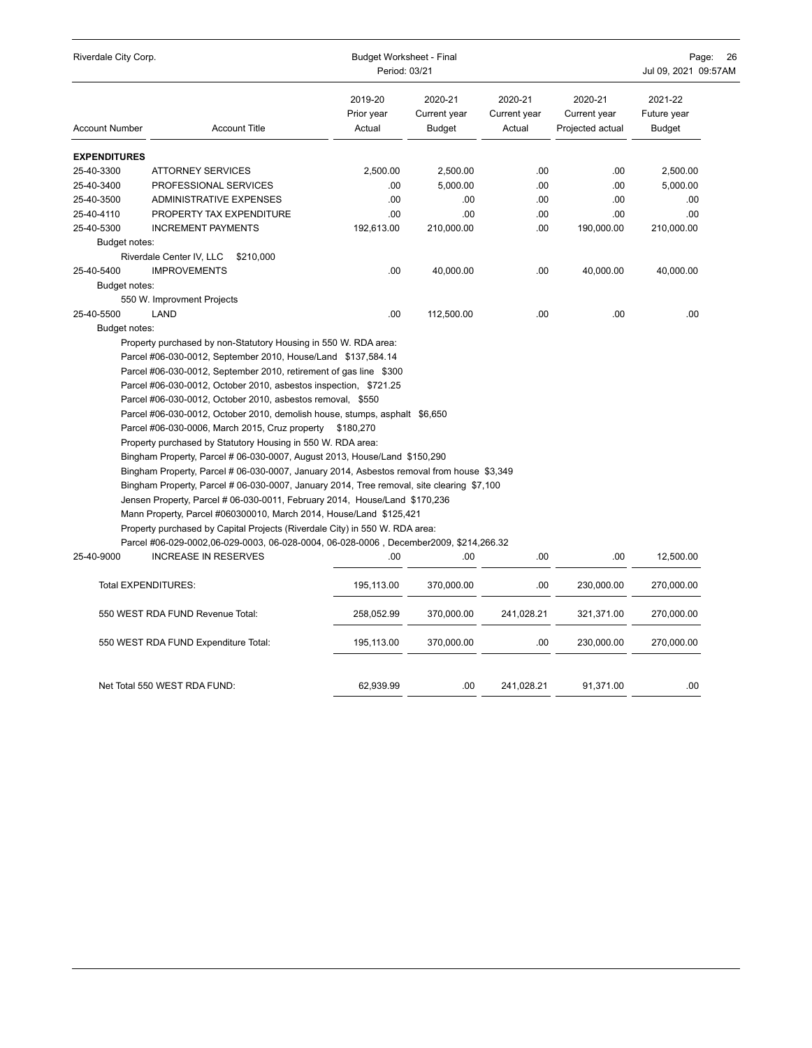| Account Number | Account Title | 2019-20 Prior year Actual | 2020-21 Current year Budget | 2020-21 Current year Actual | 2020-21 Current year Projected actual | 2021-22 Future year Budget |
|---|---|---|---|---|---|---|
| **EXPENDITURES** | | | | | | |
| 25-40-3300 | ATTORNEY SERVICES | 2,500.00 | 2,500.00 | .00 | .00 | 2,500.00 |
| 25-40-3400 | PROFESSIONAL SERVICES | .00 | 5,000.00 | .00 | .00 | 5,000.00 |
| 25-40-3500 | ADMINISTRATIVE EXPENSES | .00 | .00 | .00 | .00 | .00 |
| 25-40-4110 | PROPERTY TAX EXPENDITURE | .00 | .00 | .00 | .00 | .00 |
| 25-40-5300 | INCREMENT PAYMENTS | 192,613.00 | 210,000.00 | .00 | 190,000.00 | 210,000.00 |
| Budget notes: | | | | | | |
| | Riverdale Center IV, LLC $210,000 | | | | | |
| 25-40-5400 | IMPROVEMENTS | .00 | 40,000.00 | .00 | 40,000.00 | 40,000.00 |
| Budget notes: | | | | | | |
| | 550 W. Improvment Projects | | | | | |
| 25-40-5500 | LAND | .00 | 112,500.00 | .00 | .00 | .00 |
| Budget notes: | | | | | | |
| | Property purchased by non-Statutory Housing in 550 W. RDA area: | | | | | |
| | Parcel #06-030-0012, September 2010, House/Land $137,584.14 | | | | | |
| | Parcel #06-030-0012, September 2010, retirement of gas line $300 | | | | | |
| | Parcel #06-030-0012, October 2010, asbestos inspection, $721.25 | | | | | |
| | Parcel #06-030-0012, October 2010, asbestos removal, $550 | | | | | |
| | Parcel #06-030-0012, October 2010, demolish house, stumps, asphalt $6,650 | | | | | |
| | Parcel #06-030-0006, March 2015, Cruz property $180,270 | | | | | |
| | Property purchased by Statutory Housing in 550 W. RDA area: | | | | | |
| | Bingham Property, Parcel # 06-030-0007, August 2013, House/Land $150,290 | | | | | |
| | Bingham Property, Parcel # 06-030-0007, January 2014, Asbestos removal from house $3,349 | | | | | |
| | Bingham Property, Parcel # 06-030-0007, January 2014, Tree removal, site clearing $7,100 | | | | | |
| | Jensen Property, Parcel # 06-030-0011, February 2014, House/Land $170,236 | | | | | |
| | Mann Property, Parcel #060300010, March 2014, House/Land $125,421 | | | | | |
| | Property purchased by Capital Projects (Riverdale City) in 550 W. RDA area: | | | | | |
| | Parcel #06-029-0002,06-029-0003, 06-028-0004, 06-028-0006 , December2009, $214,266.32 | | | | | |
| 25-40-9000 | INCREASE IN RESERVES | .00 | .00 | .00 | .00 | 12,500.00 |
| Total EXPENDITURES: | | 195,113.00 | 370,000.00 | .00 | 230,000.00 | 270,000.00 |
| 550 WEST RDA FUND Revenue Total: | | 258,052.99 | 370,000.00 | 241,028.21 | 321,371.00 | 270,000.00 |
| 550 WEST RDA FUND Expenditure Total: | | 195,113.00 | 370,000.00 | .00 | 230,000.00 | 270,000.00 |
| Net Total 550 WEST RDA FUND: | | 62,939.99 | .00 | 241,028.21 | 91,371.00 | .00 |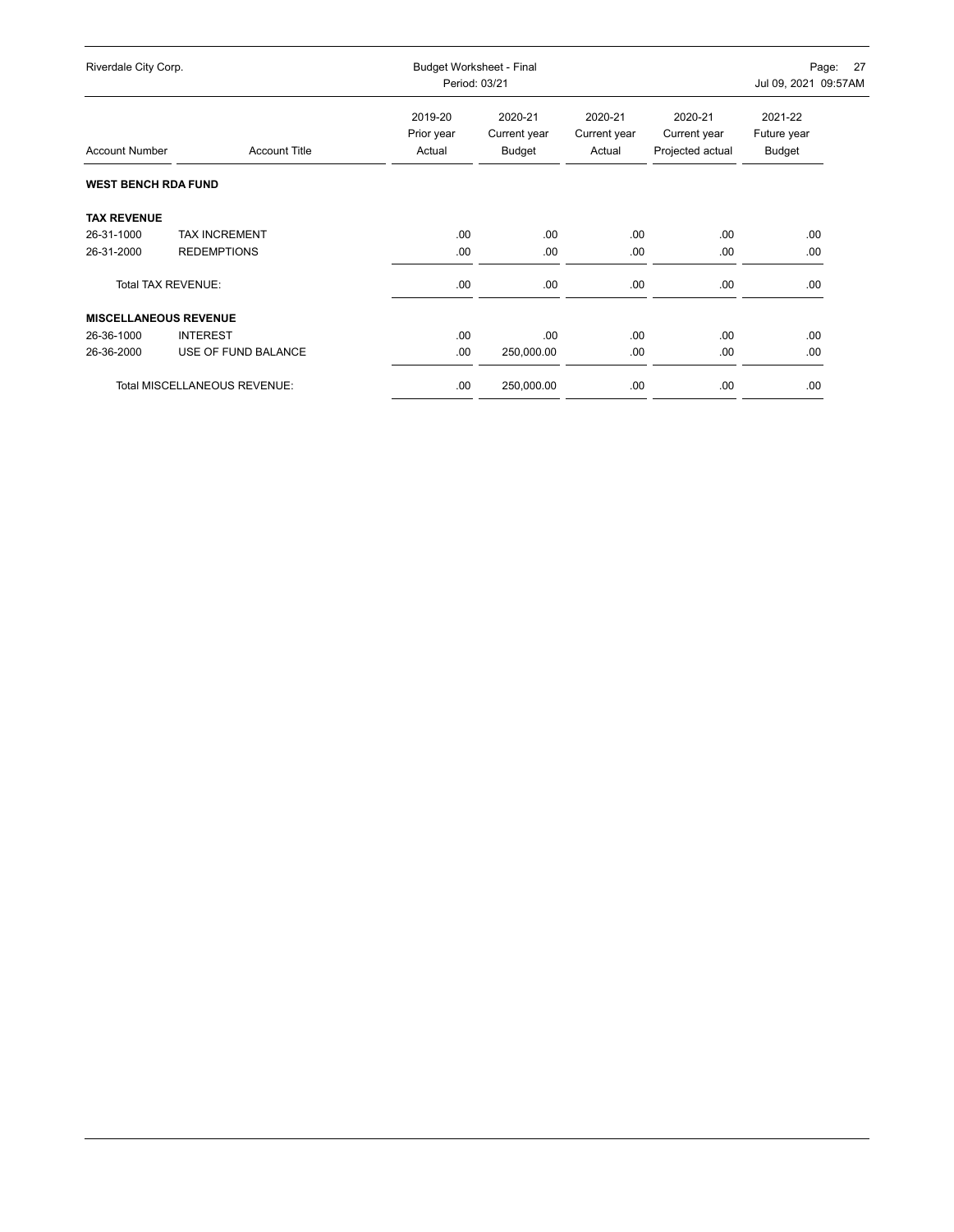| Account Number | Account Title | 2019-20 Prior year Actual | 2020-21 Current year Budget | 2020-21 Current year Actual | 2020-21 Current year Projected actual | 2021-22 Future year Budget |
|---|---|---|---|---|---|---|
| **WEST BENCH RDA FUND** | | | | | | |
| **TAX REVENUE** | | | | | | |
| 26-31-1000 | TAX INCREMENT | .00 | .00 | .00 | .00 | .00 |
| 26-31-2000 | REDEMPTIONS | .00 | .00 | .00 | .00 | .00 |
| Total TAX REVENUE: | | .00 | .00 | .00 | .00 | .00 |
| **MISCELLANEOUS REVENUE** | | | | | | |
| 26-36-1000 | INTEREST | .00 | .00 | .00 | .00 | .00 |
| 26-36-2000 | USE OF FUND BALANCE | .00 | 250,000.00 | .00 | .00 | .00 |
| Total MISCELLANEOUS REVENUE: | | .00 | 250,000.00 | .00 | .00 | .00 |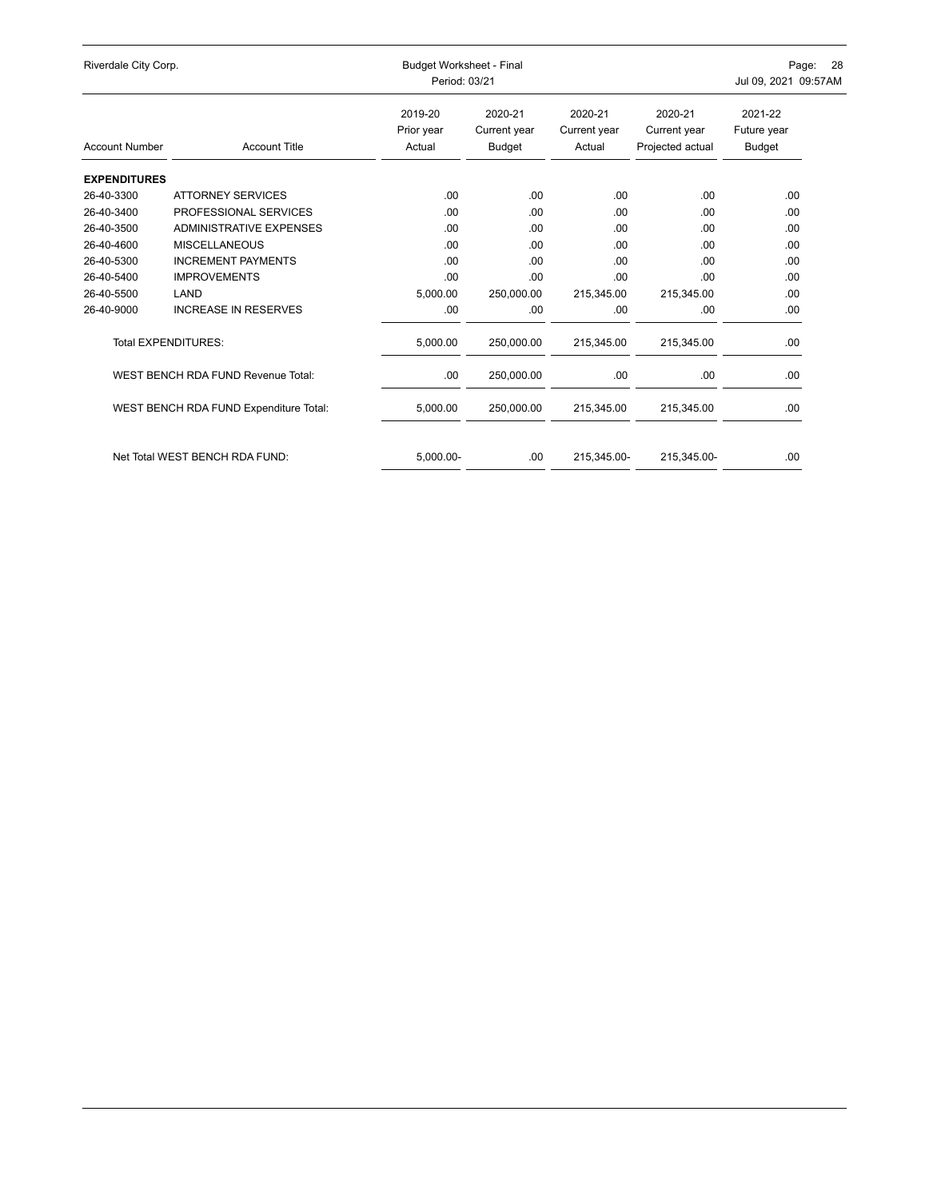| Account Number | Account Title | 2019-20 Prior year Actual | 2020-21 Current year Budget | 2020-21 Current year Actual | 2020-21 Current year Projected actual | 2021-22 Future year Budget |
|---|---|---|---|---|---|---|
| **EXPENDITURES** | | | | | | |
| 26-40-3300 | ATTORNEY SERVICES | .00 | .00 | .00 | .00 | .00 |
| 26-40-3400 | PROFESSIONAL SERVICES | .00 | .00 | .00 | .00 | .00 |
| 26-40-3500 | ADMINISTRATIVE EXPENSES | .00 | .00 | .00 | .00 | .00 |
| 26-40-4600 | MISCELLANEOUS | .00 | .00 | .00 | .00 | .00 |
| 26-40-5300 | INCREMENT PAYMENTS | .00 | .00 | .00 | .00 | .00 |
| 26-40-5400 | IMPROVEMENTS | .00 | .00 | .00 | .00 | .00 |
| 26-40-5500 | LAND | 5,000.00 | 250,000.00 | 215,345.00 | 215,345.00 | .00 |
| 26-40-9000 | INCREASE IN RESERVES | .00 | .00 | .00 | .00 | .00 |
| | Total EXPENDITURES: | 5,000.00 | 250,000.00 | 215,345.00 | 215,345.00 | .00 |
| | WEST BENCH RDA FUND Revenue Total: | .00 | 250,000.00 | .00 | .00 | .00 |
| | WEST BENCH RDA FUND Expenditure Total: | 5,000.00 | 250,000.00 | 215,345.00 | 215,345.00 | .00 |
| | Net Total WEST BENCH RDA FUND: | 5,000.00- | .00 | 215,345.00- | 215,345.00- | .00 |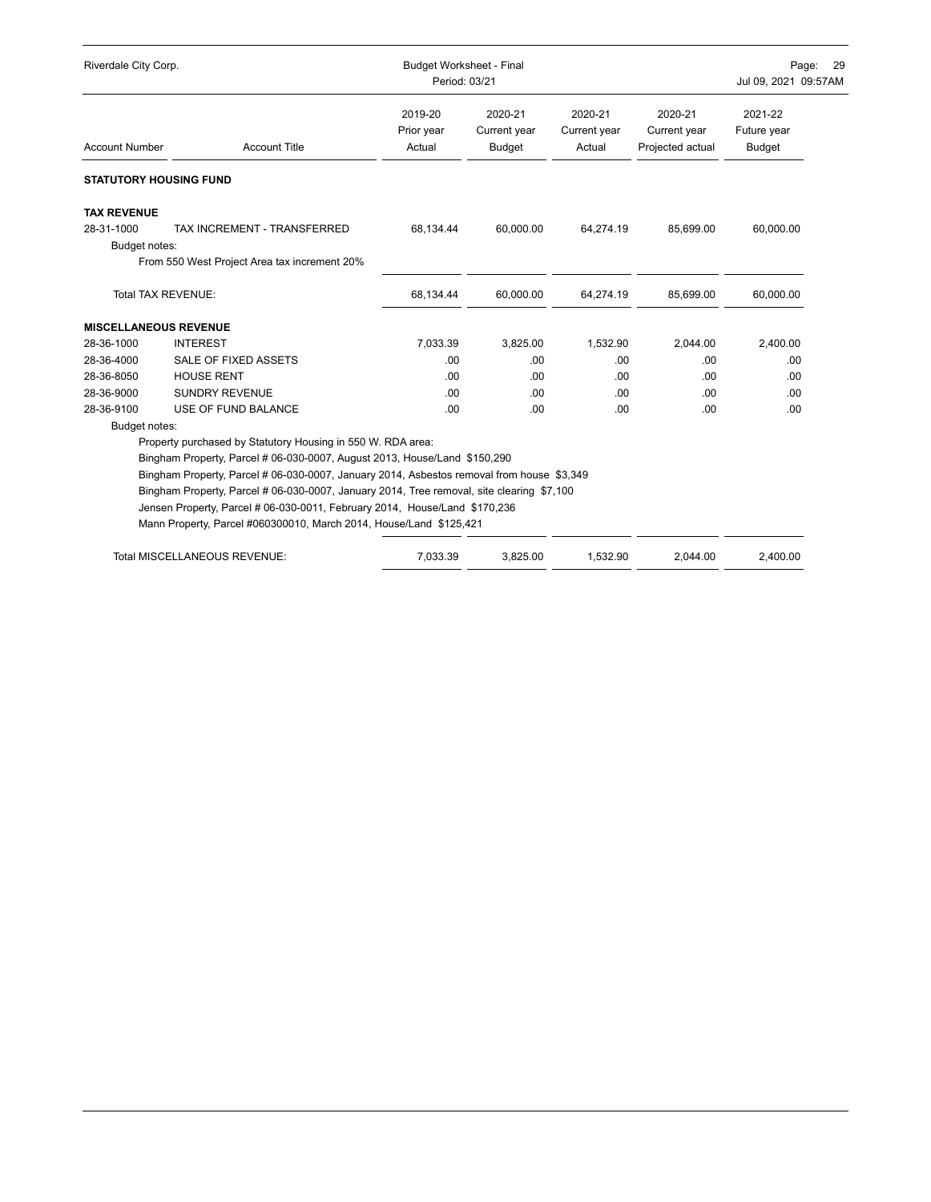Riverdale City Corp. — Budget Worksheet - Final — Period: 03/21

| Account Number | Account Title | 2019-20 Prior year Actual | 2020-21 Current year Budget | 2020-21 Current year Actual | 2020-21 Current year Projected actual | 2021-22 Future year Budget |
|---|---|---|---|---|---|---|
| **STATUTORY HOUSING FUND** | | | | | | |
| **TAX REVENUE** | | | | | | |
| 28-31-1000 | TAX INCREMENT - TRANSFERRED | 68,134.44 | 60,000.00 | 64,274.19 | 85,699.00 | 60,000.00 |
| Budget notes: | From 550 West Project Area tax increment 20% | | | | | |
| | Total TAX REVENUE: | 68,134.44 | 60,000.00 | 64,274.19 | 85,699.00 | 60,000.00 |
| **MISCELLANEOUS REVENUE** | | | | | | |
| 28-36-1000 | INTEREST | 7,033.39 | 3,825.00 | 1,532.90 | 2,044.00 | 2,400.00 |
| 28-36-4000 | SALE OF FIXED ASSETS | .00 | .00 | .00 | .00 | .00 |
| 28-36-8050 | HOUSE RENT | .00 | .00 | .00 | .00 | .00 |
| 28-36-9000 | SUNDRY REVENUE | .00 | .00 | .00 | .00 | .00 |
| 28-36-9100 | USE OF FUND BALANCE | .00 | .00 | .00 | .00 | .00 |
| Budget notes: | Property purchased by Statutory Housing in 550 W. RDA area:<br>Bingham Property, Parcel # 06-030-0007, August 2013, House/Land $150,290<br>Bingham Property, Parcel # 06-030-0007, January 2014, Asbestos removal from house $3,349<br>Bingham Property, Parcel # 06-030-0007, January 2014, Tree removal, site clearing $7,100<br>Jensen Property, Parcel # 06-030-0011, February 2014, House/Land $170,236<br>Mann Property, Parcel #060300010, March 2014, House/Land $125,421 | | | | | |
| | Total MISCELLANEOUS REVENUE: | 7,033.39 | 3,825.00 | 1,532.90 | 2,044.00 | 2,400.00 |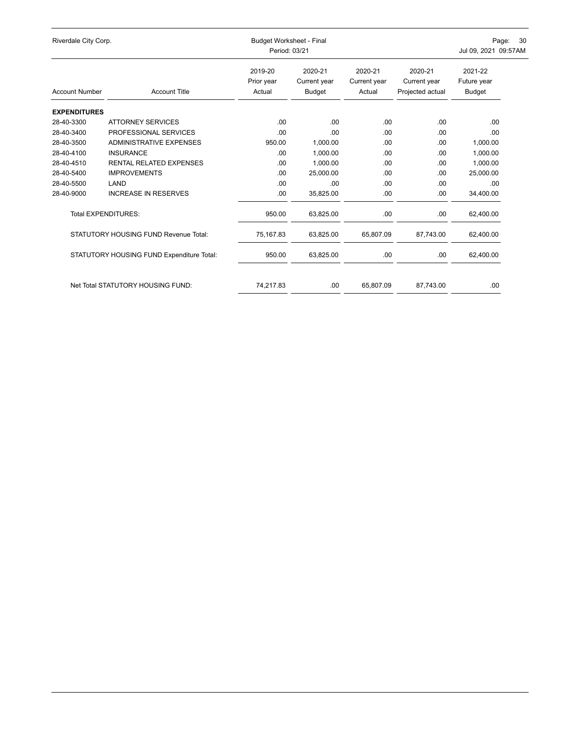Riverdale City Corp. — Budget Worksheet - Final — Period: 03/21 — Jul 09, 2021 09:57AM

| Account Number | Account Title | 2019-20 Prior year Actual | 2020-21 Current year Budget | 2020-21 Current year Actual | 2020-21 Current year Projected actual | 2021-22 Future year Budget |
|---|---|---|---|---|---|---|
| **EXPENDITURES** | | | | | | |
| 28-40-3300 | ATTORNEY SERVICES | .00 | .00 | .00 | .00 | .00 |
| 28-40-3400 | PROFESSIONAL SERVICES | .00 | .00 | .00 | .00 | .00 |
| 28-40-3500 | ADMINISTRATIVE EXPENSES | 950.00 | 1,000.00 | .00 | .00 | 1,000.00 |
| 28-40-4100 | INSURANCE | .00 | 1,000.00 | .00 | .00 | 1,000.00 |
| 28-40-4510 | RENTAL RELATED EXPENSES | .00 | 1,000.00 | .00 | .00 | 1,000.00 |
| 28-40-5400 | IMPROVEMENTS | .00 | 25,000.00 | .00 | .00 | 25,000.00 |
| 28-40-5500 | LAND | .00 | .00 | .00 | .00 | .00 |
| 28-40-9000 | INCREASE IN RESERVES | .00 | 35,825.00 | .00 | .00 | 34,400.00 |
| | Total EXPENDITURES: | 950.00 | 63,825.00 | .00 | .00 | 62,400.00 |
| | STATUTORY HOUSING FUND Revenue Total: | 75,167.83 | 63,825.00 | 65,807.09 | 87,743.00 | 62,400.00 |
| | STATUTORY HOUSING FUND Expenditure Total: | 950.00 | 63,825.00 | .00 | .00 | 62,400.00 |
| | Net Total STATUTORY HOUSING FUND: | 74,217.83 | .00 | 65,807.09 | 87,743.00 | .00 |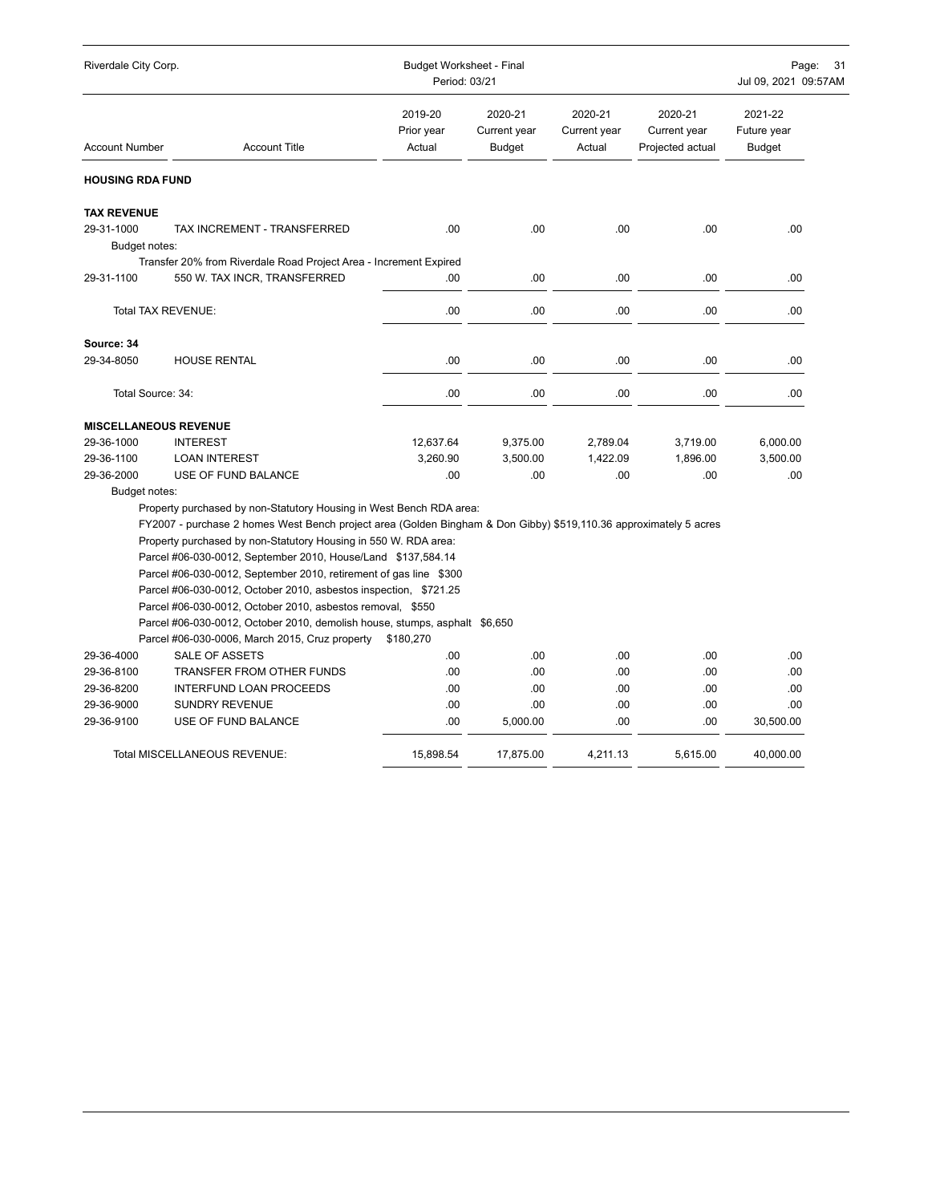| Account Number | Account Title | 2019-20 Prior year Actual | 2020-21 Current year Budget | 2020-21 Current year Actual | 2020-21 Current year Projected actual | 2021-22 Future year Budget |
|---|---|---|---|---|---|---|
| **HOUSING RDA FUND** | | | | | | |
| **TAX REVENUE** | | | | | | |
| 29-31-1000 | TAX INCREMENT - TRANSFERRED | .00 | .00 | .00 | .00 | .00 |
| Budget notes: | | | | | | |
| | Transfer 20% from Riverdale Road Project Area - Increment Expired | | | | | |
| 29-31-1100 | 550 W. TAX INCR, TRANSFERRED | .00 | .00 | .00 | .00 | .00 |
| | Total TAX REVENUE: | .00 | .00 | .00 | .00 | .00 |
| **Source: 34** | | | | | | |
| 29-34-8050 | HOUSE RENTAL | .00 | .00 | .00 | .00 | .00 |
| | Total Source: 34: | .00 | .00 | .00 | .00 | .00 |
| **MISCELLANEOUS REVENUE** | | | | | | |
| 29-36-1000 | INTEREST | 12,637.64 | 9,375.00 | 2,789.04 | 3,719.00 | 6,000.00 |
| 29-36-1100 | LOAN INTEREST | 3,260.90 | 3,500.00 | 1,422.09 | 1,896.00 | 3,500.00 |
| 29-36-2000 | USE OF FUND BALANCE | .00 | .00 | .00 | .00 | .00 |
| Budget notes: | | | | | | |
| | Property purchased by non-Statutory Housing in West Bench RDA area: | | | | | |
| | FY2007 - purchase 2 homes West Bench project area (Golden Bingham & Don Gibby) $519,110.36 approximately 5 acres | | | | | |
| | Property purchased by non-Statutory Housing in 550 W. RDA area: | | | | | |
| | Parcel #06-030-0012, September 2010, House/Land $137,584.14 | | | | | |
| | Parcel #06-030-0012, September 2010, retirement of gas line $300 | | | | | |
| | Parcel #06-030-0012, October 2010, asbestos inspection, $721.25 | | | | | |
| | Parcel #06-030-0012, October 2010, asbestos removal, $550 | | | | | |
| | Parcel #06-030-0012, October 2010, demolish house, stumps, asphalt $6,650 | | | | | |
| | Parcel #06-030-0006, March 2015, Cruz property $180,270 | | | | | |
| 29-36-4000 | SALE OF ASSETS | .00 | .00 | .00 | .00 | .00 |
| 29-36-8100 | TRANSFER FROM OTHER FUNDS | .00 | .00 | .00 | .00 | .00 |
| 29-36-8200 | INTERFUND LOAN PROCEEDS | .00 | .00 | .00 | .00 | .00 |
| 29-36-9000 | SUNDRY REVENUE | .00 | .00 | .00 | .00 | .00 |
| 29-36-9100 | USE OF FUND BALANCE | .00 | 5,000.00 | .00 | .00 | 30,500.00 |
| | Total MISCELLANEOUS REVENUE: | 15,898.54 | 17,875.00 | 4,211.13 | 5,615.00 | 40,000.00 |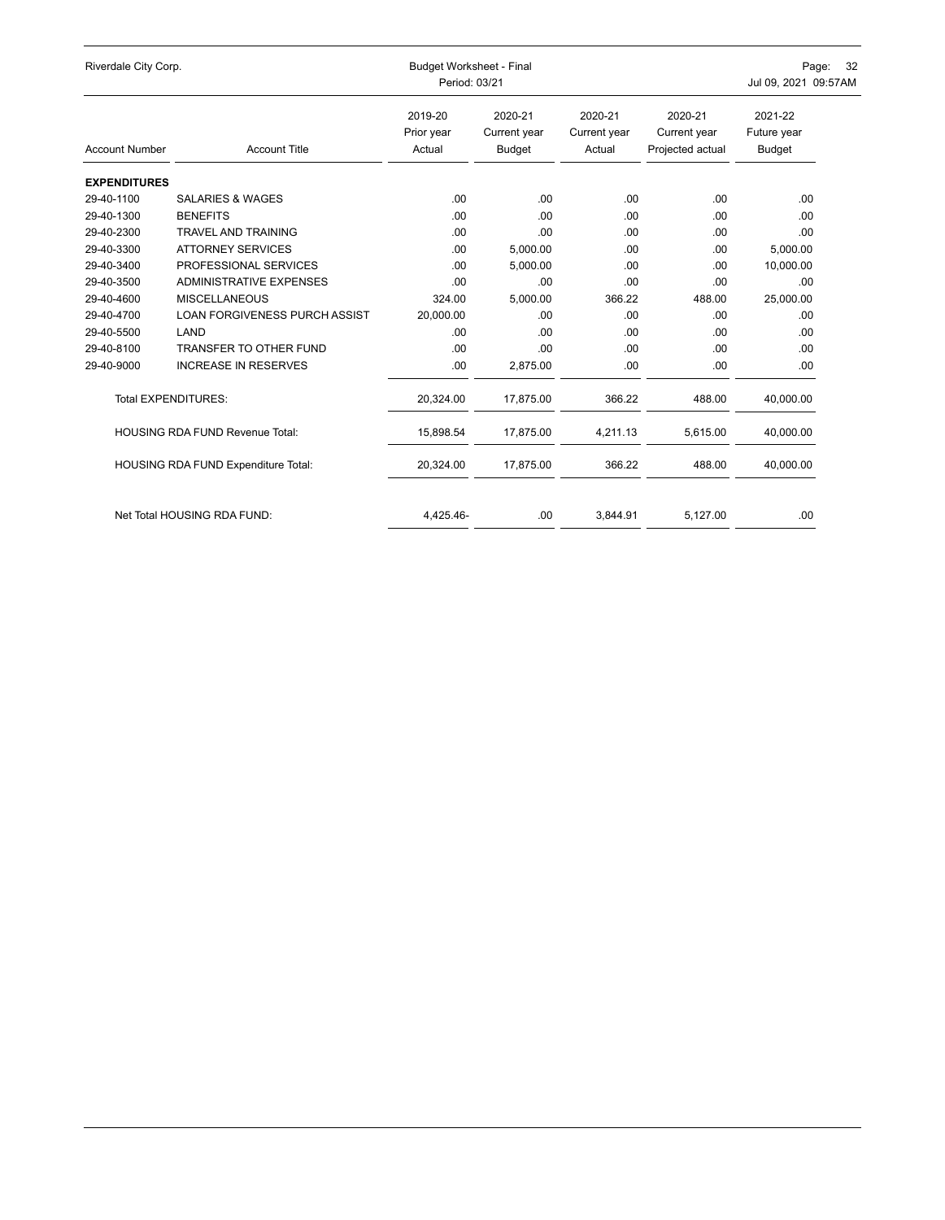Riverdale City Corp.

Budget Worksheet - Final
Period: 03/21

| Account Number | Account Title | 2019-20 Prior year Actual | 2020-21 Current year Budget | 2020-21 Current year Actual | 2020-21 Current year Projected actual | 2021-22 Future year Budget |
|---|---|---|---|---|---|---|
| **EXPENDITURES** | | | | | | |
| 29-40-1100 | SALARIES & WAGES | .00 | .00 | .00 | .00 | .00 |
| 29-40-1300 | BENEFITS | .00 | .00 | .00 | .00 | .00 |
| 29-40-2300 | TRAVEL AND TRAINING | .00 | .00 | .00 | .00 | .00 |
| 29-40-3300 | ATTORNEY SERVICES | .00 | 5,000.00 | .00 | .00 | 5,000.00 |
| 29-40-3400 | PROFESSIONAL SERVICES | .00 | 5,000.00 | .00 | .00 | 10,000.00 |
| 29-40-3500 | ADMINISTRATIVE EXPENSES | .00 | .00 | .00 | .00 | .00 |
| 29-40-4600 | MISCELLANEOUS | 324.00 | 5,000.00 | 366.22 | 488.00 | 25,000.00 |
| 29-40-4700 | LOAN FORGIVENESS PURCH ASSIST | 20,000.00 | .00 | .00 | .00 | .00 |
| 29-40-5500 | LAND | .00 | .00 | .00 | .00 | .00 |
| 29-40-8100 | TRANSFER TO OTHER FUND | .00 | .00 | .00 | .00 | .00 |
| 29-40-9000 | INCREASE IN RESERVES | .00 | 2,875.00 | .00 | .00 | .00 |
| Total EXPENDITURES: | | 20,324.00 | 17,875.00 | 366.22 | 488.00 | 40,000.00 |
| HOUSING RDA FUND Revenue Total: | | 15,898.54 | 17,875.00 | 4,211.13 | 5,615.00 | 40,000.00 |
| HOUSING RDA FUND Expenditure Total: | | 20,324.00 | 17,875.00 | 366.22 | 488.00 | 40,000.00 |
| Net Total HOUSING RDA FUND: | | 4,425.46- | .00 | 3,844.91 | 5,127.00 | .00 |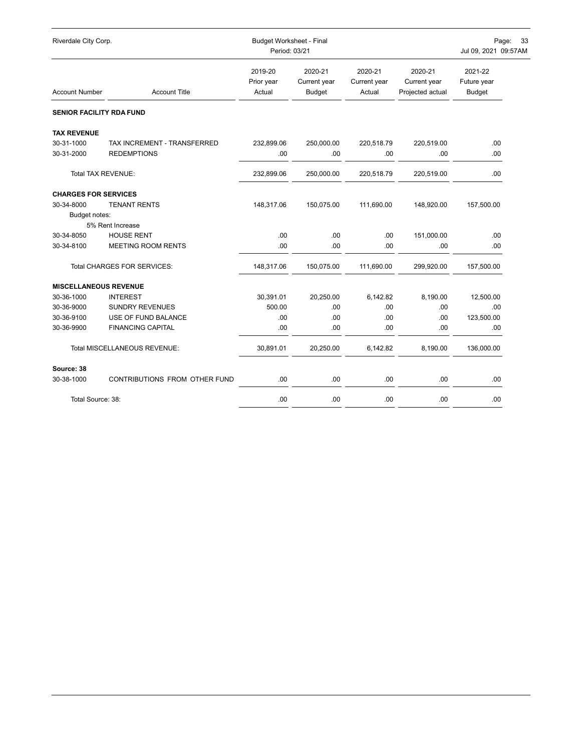## SENIOR FACILITY RDA FUND

| Account Number | Account Title | 2019-20 Prior year Actual | 2020-21 Current year Budget | 2020-21 Current year Actual | 2020-21 Current year Projected actual | 2021-22 Future year Budget |
|---|---|---|---|---|---|---|
| **TAX REVENUE** | | | | | | |
| 30-31-1000 | TAX INCREMENT - TRANSFERRED | 232,899.06 | 250,000.00 | 220,518.79 | 220,519.00 | .00 |
| 30-31-2000 | REDEMPTIONS | .00 | .00 | .00 | .00 | .00 |
| Total TAX REVENUE: | | 232,899.06 | 250,000.00 | 220,518.79 | 220,519.00 | .00 |
| **CHARGES FOR SERVICES** | | | | | | |
| 30-34-8000 | TENANT RENTS | 148,317.06 | 150,075.00 | 111,690.00 | 148,920.00 | 157,500.00 |
| Budget notes: | | | | | | |
| | 5% Rent Increase | | | | | |
| 30-34-8050 | HOUSE RENT | .00 | .00 | .00 | 151,000.00 | .00 |
| 30-34-8100 | MEETING ROOM RENTS | .00 | .00 | .00 | .00 | .00 |
| Total CHARGES FOR SERVICES: | | 148,317.06 | 150,075.00 | 111,690.00 | 299,920.00 | 157,500.00 |
| **MISCELLANEOUS REVENUE** | | | | | | |
| 30-36-1000 | INTEREST | 30,391.01 | 20,250.00 | 6,142.82 | 8,190.00 | 12,500.00 |
| 30-36-9000 | SUNDRY REVENUES | 500.00 | .00 | .00 | .00 | .00 |
| 30-36-9100 | USE OF FUND BALANCE | .00 | .00 | .00 | .00 | 123,500.00 |
| 30-36-9900 | FINANCING CAPITAL | .00 | .00 | .00 | .00 | .00 |
| Total MISCELLANEOUS REVENUE: | | 30,891.01 | 20,250.00 | 6,142.82 | 8,190.00 | 136,000.00 |
| **Source: 38** | | | | | | |
| 30-38-1000 | CONTRIBUTIONS FROM OTHER FUND | .00 | .00 | .00 | .00 | .00 |
| Total Source: 38: | | .00 | .00 | .00 | .00 | .00 |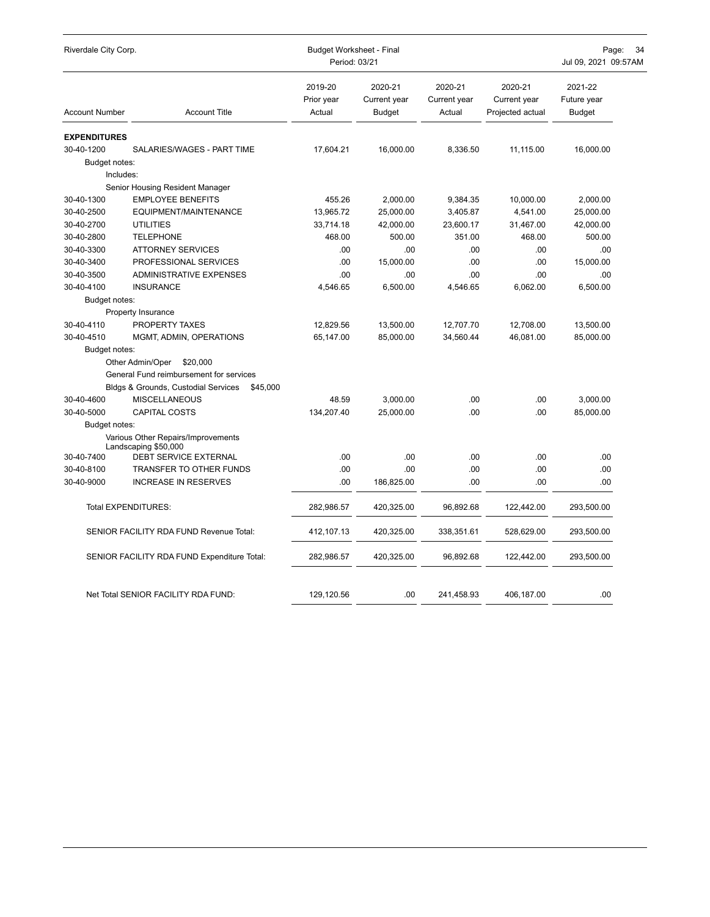Riverdale City Corp.

Budget Worksheet - Final
Period: 03/21

| Account Number | Account Title | 2019-20 Prior year Actual | 2020-21 Current year Budget | 2020-21 Current year Actual | 2020-21 Current year Projected actual | 2021-22 Future year Budget |
|---|---|---|---|---|---|---|
| **EXPENDITURES** | | | | | | |
| 30-40-1200 | SALARIES/WAGES - PART TIME | 17,604.21 | 16,000.00 | 8,336.50 | 11,115.00 | 16,000.00 |
| Budget notes: | | | | | | |
| Includes: | | | | | | |
| | Senior Housing Resident Manager | | | | | |
| 30-40-1300 | EMPLOYEE BENEFITS | 455.26 | 2,000.00 | 9,384.35 | 10,000.00 | 2,000.00 |
| 30-40-2500 | EQUIPMENT/MAINTENANCE | 13,965.72 | 25,000.00 | 3,405.87 | 4,541.00 | 25,000.00 |
| 30-40-2700 | UTILITIES | 33,714.18 | 42,000.00 | 23,600.17 | 31,467.00 | 42,000.00 |
| 30-40-2800 | TELEPHONE | 468.00 | 500.00 | 351.00 | 468.00 | 500.00 |
| 30-40-3300 | ATTORNEY SERVICES | .00 | .00 | .00 | .00 | .00 |
| 30-40-3400 | PROFESSIONAL SERVICES | .00 | 15,000.00 | .00 | .00 | 15,000.00 |
| 30-40-3500 | ADMINISTRATIVE EXPENSES | .00 | .00 | .00 | .00 | .00 |
| 30-40-4100 | INSURANCE | 4,546.65 | 6,500.00 | 4,546.65 | 6,062.00 | 6,500.00 |
| Budget notes: | | | | | | |
| | Property Insurance | | | | | |
| 30-40-4110 | PROPERTY TAXES | 12,829.56 | 13,500.00 | 12,707.70 | 12,708.00 | 13,500.00 |
| 30-40-4510 | MGMT, ADMIN, OPERATIONS | 65,147.00 | 85,000.00 | 34,560.44 | 46,081.00 | 85,000.00 |
| Budget notes: | | | | | | |
| | Other Admin/Oper $20,000 | | | | | |
| | General Fund reimbursement for services | | | | | |
| | Bldgs & Grounds, Custodial Services $45,000 | | | | | |
| 30-40-4600 | MISCELLANEOUS | 48.59 | 3,000.00 | .00 | .00 | 3,000.00 |
| 30-40-5000 | CAPITAL COSTS | 134,207.40 | 25,000.00 | .00 | .00 | 85,000.00 |
| Budget notes: | | | | | | |
| | Various Other Repairs/Improvements Landscaping $50,000 | | | | | |
| 30-40-7400 | DEBT SERVICE EXTERNAL | .00 | .00 | .00 | .00 | .00 |
| 30-40-8100 | TRANSFER TO OTHER FUNDS | .00 | .00 | .00 | .00 | .00 |
| 30-40-9000 | INCREASE IN RESERVES | .00 | 186,825.00 | .00 | .00 | .00 |
| | Total EXPENDITURES: | 282,986.57 | 420,325.00 | 96,892.68 | 122,442.00 | 293,500.00 |
| | SENIOR FACILITY RDA FUND Revenue Total: | 412,107.13 | 420,325.00 | 338,351.61 | 528,629.00 | 293,500.00 |
| | SENIOR FACILITY RDA FUND Expenditure Total: | 282,986.57 | 420,325.00 | 96,892.68 | 122,442.00 | 293,500.00 |
| | Net Total SENIOR FACILITY RDA FUND: | 129,120.56 | .00 | 241,458.93 | 406,187.00 | .00 |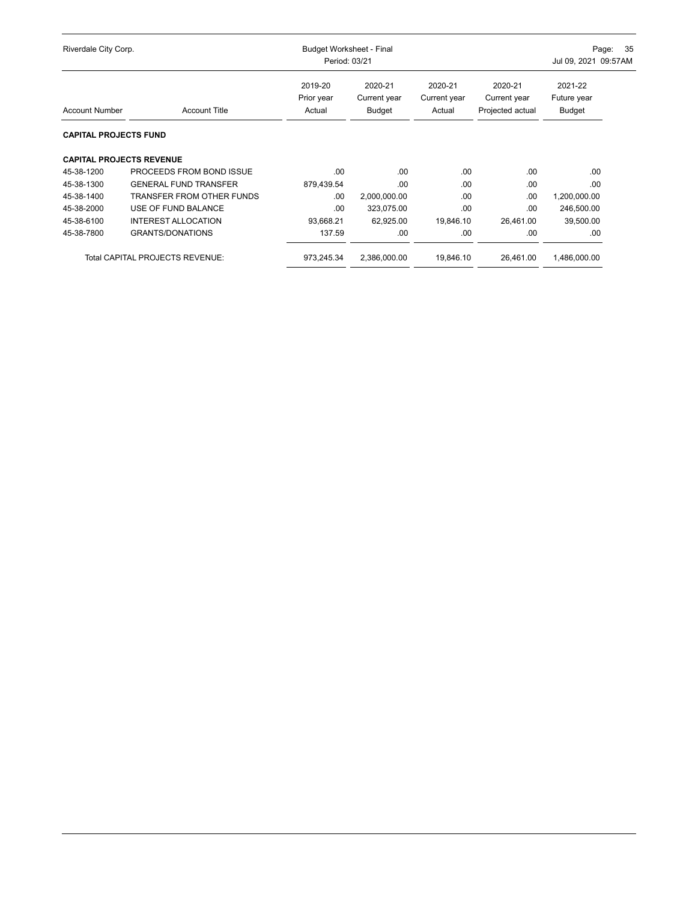| Account Number | Account Title | 2019-20 Prior year Actual | 2020-21 Current year Budget | 2020-21 Current year Actual | 2020-21 Current year Projected actual | 2021-22 Future year Budget |
|---|---|---|---|---|---|---|
| **CAPITAL PROJECTS FUND** | | | | | | |
| **CAPITAL PROJECTS REVENUE** | | | | | | |
| 45-38-1200 | PROCEEDS FROM BOND ISSUE | .00 | .00 | .00 | .00 | .00 |
| 45-38-1300 | GENERAL FUND TRANSFER | 879,439.54 | .00 | .00 | .00 | .00 |
| 45-38-1400 | TRANSFER FROM OTHER FUNDS | .00 | 2,000,000.00 | .00 | .00 | 1,200,000.00 |
| 45-38-2000 | USE OF FUND BALANCE | .00 | 323,075.00 | .00 | .00 | 246,500.00 |
| 45-38-6100 | INTEREST ALLOCATION | 93,668.21 | 62,925.00 | 19,846.10 | 26,461.00 | 39,500.00 |
| 45-38-7800 | GRANTS/DONATIONS | 137.59 | .00 | .00 | .00 | .00 |
| | Total CAPITAL PROJECTS REVENUE: | 973,245.34 | 2,386,000.00 | 19,846.10 | 26,461.00 | 1,486,000.00 |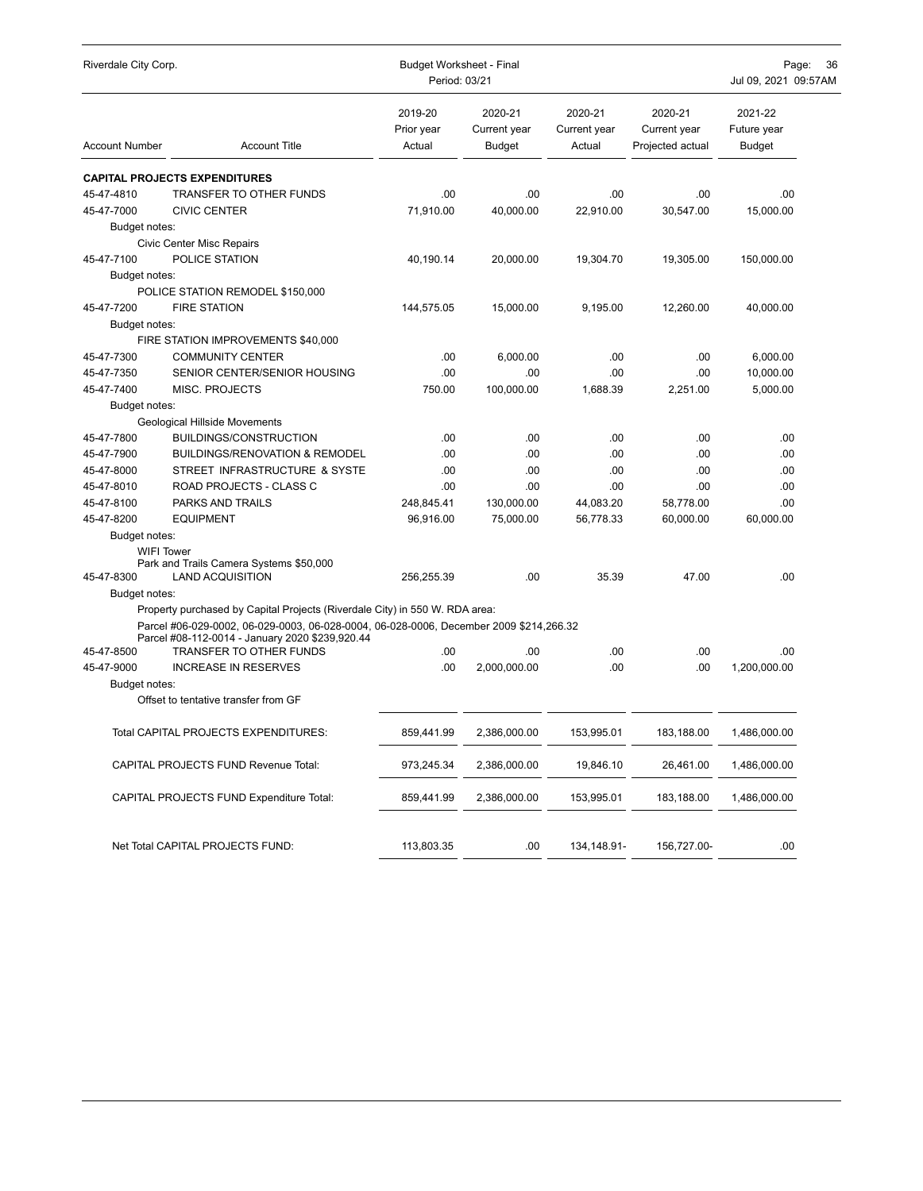| Account Number | Account Title | 2019-20 Prior year Actual | 2020-21 Current year Budget | 2020-21 Current year Actual | 2020-21 Current year Projected actual | 2021-22 Future year Budget |
|---|---|---|---|---|---|---|
| **CAPITAL PROJECTS EXPENDITURES** | | | | | | |
| 45-47-4810 | TRANSFER TO OTHER FUNDS | .00 | .00 | .00 | .00 | .00 |
| 45-47-7000 | CIVIC CENTER | 71,910.00 | 40,000.00 | 22,910.00 | 30,547.00 | 15,000.00 |
| Budget notes: | | | | | | |
| | Civic Center Misc Repairs | | | | | |
| 45-47-7100 | POLICE STATION | 40,190.14 | 20,000.00 | 19,304.70 | 19,305.00 | 150,000.00 |
| Budget notes: | | | | | | |
| | POLICE STATION REMODEL $150,000 | | | | | |
| 45-47-7200 | FIRE STATION | 144,575.05 | 15,000.00 | 9,195.00 | 12,260.00 | 40,000.00 |
| Budget notes: | | | | | | |
| | FIRE STATION IMPROVEMENTS $40,000 | | | | | |
| 45-47-7300 | COMMUNITY CENTER | .00 | 6,000.00 | .00 | .00 | 6,000.00 |
| 45-47-7350 | SENIOR CENTER/SENIOR HOUSING | .00 | .00 | .00 | .00 | 10,000.00 |
| 45-47-7400 | MISC. PROJECTS | 750.00 | 100,000.00 | 1,688.39 | 2,251.00 | 5,000.00 |
| Budget notes: | | | | | | |
| | Geological Hillside Movements | | | | | |
| 45-47-7800 | BUILDINGS/CONSTRUCTION | .00 | .00 | .00 | .00 | .00 |
| 45-47-7900 | BUILDINGS/RENOVATION & REMODEL | .00 | .00 | .00 | .00 | .00 |
| 45-47-8000 | STREET INFRASTRUCTURE & SYSTE | .00 | .00 | .00 | .00 | .00 |
| 45-47-8010 | ROAD PROJECTS - CLASS C | .00 | .00 | .00 | .00 | .00 |
| 45-47-8100 | PARKS AND TRAILS | 248,845.41 | 130,000.00 | 44,083.20 | 58,778.00 | .00 |
| 45-47-8200 | EQUIPMENT | 96,916.00 | 75,000.00 | 56,778.33 | 60,000.00 | 60,000.00 |
| Budget notes: | | | | | | |
| | WIFI Tower<br>Park and Trails Camera Systems $50,000 | | | | | |
| 45-47-8300 | LAND ACQUISITION | 256,255.39 | .00 | 35.39 | 47.00 | .00 |
| Budget notes: | | | | | | |
| | Property purchased by Capital Projects (Riverdale City) in 550 W. RDA area:<br>Parcel #06-029-0002, 06-029-0003, 06-028-0004, 06-028-0006, December 2009 $214,266.32<br>Parcel #08-112-0014 - January 2020 $239,920.44 | | | | | |
| 45-47-8500 | TRANSFER TO OTHER FUNDS | .00 | .00 | .00 | .00 | .00 |
| 45-47-9000 | INCREASE IN RESERVES | .00 | 2,000,000.00 | .00 | .00 | 1,200,000.00 |
| Budget notes: | | | | | | |
| | Offset to tentative transfer from GF | | | | | |
| | Total CAPITAL PROJECTS EXPENDITURES: | 859,441.99 | 2,386,000.00 | 153,995.01 | 183,188.00 | 1,486,000.00 |
| | CAPITAL PROJECTS FUND Revenue Total: | 973,245.34 | 2,386,000.00 | 19,846.10 | 26,461.00 | 1,486,000.00 |
| | CAPITAL PROJECTS FUND Expenditure Total: | 859,441.99 | 2,386,000.00 | 153,995.01 | 183,188.00 | 1,486,000.00 |
| | Net Total CAPITAL PROJECTS FUND: | 113,803.35 | .00 | 134,148.91- | 156,727.00- | .00 |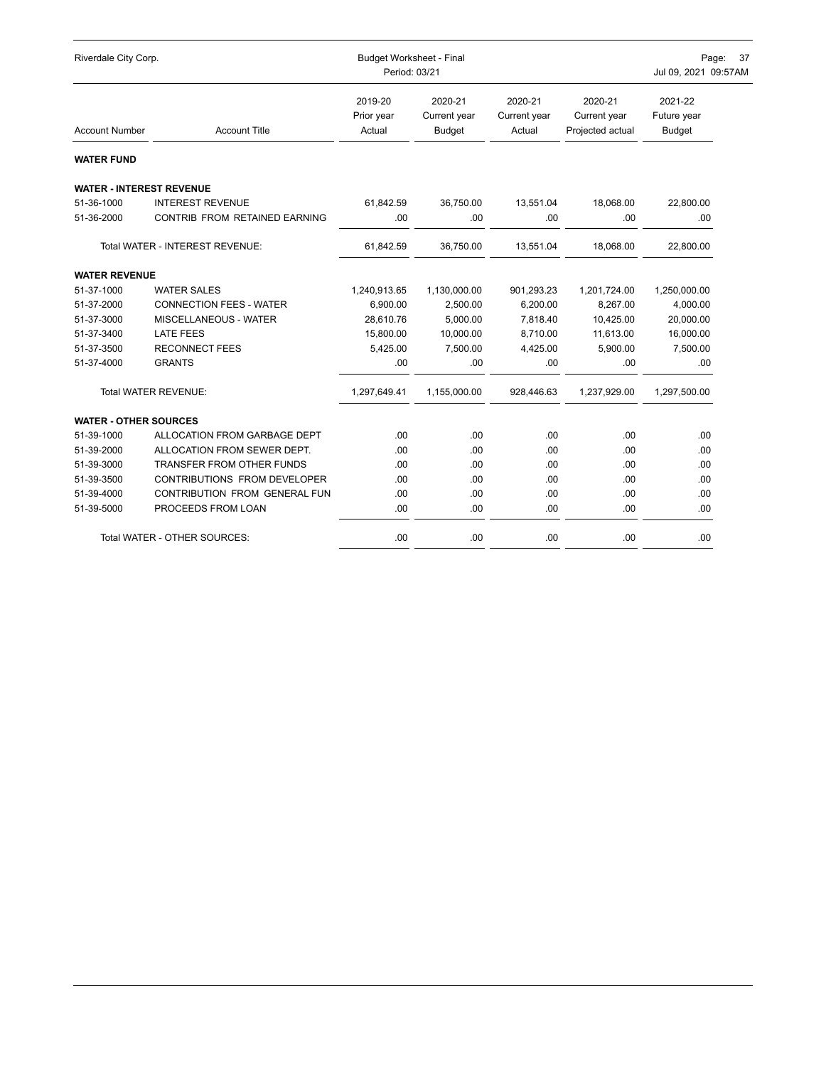Riverdale City Corp. — Budget Worksheet - Final — Period: 03/21

| Account Number | Account Title | 2019-20 Prior year Actual | 2020-21 Current year Budget | 2020-21 Current year Actual | 2020-21 Current year Projected actual | 2021-22 Future year Budget |
|---|---|---|---|---|---|---|
| **WATER FUND** | | | | | | |
| **WATER - INTEREST REVENUE** | | | | | | |
| 51-36-1000 | INTEREST REVENUE | 61,842.59 | 36,750.00 | 13,551.04 | 18,068.00 | 22,800.00 |
| 51-36-2000 | CONTRIB FROM RETAINED EARNING | .00 | .00 | .00 | .00 | .00 |
| | Total WATER - INTEREST REVENUE: | 61,842.59 | 36,750.00 | 13,551.04 | 18,068.00 | 22,800.00 |
| **WATER REVENUE** | | | | | | |
| 51-37-1000 | WATER SALES | 1,240,913.65 | 1,130,000.00 | 901,293.23 | 1,201,724.00 | 1,250,000.00 |
| 51-37-2000 | CONNECTION FEES - WATER | 6,900.00 | 2,500.00 | 6,200.00 | 8,267.00 | 4,000.00 |
| 51-37-3000 | MISCELLANEOUS - WATER | 28,610.76 | 5,000.00 | 7,818.40 | 10,425.00 | 20,000.00 |
| 51-37-3400 | LATE FEES | 15,800.00 | 10,000.00 | 8,710.00 | 11,613.00 | 16,000.00 |
| 51-37-3500 | RECONNECT FEES | 5,425.00 | 7,500.00 | 4,425.00 | 5,900.00 | 7,500.00 |
| 51-37-4000 | GRANTS | .00 | .00 | .00 | .00 | .00 |
| | Total WATER REVENUE: | 1,297,649.41 | 1,155,000.00 | 928,446.63 | 1,237,929.00 | 1,297,500.00 |
| **WATER - OTHER SOURCES** | | | | | | |
| 51-39-1000 | ALLOCATION FROM GARBAGE DEPT | .00 | .00 | .00 | .00 | .00 |
| 51-39-2000 | ALLOCATION FROM SEWER DEPT. | .00 | .00 | .00 | .00 | .00 |
| 51-39-3000 | TRANSFER FROM OTHER FUNDS | .00 | .00 | .00 | .00 | .00 |
| 51-39-3500 | CONTRIBUTIONS FROM DEVELOPER | .00 | .00 | .00 | .00 | .00 |
| 51-39-4000 | CONTRIBUTION FROM GENERAL FUN | .00 | .00 | .00 | .00 | .00 |
| 51-39-5000 | PROCEEDS FROM LOAN | .00 | .00 | .00 | .00 | .00 |
| | Total WATER - OTHER SOURCES: | .00 | .00 | .00 | .00 | .00 |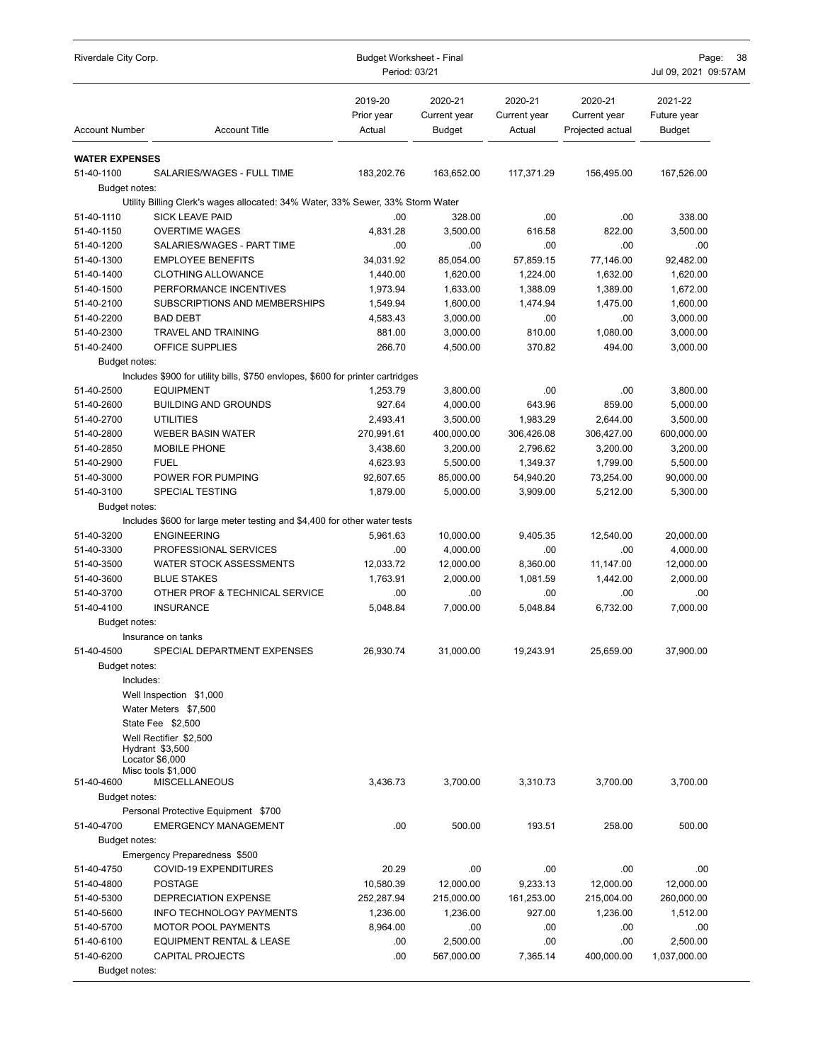Riverdale City Corp. — Budget Worksheet - Final — Period: 03/21 — Jul 09, 2021 09:57AM

| Account Number | Account Title | 2019-20 Prior year Actual | 2020-21 Current year Budget | 2020-21 Current year Actual | 2020-21 Current year Projected actual | 2021-22 Future year Budget |
|---|---|---|---|---|---|---|
| **WATER EXPENSES** | | | | | | |
| 51-40-1100 | SALARIES/WAGES - FULL TIME | 183,202.76 | 163,652.00 | 117,371.29 | 156,495.00 | 167,526.00 |
| Budget notes: | | | | | | |
| | Utility Billing Clerk's wages allocated: 34% Water, 33% Sewer, 33% Storm Water | | | | | |
| 51-40-1110 | SICK LEAVE PAID | .00 | 328.00 | .00 | .00 | 338.00 |
| 51-40-1150 | OVERTIME WAGES | 4,831.28 | 3,500.00 | 616.58 | 822.00 | 3,500.00 |
| 51-40-1200 | SALARIES/WAGES - PART TIME | .00 | .00 | .00 | .00 | .00 |
| 51-40-1300 | EMPLOYEE BENEFITS | 34,031.92 | 85,054.00 | 57,859.15 | 77,146.00 | 92,482.00 |
| 51-40-1400 | CLOTHING ALLOWANCE | 1,440.00 | 1,620.00 | 1,224.00 | 1,632.00 | 1,620.00 |
| 51-40-1500 | PERFORMANCE INCENTIVES | 1,973.94 | 1,633.00 | 1,388.09 | 1,389.00 | 1,672.00 |
| 51-40-2100 | SUBSCRIPTIONS AND MEMBERSHIPS | 1,549.94 | 1,600.00 | 1,474.94 | 1,475.00 | 1,600.00 |
| 51-40-2200 | BAD DEBT | 4,583.43 | 3,000.00 | .00 | .00 | 3,000.00 |
| 51-40-2300 | TRAVEL AND TRAINING | 881.00 | 3,000.00 | 810.00 | 1,080.00 | 3,000.00 |
| 51-40-2400 | OFFICE SUPPLIES | 266.70 | 4,500.00 | 370.82 | 494.00 | 3,000.00 |
| Budget notes: | | | | | | |
| | Includes $900 for utility bills, $750 envlopes, $600 for printer cartridges | | | | | |
| 51-40-2500 | EQUIPMENT | 1,253.79 | 3,800.00 | .00 | .00 | 3,800.00 |
| 51-40-2600 | BUILDING AND GROUNDS | 927.64 | 4,000.00 | 643.96 | 859.00 | 5,000.00 |
| 51-40-2700 | UTILITIES | 2,493.41 | 3,500.00 | 1,983.29 | 2,644.00 | 3,500.00 |
| 51-40-2800 | WEBER BASIN WATER | 270,991.61 | 400,000.00 | 306,426.08 | 306,427.00 | 600,000.00 |
| 51-40-2850 | MOBILE PHONE | 3,438.60 | 3,200.00 | 2,796.62 | 3,200.00 | 3,200.00 |
| 51-40-2900 | FUEL | 4,623.93 | 5,500.00 | 1,349.37 | 1,799.00 | 5,500.00 |
| 51-40-3000 | POWER FOR PUMPING | 92,607.65 | 85,000.00 | 54,940.20 | 73,254.00 | 90,000.00 |
| 51-40-3100 | SPECIAL TESTING | 1,879.00 | 5,000.00 | 3,909.00 | 5,212.00 | 5,300.00 |
| Budget notes: | | | | | | |
| | Includes $600 for large meter testing and $4,400 for other water tests | | | | | |
| 51-40-3200 | ENGINEERING | 5,961.63 | 10,000.00 | 9,405.35 | 12,540.00 | 20,000.00 |
| 51-40-3300 | PROFESSIONAL SERVICES | .00 | 4,000.00 | .00 | .00 | 4,000.00 |
| 51-40-3500 | WATER STOCK ASSESSMENTS | 12,033.72 | 12,000.00 | 8,360.00 | 11,147.00 | 12,000.00 |
| 51-40-3600 | BLUE STAKES | 1,763.91 | 2,000.00 | 1,081.59 | 1,442.00 | 2,000.00 |
| 51-40-3700 | OTHER PROF & TECHNICAL SERVICE | .00 | .00 | .00 | .00 | .00 |
| 51-40-4100 | INSURANCE | 5,048.84 | 7,000.00 | 5,048.84 | 6,732.00 | 7,000.00 |
| Budget notes: | | | | | | |
| | Insurance on tanks | | | | | |
| 51-40-4500 | SPECIAL DEPARTMENT EXPENSES | 26,930.74 | 31,000.00 | 19,243.91 | 25,659.00 | 37,900.00 |
| Budget notes: | | | | | | |
| | Includes:<br>Well Inspection $1,000<br>Water Meters $7,500<br>State Fee $2,500<br>Well Rectifier $2,500<br>Hydrant $3,500<br>Locator $6,000<br>Misc tools $1,000 | | | | | |
| 51-40-4600 | MISCELLANEOUS | 3,436.73 | 3,700.00 | 3,310.73 | 3,700.00 | 3,700.00 |
| Budget notes: | | | | | | |
| | Personal Protective Equipment $700 | | | | | |
| 51-40-4700 | EMERGENCY MANAGEMENT | .00 | 500.00 | 193.51 | 258.00 | 500.00 |
| Budget notes: | | | | | | |
| | Emergency Preparedness $500 | | | | | |
| 51-40-4750 | COVID-19 EXPENDITURES | 20.29 | .00 | .00 | .00 | .00 |
| 51-40-4800 | POSTAGE | 10,580.39 | 12,000.00 | 9,233.13 | 12,000.00 | 12,000.00 |
| 51-40-5300 | DEPRECIATION EXPENSE | 252,287.94 | 215,000.00 | 161,253.00 | 215,004.00 | 260,000.00 |
| 51-40-5600 | INFO TECHNOLOGY PAYMENTS | 1,236.00 | 1,236.00 | 927.00 | 1,236.00 | 1,512.00 |
| 51-40-5700 | MOTOR POOL PAYMENTS | 8,964.00 | .00 | .00 | .00 | .00 |
| 51-40-6100 | EQUIPMENT RENTAL & LEASE | .00 | 2,500.00 | .00 | .00 | 2,500.00 |
| 51-40-6200 | CAPITAL PROJECTS | .00 | 567,000.00 | 7,365.14 | 400,000.00 | 1,037,000.00 |
| Budget notes: | | | | | | |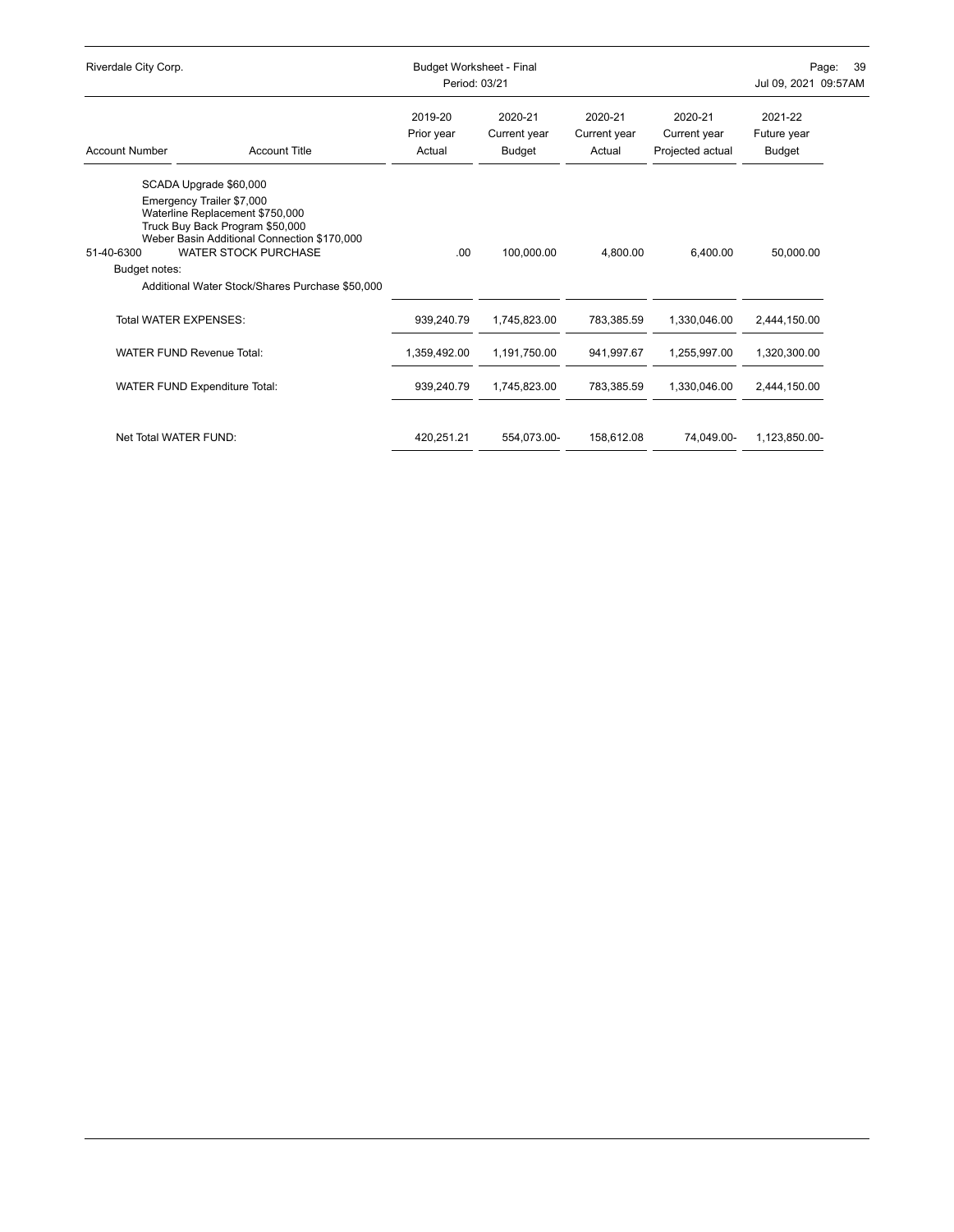| Account Number | Account Title | 2019-20 Prior year Actual | 2020-21 Current year Budget | 2020-21 Current year Actual | 2020-21 Current year Projected actual | 2021-22 Future year Budget |
|---|---|---|---|---|---|---|
| | SCADA Upgrade $60,000 | | | | | |
| | Emergency Trailer $7,000 | | | | | |
| | Waterline Replacement $750,000 | | | | | |
| | Truck Buy Back Program $50,000 | | | | | |
| | Weber Basin Additional Connection $170,000 | | | | | |
| 51-40-6300 | WATER STOCK PURCHASE | .00 | 100,000.00 | 4,800.00 | 6,400.00 | 50,000.00 |
| Budget notes: | | | | | | |
| | Additional Water Stock/Shares Purchase $50,000 | | | | | |
| Total WATER EXPENSES: | | 939,240.79 | 1,745,823.00 | 783,385.59 | 1,330,046.00 | 2,444,150.00 |
| WATER FUND Revenue Total: | | 1,359,492.00 | 1,191,750.00 | 941,997.67 | 1,255,997.00 | 1,320,300.00 |
| WATER FUND Expenditure Total: | | 939,240.79 | 1,745,823.00 | 783,385.59 | 1,330,046.00 | 2,444,150.00 |
| Net Total WATER FUND: | | 420,251.21 | 554,073.00- | 158,612.08 | 74,049.00- | 1,123,850.00- |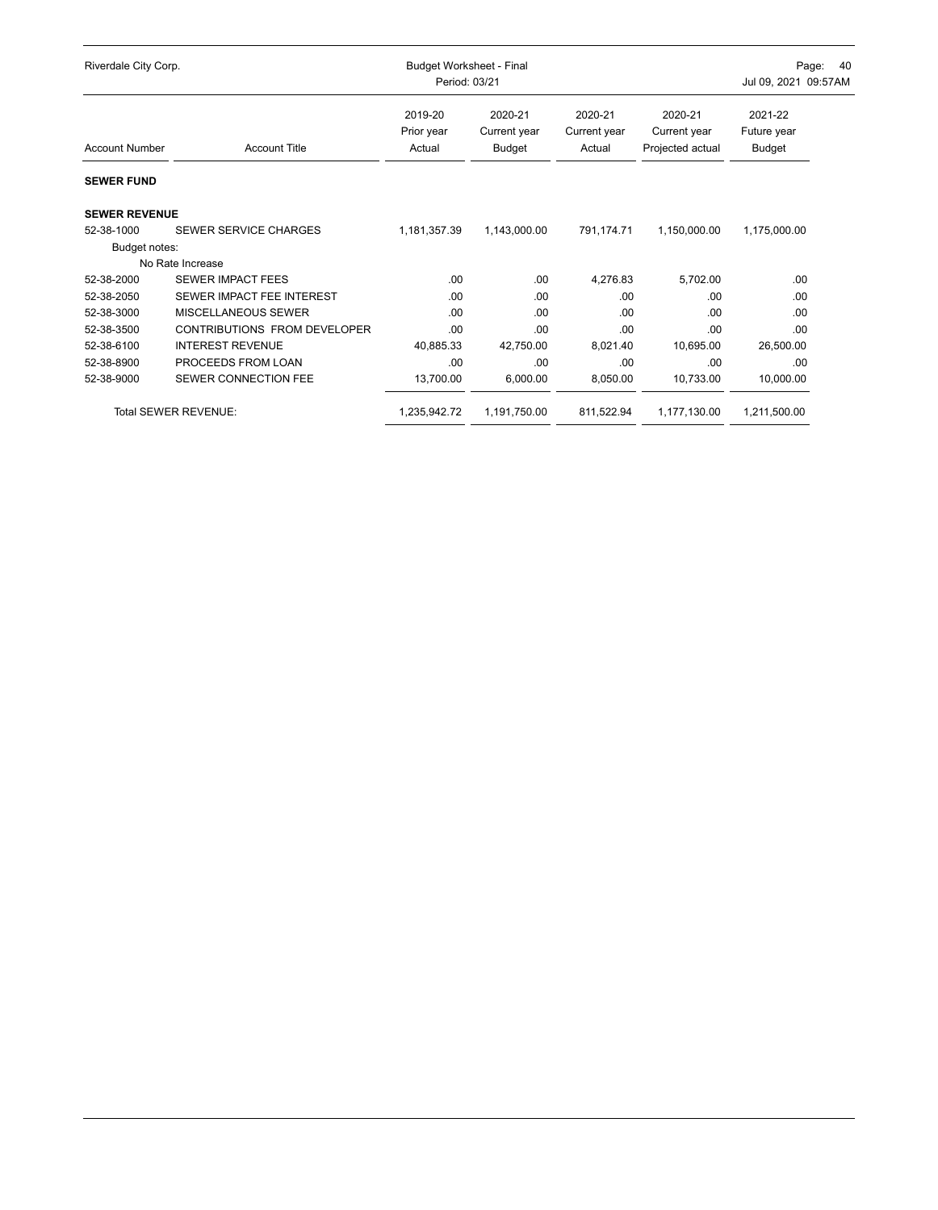Riverdale City Corp. — Budget Worksheet - Final — Period: 03/21 — Jul 09, 2021 09:57AM

| Account Number | Account Title | 2019-20 Prior year Actual | 2020-21 Current year Budget | 2020-21 Current year Actual | 2020-21 Current year Projected actual | 2021-22 Future year Budget |
|---|---|---|---|---|---|---|
| **SEWER FUND** | | | | | | |
| **SEWER REVENUE** | | | | | | |
| 52-38-1000 | SEWER SERVICE CHARGES | 1,181,357.39 | 1,143,000.00 | 791,174.71 | 1,150,000.00 | 1,175,000.00 |
| Budget notes: | | | | | | |
| | No Rate Increase | | | | | |
| 52-38-2000 | SEWER IMPACT FEES | .00 | .00 | 4,276.83 | 5,702.00 | .00 |
| 52-38-2050 | SEWER IMPACT FEE INTEREST | .00 | .00 | .00 | .00 | .00 |
| 52-38-3000 | MISCELLANEOUS SEWER | .00 | .00 | .00 | .00 | .00 |
| 52-38-3500 | CONTRIBUTIONS FROM DEVELOPER | .00 | .00 | .00 | .00 | .00 |
| 52-38-6100 | INTEREST REVENUE | 40,885.33 | 42,750.00 | 8,021.40 | 10,695.00 | 26,500.00 |
| 52-38-8900 | PROCEEDS FROM LOAN | .00 | .00 | .00 | .00 | .00 |
| 52-38-9000 | SEWER CONNECTION FEE | 13,700.00 | 6,000.00 | 8,050.00 | 10,733.00 | 10,000.00 |
| | Total SEWER REVENUE: | 1,235,942.72 | 1,191,750.00 | 811,522.94 | 1,177,130.00 | 1,211,500.00 |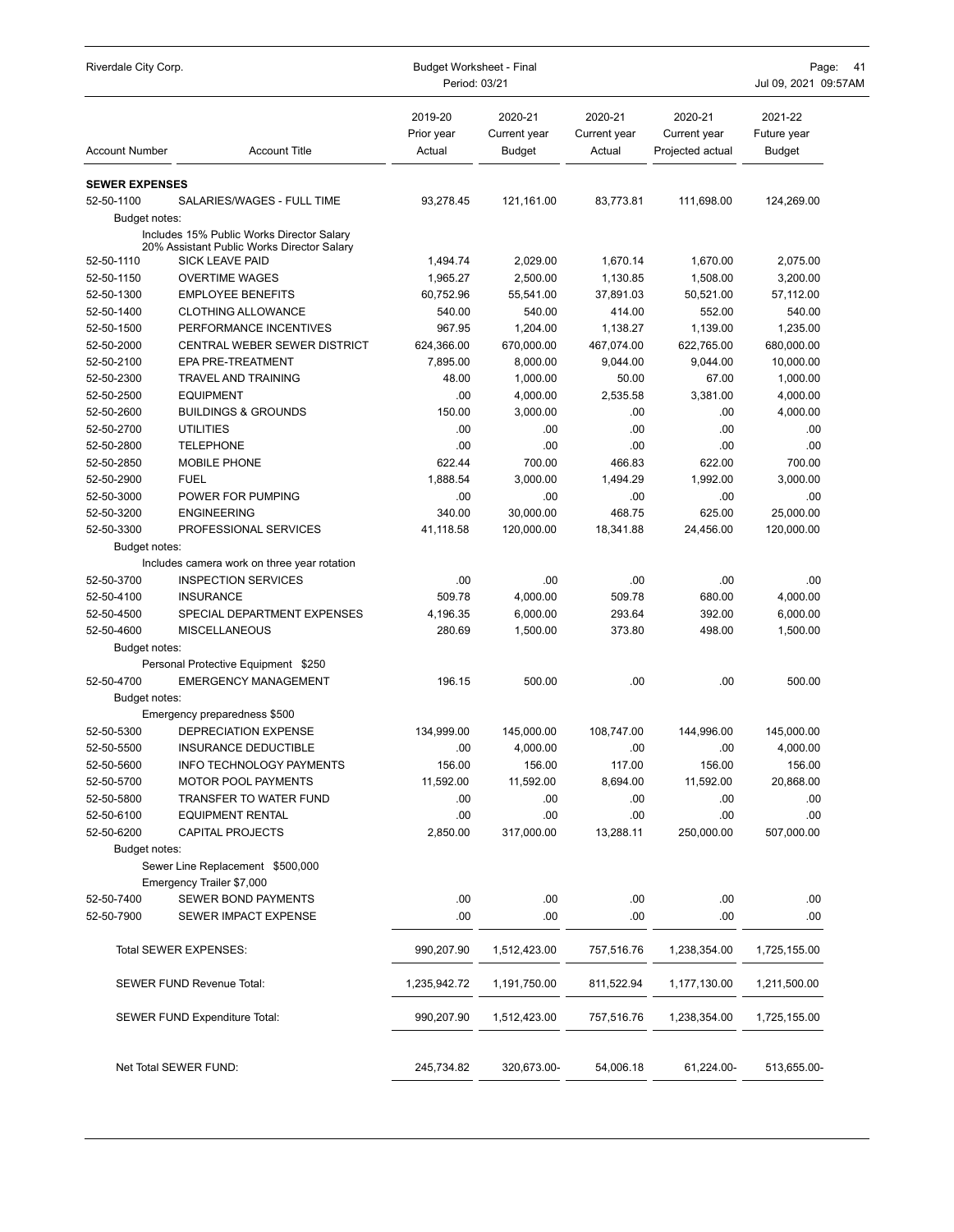Riverdale City Corp. — Budget Worksheet - Final — Period: 03/21

| Account Number | Account Title | 2019-20 Prior year Actual | 2020-21 Current year Budget | 2020-21 Current year Actual | 2020-21 Current year Projected actual | 2021-22 Future year Budget |
|---|---|---|---|---|---|---|
| **SEWER EXPENSES** | | | | | | |
| 52-50-1100 | SALARIES/WAGES - FULL TIME | 93,278.45 | 121,161.00 | 83,773.81 | 111,698.00 | 124,269.00 |
| Budget notes: | | | | | | |
| | Includes 15% Public Works Director Salary | | | | | |
| | 20% Assistant Public Works Director Salary | | | | | |
| 52-50-1110 | SICK LEAVE PAID | 1,494.74 | 2,029.00 | 1,670.14 | 1,670.00 | 2,075.00 |
| 52-50-1150 | OVERTIME WAGES | 1,965.27 | 2,500.00 | 1,130.85 | 1,508.00 | 3,200.00 |
| 52-50-1300 | EMPLOYEE BENEFITS | 60,752.96 | 55,541.00 | 37,891.03 | 50,521.00 | 57,112.00 |
| 52-50-1400 | CLOTHING ALLOWANCE | 540.00 | 540.00 | 414.00 | 552.00 | 540.00 |
| 52-50-1500 | PERFORMANCE INCENTIVES | 967.95 | 1,204.00 | 1,138.27 | 1,139.00 | 1,235.00 |
| 52-50-2000 | CENTRAL WEBER SEWER DISTRICT | 624,366.00 | 670,000.00 | 467,074.00 | 622,765.00 | 680,000.00 |
| 52-50-2100 | EPA PRE-TREATMENT | 7,895.00 | 8,000.00 | 9,044.00 | 9,044.00 | 10,000.00 |
| 52-50-2300 | TRAVEL AND TRAINING | 48.00 | 1,000.00 | 50.00 | 67.00 | 1,000.00 |
| 52-50-2500 | EQUIPMENT | .00 | 4,000.00 | 2,535.58 | 3,381.00 | 4,000.00 |
| 52-50-2600 | BUILDINGS & GROUNDS | 150.00 | 3,000.00 | .00 | .00 | 4,000.00 |
| 52-50-2700 | UTILITIES | .00 | .00 | .00 | .00 | .00 |
| 52-50-2800 | TELEPHONE | .00 | .00 | .00 | .00 | .00 |
| 52-50-2850 | MOBILE PHONE | 622.44 | 700.00 | 466.83 | 622.00 | 700.00 |
| 52-50-2900 | FUEL | 1,888.54 | 3,000.00 | 1,494.29 | 1,992.00 | 3,000.00 |
| 52-50-3000 | POWER FOR PUMPING | .00 | .00 | .00 | .00 | .00 |
| 52-50-3200 | ENGINEERING | 340.00 | 30,000.00 | 468.75 | 625.00 | 25,000.00 |
| 52-50-3300 | PROFESSIONAL SERVICES | 41,118.58 | 120,000.00 | 18,341.88 | 24,456.00 | 120,000.00 |
| Budget notes: | | | | | | |
| | Includes camera work on three year rotation | | | | | |
| 52-50-3700 | INSPECTION SERVICES | .00 | .00 | .00 | .00 | .00 |
| 52-50-4100 | INSURANCE | 509.78 | 4,000.00 | 509.78 | 680.00 | 4,000.00 |
| 52-50-4500 | SPECIAL DEPARTMENT EXPENSES | 4,196.35 | 6,000.00 | 293.64 | 392.00 | 6,000.00 |
| 52-50-4600 | MISCELLANEOUS | 280.69 | 1,500.00 | 373.80 | 498.00 | 1,500.00 |
| Budget notes: | | | | | | |
| | Personal Protective Equipment $250 | | | | | |
| 52-50-4700 | EMERGENCY MANAGEMENT | 196.15 | 500.00 | .00 | .00 | 500.00 |
| Budget notes: | | | | | | |
| | Emergency preparedness $500 | | | | | |
| 52-50-5300 | DEPRECIATION EXPENSE | 134,999.00 | 145,000.00 | 108,747.00 | 144,996.00 | 145,000.00 |
| 52-50-5500 | INSURANCE DEDUCTIBLE | .00 | 4,000.00 | .00 | .00 | 4,000.00 |
| 52-50-5600 | INFO TECHNOLOGY PAYMENTS | 156.00 | 156.00 | 117.00 | 156.00 | 156.00 |
| 52-50-5700 | MOTOR POOL PAYMENTS | 11,592.00 | 11,592.00 | 8,694.00 | 11,592.00 | 20,868.00 |
| 52-50-5800 | TRANSFER TO WATER FUND | .00 | .00 | .00 | .00 | .00 |
| 52-50-6100 | EQUIPMENT RENTAL | .00 | .00 | .00 | .00 | .00 |
| 52-50-6200 | CAPITAL PROJECTS | 2,850.00 | 317,000.00 | 13,288.11 | 250,000.00 | 507,000.00 |
| Budget notes: | | | | | | |
| | Sewer Line Replacement $500,000 | | | | | |
| | Emergency Trailer $7,000 | | | | | |
| 52-50-7400 | SEWER BOND PAYMENTS | .00 | .00 | .00 | .00 | .00 |
| 52-50-7900 | SEWER IMPACT EXPENSE | .00 | .00 | .00 | .00 | .00 |
| | Total SEWER EXPENSES: | 990,207.90 | 1,512,423.00 | 757,516.76 | 1,238,354.00 | 1,725,155.00 |
| | SEWER FUND Revenue Total: | 1,235,942.72 | 1,191,750.00 | 811,522.94 | 1,177,130.00 | 1,211,500.00 |
| | SEWER FUND Expenditure Total: | 990,207.90 | 1,512,423.00 | 757,516.76 | 1,238,354.00 | 1,725,155.00 |
| | Net Total SEWER FUND: | 245,734.82 | 320,673.00- | 54,006.18 | 61,224.00- | 513,655.00- |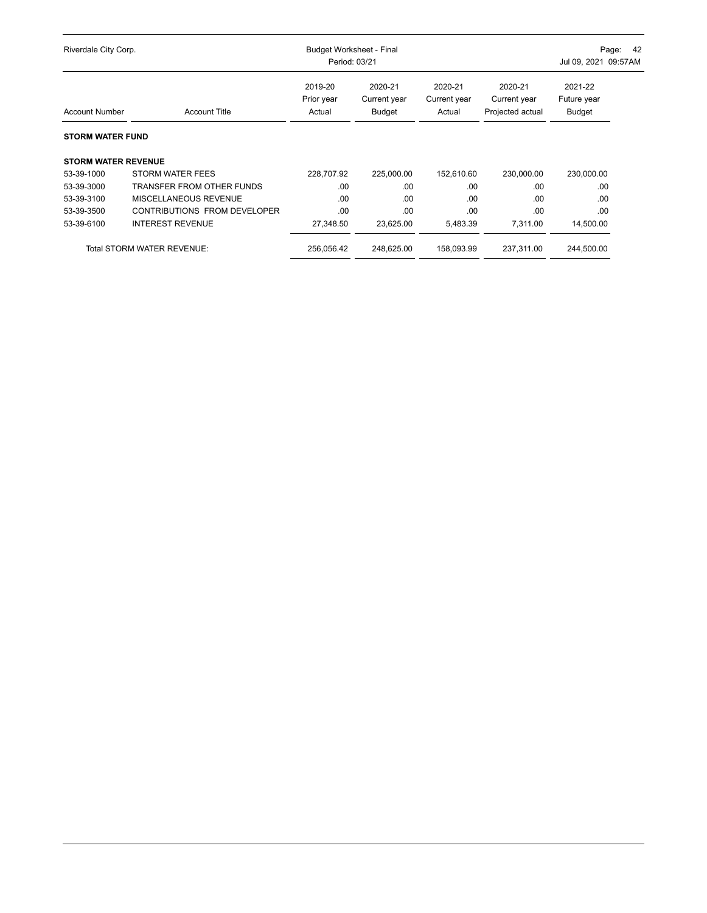Riverdale City Corp.

Budget Worksheet - Final
Period: 03/21

| Account Number | Account Title | 2019-20 Prior year Actual | 2020-21 Current year Budget | 2020-21 Current year Actual | 2020-21 Current year Projected actual | 2021-22 Future year Budget |
|---|---|---|---|---|---|---|
| **STORM WATER FUND** | | | | | | |
| **STORM WATER REVENUE** | | | | | | |
| 53-39-1000 | STORM WATER FEES | 228,707.92 | 225,000.00 | 152,610.60 | 230,000.00 | 230,000.00 |
| 53-39-3000 | TRANSFER FROM OTHER FUNDS | .00 | .00 | .00 | .00 | .00 |
| 53-39-3100 | MISCELLANEOUS REVENUE | .00 | .00 | .00 | .00 | .00 |
| 53-39-3500 | CONTRIBUTIONS FROM DEVELOPER | .00 | .00 | .00 | .00 | .00 |
| 53-39-6100 | INTEREST REVENUE | 27,348.50 | 23,625.00 | 5,483.39 | 7,311.00 | 14,500.00 |
| | Total STORM WATER REVENUE: | 256,056.42 | 248,625.00 | 158,093.99 | 237,311.00 | 244,500.00 |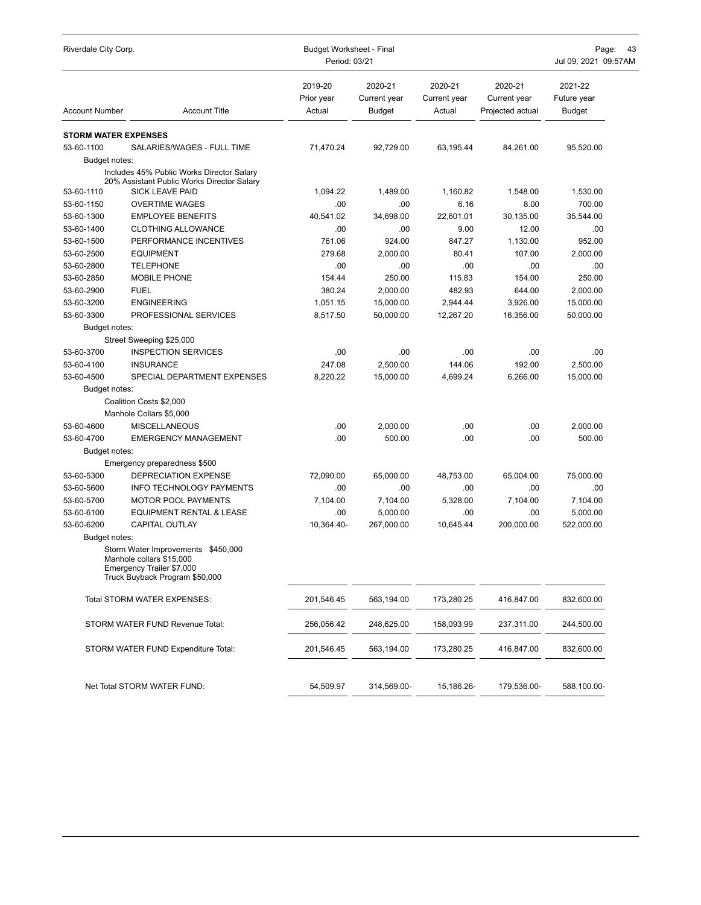| Account Number | Account Title | 2019-20 Prior year Actual | 2020-21 Current year Budget | 2020-21 Current year Actual | 2020-21 Current year Projected actual | 2021-22 Future year Budget |
|---|---|---|---|---|---|---|
| **STORM WATER EXPENSES** | | | | | | |
| 53-60-1100 | SALARIES/WAGES - FULL TIME | 71,470.24 | 92,729.00 | 63,195.44 | 84,261.00 | 95,520.00 |
| Budget notes: | Includes 45% Public Works Director Salary<br>20% Assistant Public Works Director Salary | | | | | |
| 53-60-1110 | SICK LEAVE PAID | 1,094.22 | 1,489.00 | 1,160.82 | 1,548.00 | 1,530.00 |
| 53-60-1150 | OVERTIME WAGES | .00 | .00 | 6.16 | 8.00 | 700.00 |
| 53-60-1300 | EMPLOYEE BENEFITS | 40,541.02 | 34,698.00 | 22,601.01 | 30,135.00 | 35,544.00 |
| 53-60-1400 | CLOTHING ALLOWANCE | .00 | .00 | 9.00 | 12.00 | .00 |
| 53-60-1500 | PERFORMANCE INCENTIVES | 761.06 | 924.00 | 847.27 | 1,130.00 | 952.00 |
| 53-60-2500 | EQUIPMENT | 279.68 | 2,000.00 | 80.41 | 107.00 | 2,000.00 |
| 53-60-2800 | TELEPHONE | .00 | .00 | .00 | .00 | .00 |
| 53-60-2850 | MOBILE PHONE | 154.44 | 250.00 | 115.83 | 154.00 | 250.00 |
| 53-60-2900 | FUEL | 380.24 | 2,000.00 | 482.93 | 644.00 | 2,000.00 |
| 53-60-3200 | ENGINEERING | 1,051.15 | 15,000.00 | 2,944.44 | 3,926.00 | 15,000.00 |
| 53-60-3300 | PROFESSIONAL SERVICES | 8,517.50 | 50,000.00 | 12,267.20 | 16,356.00 | 50,000.00 |
| Budget notes: | Street Sweeping $25,000 | | | | | |
| 53-60-3700 | INSPECTION SERVICES | .00 | .00 | .00 | .00 | .00 |
| 53-60-4100 | INSURANCE | 247.08 | 2,500.00 | 144.06 | 192.00 | 2,500.00 |
| 53-60-4500 | SPECIAL DEPARTMENT EXPENSES | 8,220.22 | 15,000.00 | 4,699.24 | 6,266.00 | 15,000.00 |
| Budget notes: | Coalition Costs $2,000<br>Manhole Collars $5,000 | | | | | |
| 53-60-4600 | MISCELLANEOUS | .00 | 2,000.00 | .00 | .00 | 2,000.00 |
| 53-60-4700 | EMERGENCY MANAGEMENT | .00 | 500.00 | .00 | .00 | 500.00 |
| Budget notes: | Emergency preparedness $500 | | | | | |
| 53-60-5300 | DEPRECIATION EXPENSE | 72,090.00 | 65,000.00 | 48,753.00 | 65,004.00 | 75,000.00 |
| 53-60-5600 | INFO TECHNOLOGY PAYMENTS | .00 | .00 | .00 | .00 | .00 |
| 53-60-5700 | MOTOR POOL PAYMENTS | 7,104.00 | 7,104.00 | 5,328.00 | 7,104.00 | 7,104.00 |
| 53-60-6100 | EQUIPMENT RENTAL & LEASE | .00 | 5,000.00 | .00 | .00 | 5,000.00 |
| 53-60-6200 | CAPITAL OUTLAY | 10,364.40- | 267,000.00 | 10,645.44 | 200,000.00 | 522,000.00 |
| Budget notes: | Storm Water Improvements $450,000<br>Manhole collars $15,000<br>Emergency Trailer $7,000<br>Truck Buyback Program $50,000 | | | | | |
| | Total STORM WATER EXPENSES: | 201,546.45 | 563,194.00 | 173,280.25 | 416,847.00 | 832,600.00 |
| | STORM WATER FUND Revenue Total: | 256,056.42 | 248,625.00 | 158,093.99 | 237,311.00 | 244,500.00 |
| | STORM WATER FUND Expenditure Total: | 201,546.45 | 563,194.00 | 173,280.25 | 416,847.00 | 832,600.00 |
| | Net Total STORM WATER FUND: | 54,509.97 | 314,569.00- | 15,186.26- | 179,536.00- | 588,100.00- |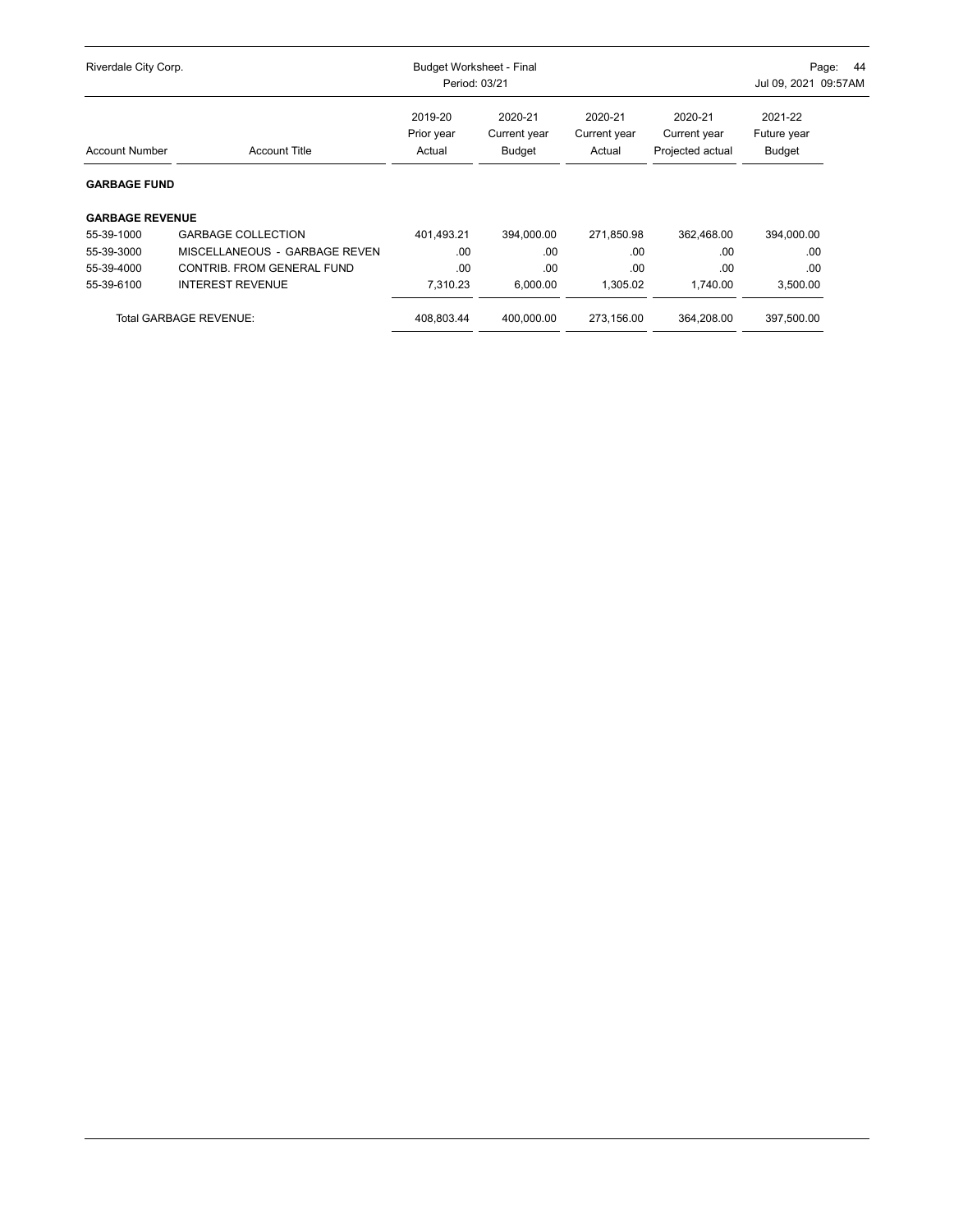| Account Number | Account Title | 2019-20 Prior year Actual | 2020-21 Current year Budget | 2020-21 Current year Actual | 2020-21 Current year Projected actual | 2021-22 Future year Budget |
|---|---|---|---|---|---|---|
| **GARBAGE FUND** | | | | | | |
| **GARBAGE REVENUE** | | | | | | |
| 55-39-1000 | GARBAGE COLLECTION | 401,493.21 | 394,000.00 | 271,850.98 | 362,468.00 | 394,000.00 |
| 55-39-3000 | MISCELLANEOUS - GARBAGE REVEN | .00 | .00 | .00 | .00 | .00 |
| 55-39-4000 | CONTRIB. FROM GENERAL FUND | .00 | .00 | .00 | .00 | .00 |
| 55-39-6100 | INTEREST REVENUE | 7,310.23 | 6,000.00 | 1,305.02 | 1,740.00 | 3,500.00 |
| | Total GARBAGE REVENUE: | 408,803.44 | 400,000.00 | 273,156.00 | 364,208.00 | 397,500.00 |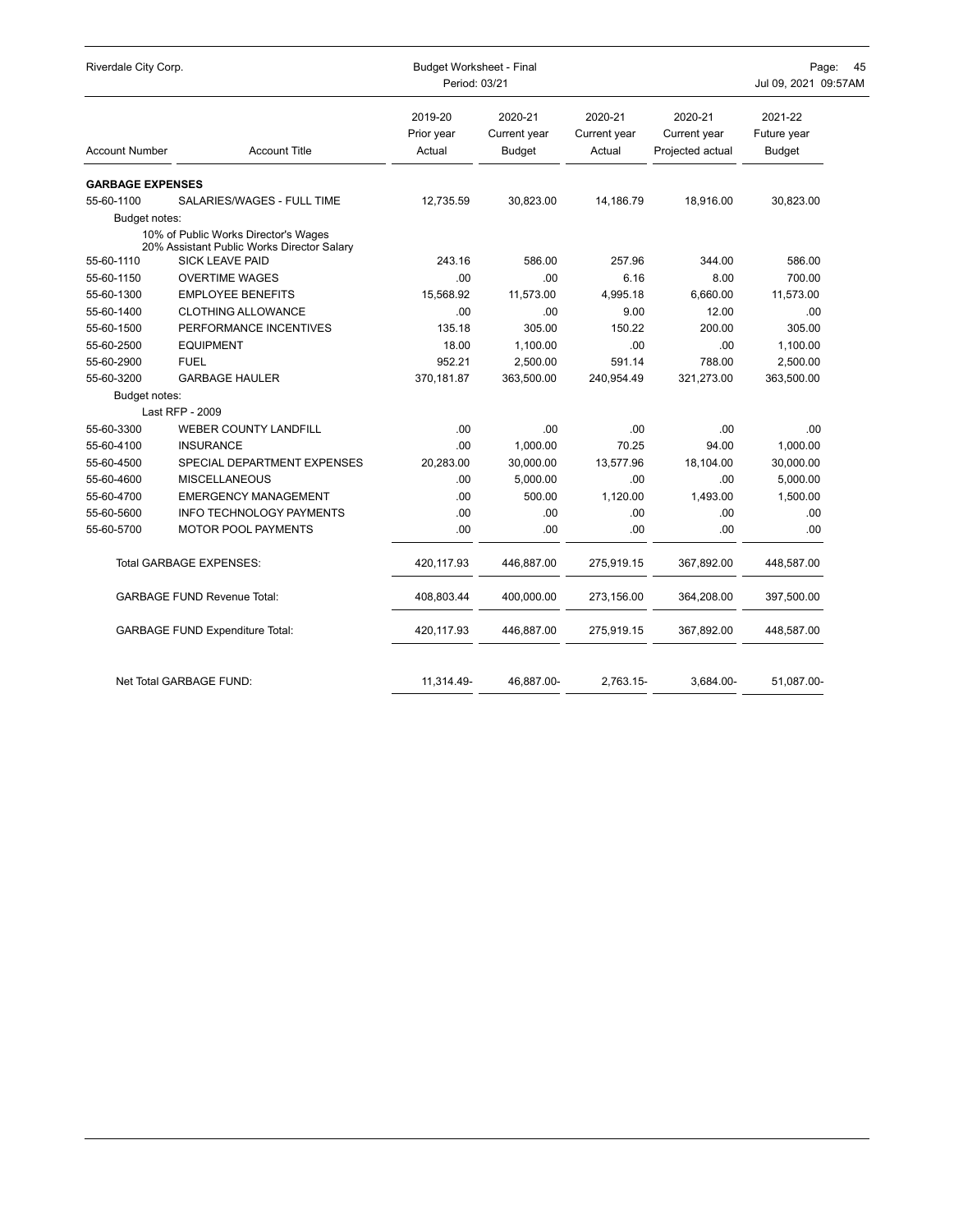Riverdale City Corp. — Budget Worksheet - Final — Period: 03/21 — Jul 09, 2021 09:57AM

| Account Number | Account Title | 2019-20 Prior year Actual | 2020-21 Current year Budget | 2020-21 Current year Actual | 2020-21 Current year Projected actual | 2021-22 Future year Budget |
|---|---|---|---|---|---|---|
| **GARBAGE EXPENSES** | | | | | | |
| 55-60-1100 | SALARIES/WAGES - FULL TIME | 12,735.59 | 30,823.00 | 14,186.79 | 18,916.00 | 30,823.00 |
| Budget notes: | 10% of Public Works Director's Wages<br>20% Assistant Public Works Director Salary | | | | | |
| 55-60-1110 | SICK LEAVE PAID | 243.16 | 586.00 | 257.96 | 344.00 | 586.00 |
| 55-60-1150 | OVERTIME WAGES | .00 | .00 | 6.16 | 8.00 | 700.00 |
| 55-60-1300 | EMPLOYEE BENEFITS | 15,568.92 | 11,573.00 | 4,995.18 | 6,660.00 | 11,573.00 |
| 55-60-1400 | CLOTHING ALLOWANCE | .00 | .00 | 9.00 | 12.00 | .00 |
| 55-60-1500 | PERFORMANCE INCENTIVES | 135.18 | 305.00 | 150.22 | 200.00 | 305.00 |
| 55-60-2500 | EQUIPMENT | 18.00 | 1,100.00 | .00 | .00 | 1,100.00 |
| 55-60-2900 | FUEL | 952.21 | 2,500.00 | 591.14 | 788.00 | 2,500.00 |
| 55-60-3200 | GARBAGE HAULER | 370,181.87 | 363,500.00 | 240,954.49 | 321,273.00 | 363,500.00 |
| Budget notes: | Last RFP - 2009 | | | | | |
| 55-60-3300 | WEBER COUNTY LANDFILL | .00 | .00 | .00 | .00 | .00 |
| 55-60-4100 | INSURANCE | .00 | 1,000.00 | 70.25 | 94.00 | 1,000.00 |
| 55-60-4500 | SPECIAL DEPARTMENT EXPENSES | 20,283.00 | 30,000.00 | 13,577.96 | 18,104.00 | 30,000.00 |
| 55-60-4600 | MISCELLANEOUS | .00 | 5,000.00 | .00 | .00 | 5,000.00 |
| 55-60-4700 | EMERGENCY MANAGEMENT | .00 | 500.00 | 1,120.00 | 1,493.00 | 1,500.00 |
| 55-60-5600 | INFO TECHNOLOGY PAYMENTS | .00 | .00 | .00 | .00 | .00 |
| 55-60-5700 | MOTOR POOL PAYMENTS | .00 | .00 | .00 | .00 | .00 |
| | Total GARBAGE EXPENSES: | 420,117.93 | 446,887.00 | 275,919.15 | 367,892.00 | 448,587.00 |
| | GARBAGE FUND Revenue Total: | 408,803.44 | 400,000.00 | 273,156.00 | 364,208.00 | 397,500.00 |
| | GARBAGE FUND Expenditure Total: | 420,117.93 | 446,887.00 | 275,919.15 | 367,892.00 | 448,587.00 |
| | Net Total GARBAGE FUND: | 11,314.49- | 46,887.00- | 2,763.15- | 3,684.00- | 51,087.00- |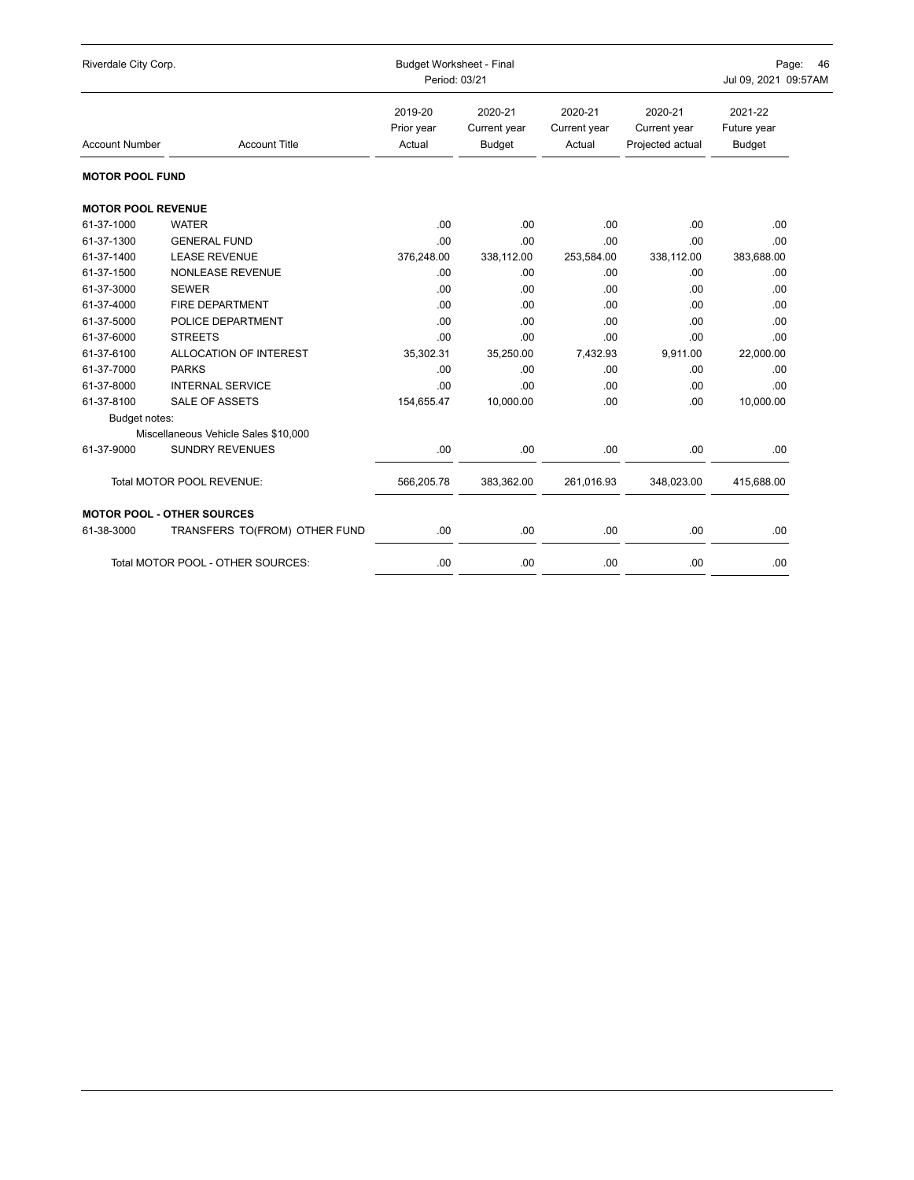Riverdale City Corp. — Budget Worksheet - Final — Period: 03/21

| Account Number | Account Title | 2019-20 Prior year Actual | 2020-21 Current year Budget | 2020-21 Current year Actual | 2020-21 Current year Projected actual | 2021-22 Future year Budget |
|---|---|---|---|---|---|---|
| **MOTOR POOL FUND** | | | | | | |
| **MOTOR POOL REVENUE** | | | | | | |
| 61-37-1000 | WATER | .00 | .00 | .00 | .00 | .00 |
| 61-37-1300 | GENERAL FUND | .00 | .00 | .00 | .00 | .00 |
| 61-37-1400 | LEASE REVENUE | 376,248.00 | 338,112.00 | 253,584.00 | 338,112.00 | 383,688.00 |
| 61-37-1500 | NONLEASE REVENUE | .00 | .00 | .00 | .00 | .00 |
| 61-37-3000 | SEWER | .00 | .00 | .00 | .00 | .00 |
| 61-37-4000 | FIRE DEPARTMENT | .00 | .00 | .00 | .00 | .00 |
| 61-37-5000 | POLICE DEPARTMENT | .00 | .00 | .00 | .00 | .00 |
| 61-37-6000 | STREETS | .00 | .00 | .00 | .00 | .00 |
| 61-37-6100 | ALLOCATION OF INTEREST | 35,302.31 | 35,250.00 | 7,432.93 | 9,911.00 | 22,000.00 |
| 61-37-7000 | PARKS | .00 | .00 | .00 | .00 | .00 |
| 61-37-8000 | INTERNAL SERVICE | .00 | .00 | .00 | .00 | .00 |
| 61-37-8100 | SALE OF ASSETS | 154,655.47 | 10,000.00 | .00 | .00 | 10,000.00 |
| Budget notes: | Miscellaneous Vehicle Sales $10,000 | | | | | |
| 61-37-9000 | SUNDRY REVENUES | .00 | .00 | .00 | .00 | .00 |
| | Total MOTOR POOL REVENUE: | 566,205.78 | 383,362.00 | 261,016.93 | 348,023.00 | 415,688.00 |
| **MOTOR POOL - OTHER SOURCES** | | | | | | |
| 61-38-3000 | TRANSFERS TO(FROM) OTHER FUND | .00 | .00 | .00 | .00 | .00 |
| | Total MOTOR POOL - OTHER SOURCES: | .00 | .00 | .00 | .00 | .00 |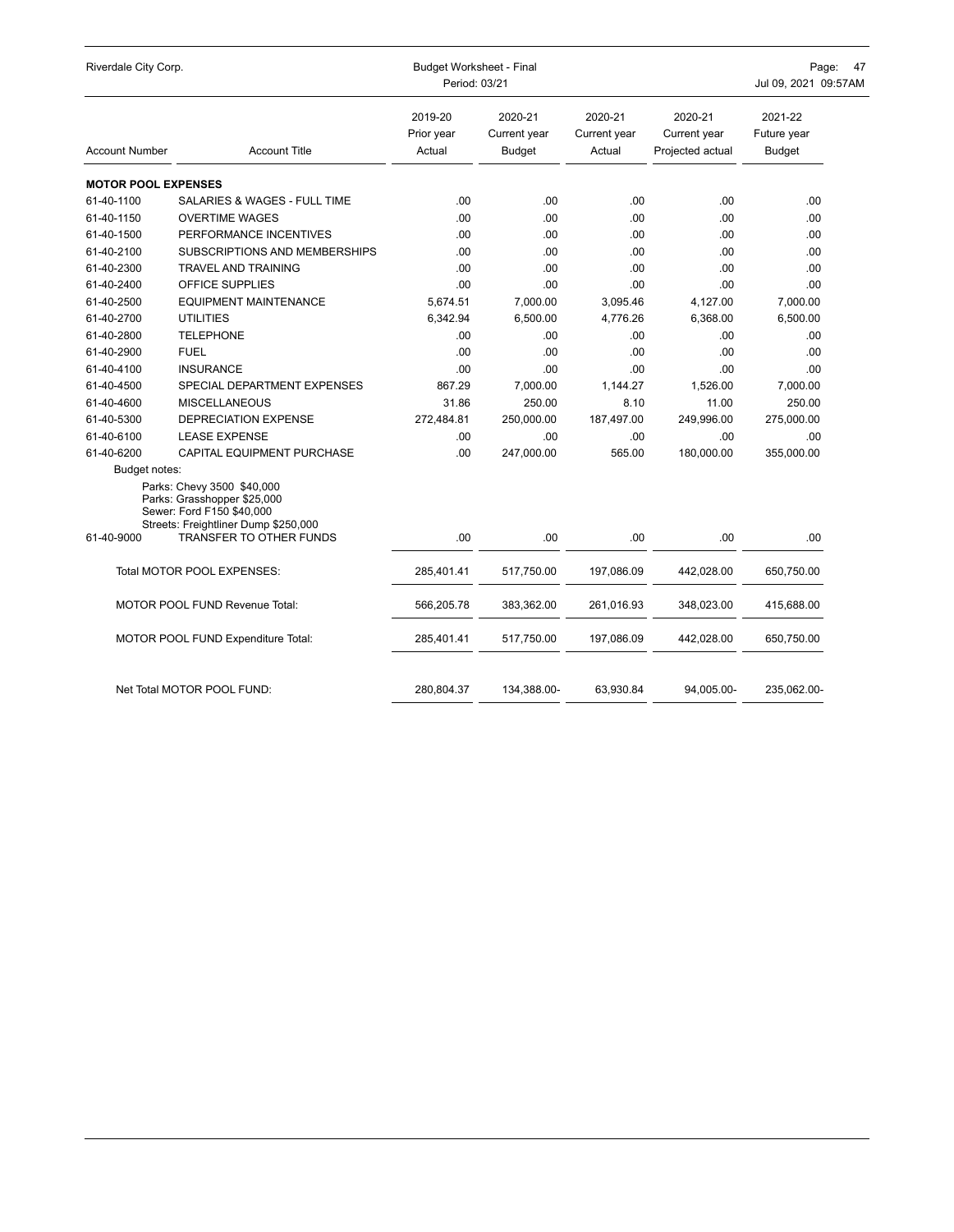| Account Number | Account Title | 2019-20 Prior year Actual | 2020-21 Current year Budget | 2020-21 Current year Actual | 2020-21 Current year Projected actual | 2021-22 Future year Budget |
|---|---|---|---|---|---|---|
| **MOTOR POOL EXPENSES** | | | | | | |
| 61-40-1100 | SALARIES & WAGES - FULL TIME | .00 | .00 | .00 | .00 | .00 |
| 61-40-1150 | OVERTIME WAGES | .00 | .00 | .00 | .00 | .00 |
| 61-40-1500 | PERFORMANCE INCENTIVES | .00 | .00 | .00 | .00 | .00 |
| 61-40-2100 | SUBSCRIPTIONS AND MEMBERSHIPS | .00 | .00 | .00 | .00 | .00 |
| 61-40-2300 | TRAVEL AND TRAINING | .00 | .00 | .00 | .00 | .00 |
| 61-40-2400 | OFFICE SUPPLIES | .00 | .00 | .00 | .00 | .00 |
| 61-40-2500 | EQUIPMENT MAINTENANCE | 5,674.51 | 7,000.00 | 3,095.46 | 4,127.00 | 7,000.00 |
| 61-40-2700 | UTILITIES | 6,342.94 | 6,500.00 | 4,776.26 | 6,368.00 | 6,500.00 |
| 61-40-2800 | TELEPHONE | .00 | .00 | .00 | .00 | .00 |
| 61-40-2900 | FUEL | .00 | .00 | .00 | .00 | .00 |
| 61-40-4100 | INSURANCE | .00 | .00 | .00 | .00 | .00 |
| 61-40-4500 | SPECIAL DEPARTMENT EXPENSES | 867.29 | 7,000.00 | 1,144.27 | 1,526.00 | 7,000.00 |
| 61-40-4600 | MISCELLANEOUS | 31.86 | 250.00 | 8.10 | 11.00 | 250.00 |
| 61-40-5300 | DEPRECIATION EXPENSE | 272,484.81 | 250,000.00 | 187,497.00 | 249,996.00 | 275,000.00 |
| 61-40-6100 | LEASE EXPENSE | .00 | .00 | .00 | .00 | .00 |
| 61-40-6200 | CAPITAL EQUIPMENT PURCHASE | .00 | 247,000.00 | 565.00 | 180,000.00 | 355,000.00 |
| Budget notes: | Parks: Chevy 3500 $40,000<br>Parks: Grasshopper $25,000<br>Sewer: Ford F150 $40,000<br>Streets: Freightliner Dump $250,000 | | | | | |
| 61-40-9000 | TRANSFER TO OTHER FUNDS | .00 | .00 | .00 | .00 | .00 |
| | Total MOTOR POOL EXPENSES: | 285,401.41 | 517,750.00 | 197,086.09 | 442,028.00 | 650,750.00 |
| | MOTOR POOL FUND Revenue Total: | 566,205.78 | 383,362.00 | 261,016.93 | 348,023.00 | 415,688.00 |
| | MOTOR POOL FUND Expenditure Total: | 285,401.41 | 517,750.00 | 197,086.09 | 442,028.00 | 650,750.00 |
| | Net Total MOTOR POOL FUND: | 280,804.37 | 134,388.00- | 63,930.84 | 94,005.00- | 235,062.00- |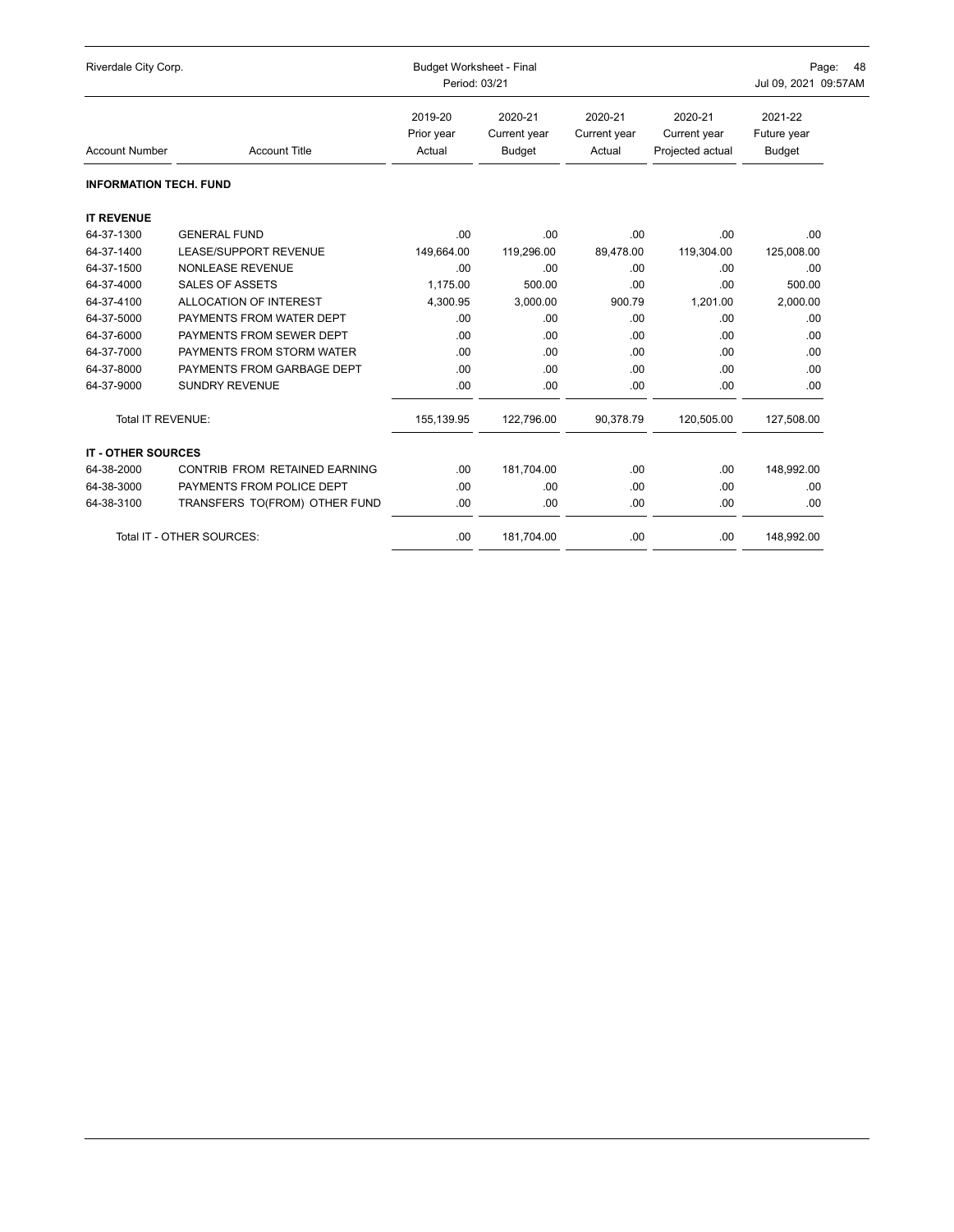Riverdale City Corp.

Budget Worksheet - Final
Period: 03/21

| Account Number | Account Title | 2019-20 Prior year Actual | 2020-21 Current year Budget | 2020-21 Current year Actual | 2020-21 Current year Projected actual | 2021-22 Future year Budget |
|---|---|---|---|---|---|---|
| **INFORMATION TECH. FUND** | | | | | | |
| **IT REVENUE** | | | | | | |
| 64-37-1300 | GENERAL FUND | .00 | .00 | .00 | .00 | .00 |
| 64-37-1400 | LEASE/SUPPORT REVENUE | 149,664.00 | 119,296.00 | 89,478.00 | 119,304.00 | 125,008.00 |
| 64-37-1500 | NONLEASE REVENUE | .00 | .00 | .00 | .00 | .00 |
| 64-37-4000 | SALES OF ASSETS | 1,175.00 | 500.00 | .00 | .00 | 500.00 |
| 64-37-4100 | ALLOCATION OF INTEREST | 4,300.95 | 3,000.00 | 900.79 | 1,201.00 | 2,000.00 |
| 64-37-5000 | PAYMENTS FROM WATER DEPT | .00 | .00 | .00 | .00 | .00 |
| 64-37-6000 | PAYMENTS FROM SEWER DEPT | .00 | .00 | .00 | .00 | .00 |
| 64-37-7000 | PAYMENTS FROM STORM WATER | .00 | .00 | .00 | .00 | .00 |
| 64-37-8000 | PAYMENTS FROM GARBAGE DEPT | .00 | .00 | .00 | .00 | .00 |
| 64-37-9000 | SUNDRY REVENUE | .00 | .00 | .00 | .00 | .00 |
| Total IT REVENUE: | | 155,139.95 | 122,796.00 | 90,378.79 | 120,505.00 | 127,508.00 |
| **IT - OTHER SOURCES** | | | | | | |
| 64-38-2000 | CONTRIB FROM RETAINED EARNING | .00 | 181,704.00 | .00 | .00 | 148,992.00 |
| 64-38-3000 | PAYMENTS FROM POLICE DEPT | .00 | .00 | .00 | .00 | .00 |
| 64-38-3100 | TRANSFERS TO(FROM) OTHER FUND | .00 | .00 | .00 | .00 | .00 |
| Total IT - OTHER SOURCES: | | .00 | 181,704.00 | .00 | .00 | 148,992.00 |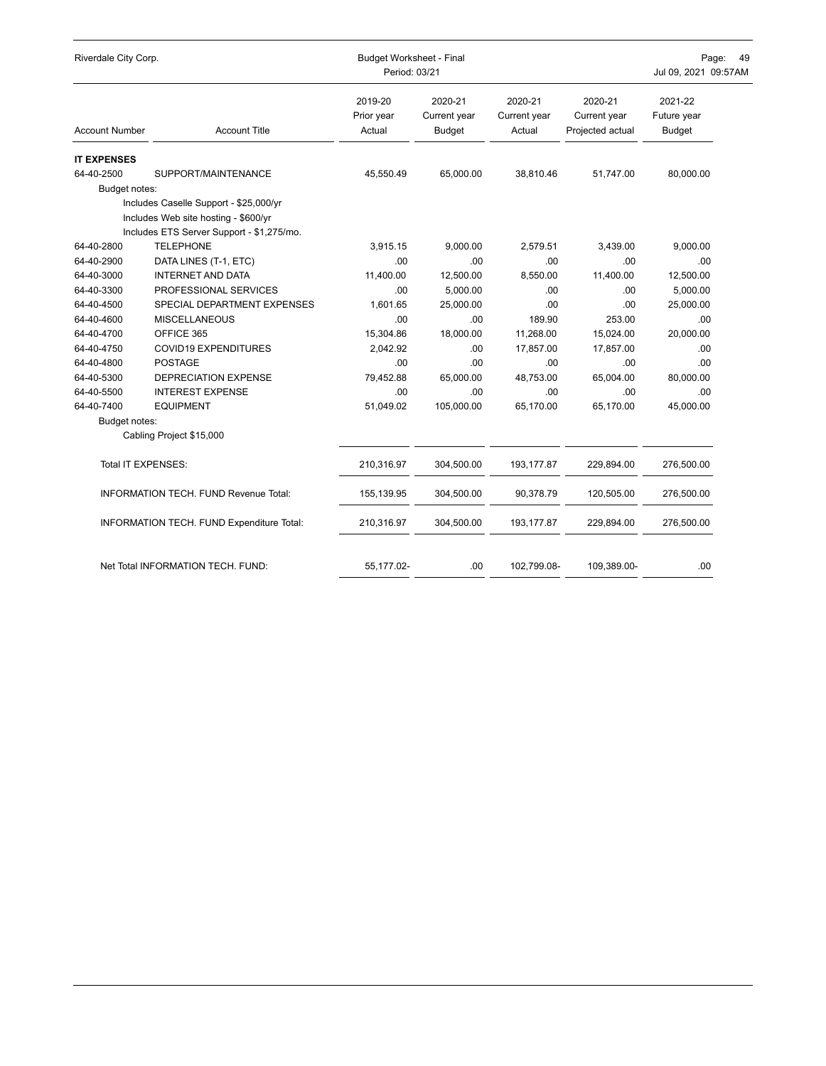| Account Number | Account Title | 2019-20 Prior year Actual | 2020-21 Current year Budget | 2020-21 Current year Actual | 2020-21 Current year Projected actual | 2021-22 Future year Budget |
|---|---|---|---|---|---|---|
| **IT EXPENSES** | | | | | | |
| 64-40-2500 | SUPPORT/MAINTENANCE | 45,550.49 | 65,000.00 | 38,810.46 | 51,747.00 | 80,000.00 |
| Budget notes: | | | | | | |
| | Includes Caselle Support - $25,000/yr | | | | | |
| | Includes Web site hosting - $600/yr | | | | | |
| | Includes ETS Server Support - $1,275/mo. | | | | | |
| 64-40-2800 | TELEPHONE | 3,915.15 | 9,000.00 | 2,579.51 | 3,439.00 | 9,000.00 |
| 64-40-2900 | DATA LINES (T-1, ETC) | .00 | .00 | .00 | .00 | .00 |
| 64-40-3000 | INTERNET AND DATA | 11,400.00 | 12,500.00 | 8,550.00 | 11,400.00 | 12,500.00 |
| 64-40-3300 | PROFESSIONAL SERVICES | .00 | 5,000.00 | .00 | .00 | 5,000.00 |
| 64-40-4500 | SPECIAL DEPARTMENT EXPENSES | 1,601.65 | 25,000.00 | .00 | .00 | 25,000.00 |
| 64-40-4600 | MISCELLANEOUS | .00 | .00 | 189.90 | 253.00 | .00 |
| 64-40-4700 | OFFICE 365 | 15,304.86 | 18,000.00 | 11,268.00 | 15,024.00 | 20,000.00 |
| 64-40-4750 | COVID19 EXPENDITURES | 2,042.92 | .00 | 17,857.00 | 17,857.00 | .00 |
| 64-40-4800 | POSTAGE | .00 | .00 | .00 | .00 | .00 |
| 64-40-5300 | DEPRECIATION EXPENSE | 79,452.88 | 65,000.00 | 48,753.00 | 65,004.00 | 80,000.00 |
| 64-40-5500 | INTEREST EXPENSE | .00 | .00 | .00 | .00 | .00 |
| 64-40-7400 | EQUIPMENT | 51,049.02 | 105,000.00 | 65,170.00 | 65,170.00 | 45,000.00 |
| Budget notes: | | | | | | |
| | Cabling Project $15,000 | | | | | |
| | Total IT EXPENSES: | 210,316.97 | 304,500.00 | 193,177.87 | 229,894.00 | 276,500.00 |
| | INFORMATION TECH. FUND Revenue Total: | 155,139.95 | 304,500.00 | 90,378.79 | 120,505.00 | 276,500.00 |
| | INFORMATION TECH. FUND Expenditure Total: | 210,316.97 | 304,500.00 | 193,177.87 | 229,894.00 | 276,500.00 |
| | Net Total INFORMATION TECH. FUND: | 55,177.02- | .00 | 102,799.08- | 109,389.00- | .00 |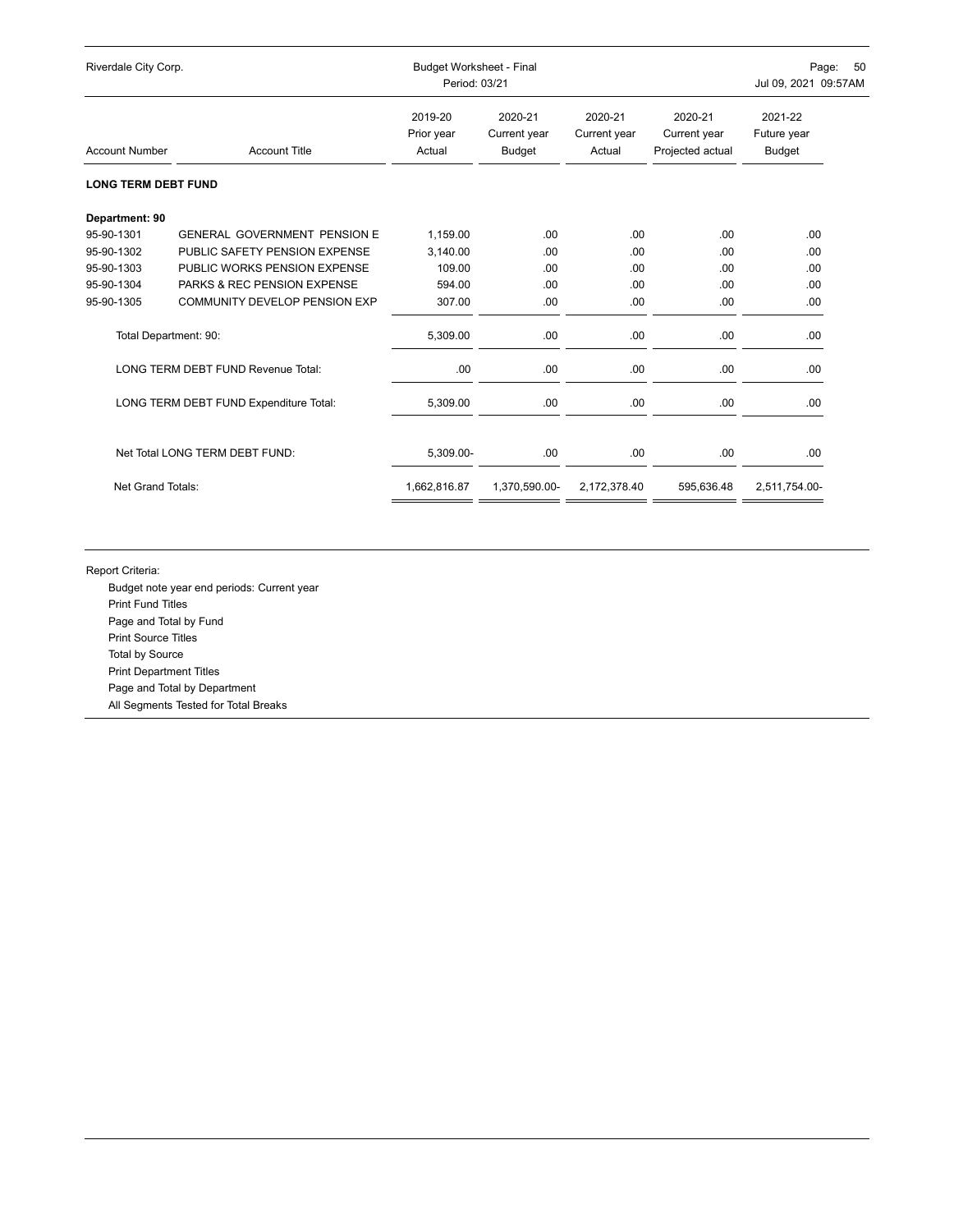Riverdale City Corp.

Budget Worksheet - Final
Period: 03/21

Jul 09, 2021 09:57AM

| Account Number | Account Title | 2019-20 Prior year Actual | 2020-21 Current year Budget | 2020-21 Current year Actual | 2020-21 Current year Projected actual | 2021-22 Future year Budget |
|---|---|---|---|---|---|---|
| **LONG TERM DEBT FUND** | | | | | | |
| **Department: 90** | | | | | | |
| 95-90-1301 | GENERAL GOVERNMENT PENSION E | 1,159.00 | .00 | .00 | .00 | .00 |
| 95-90-1302 | PUBLIC SAFETY PENSION EXPENSE | 3,140.00 | .00 | .00 | .00 | .00 |
| 95-90-1303 | PUBLIC WORKS PENSION EXPENSE | 109.00 | .00 | .00 | .00 | .00 |
| 95-90-1304 | PARKS & REC PENSION EXPENSE | 594.00 | .00 | .00 | .00 | .00 |
| 95-90-1305 | COMMUNITY DEVELOP PENSION EXP | 307.00 | .00 | .00 | .00 | .00 |
| Total Department: 90: | | 5,309.00 | .00 | .00 | .00 | .00 |
| LONG TERM DEBT FUND Revenue Total: | | .00 | .00 | .00 | .00 | .00 |
| LONG TERM DEBT FUND Expenditure Total: | | 5,309.00 | .00 | .00 | .00 | .00 |
| Net Total LONG TERM DEBT FUND: | | 5,309.00- | .00 | .00 | .00 | .00 |
| Net Grand Totals: | | 1,662,816.87 | 1,370,590.00- | 2,172,378.40 | 595,636.48 | 2,511,754.00- |

Report Criteria:

- Budget note year end periods: Current year
- Print Fund Titles
- Page and Total by Fund
- Print Source Titles
- Total by Source
- Print Department Titles
- Page and Total by Department
- All Segments Tested for Total Breaks